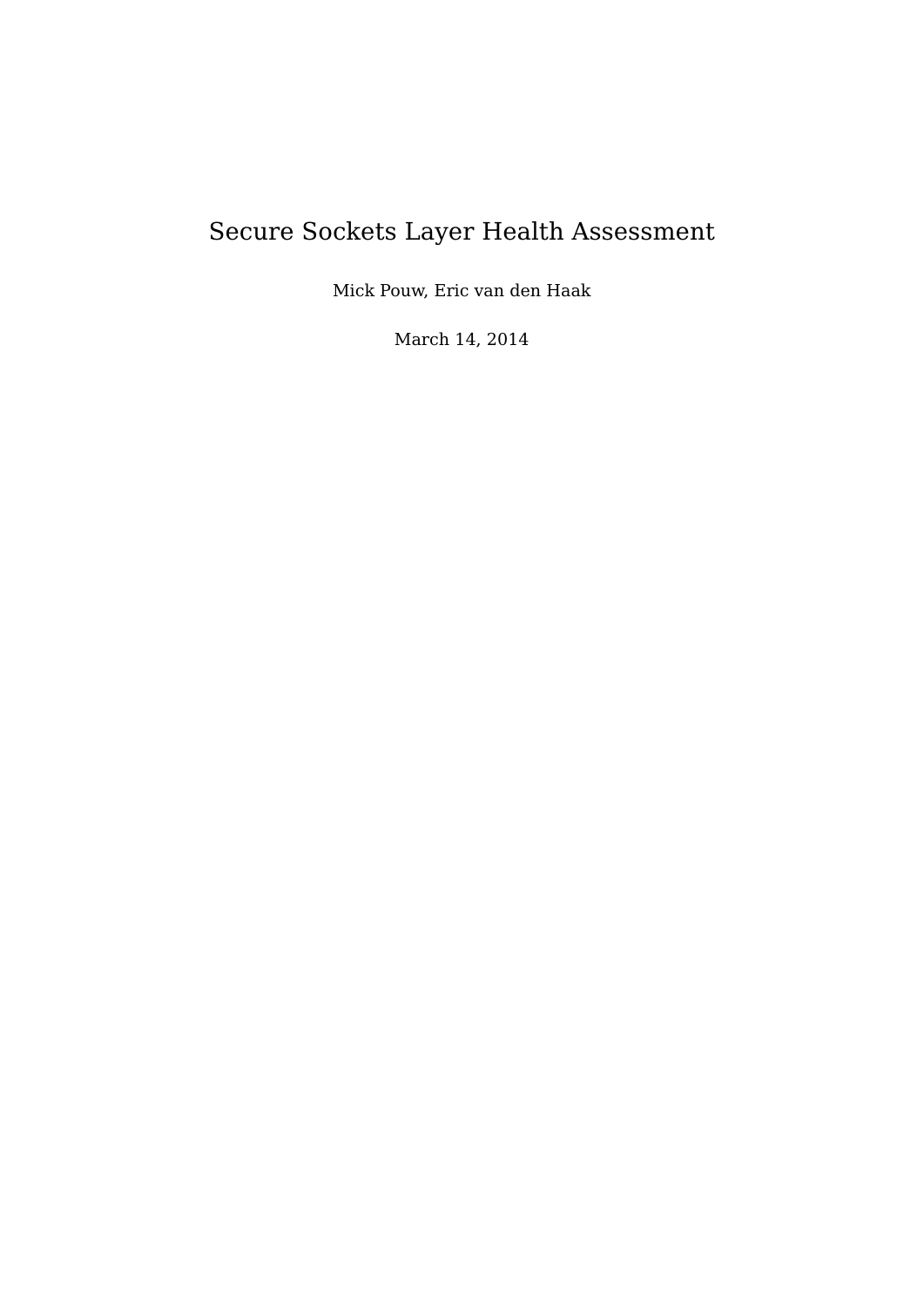# Secure Sockets Layer Health Assessment

Mick Pouw, Eric van den Haak

March 14, 2014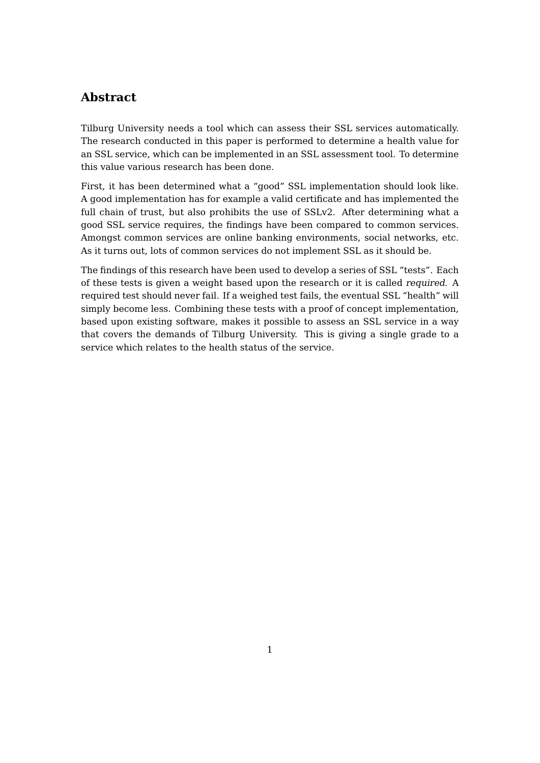## Abstract

Tilburg University needs a tool which can assess their SSL services automatically. The research conducted in this paper is performed to determine a health value for an SSL service, which can be implemented in an SSL assessment tool. To determine this value various research has been done.

First, it has been determined what a “good” SSL implementation should look like. A good implementation has for example a valid certificate and has implemented the full chain of trust, but also prohibits the use of SSLv2. After determining what a good SSL service requires, the findings have been compared to common services. Amongst common services are online banking environments, social networks, etc. As it turns out, lots of common services do not implement SSL as it should be.

The findings of this research have been used to develop a series of SSL “tests”. Each of these tests is given a weight based upon the research or it is called *required*. A required test should never fail. If a weighed test fails, the eventual SSL “health” will simply become less. Combining these tests with a proof of concept implementation, based upon existing software, makes it possible to assess an SSL service in a way that covers the demands of Tilburg University. This is giving a single grade to a service which relates to the health status of the service.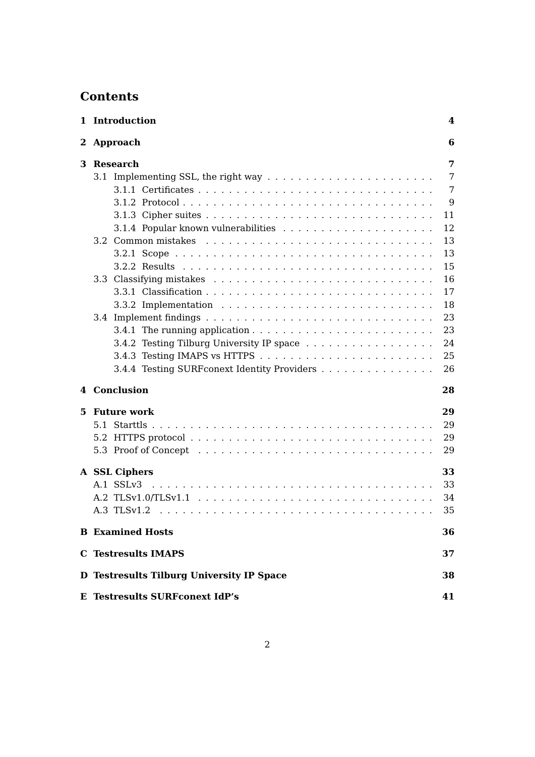# Contents

**1 Introduction** **4**

**2 Approach** **6**

**3 Research** **7**
- 3.1 Implementing SSL, the right way . . . . . 7
  - 3.1.1 Certificates . . . . . 7
  - 3.1.2 Protocol . . . . . 9
  - 3.1.3 Cipher suites . . . . . 11
  - 3.1.4 Popular known vulnerabilities . . . . . 12
- 3.2 Common mistakes . . . . . 13
  - 3.2.1 Scope . . . . . 13
  - 3.2.2 Results . . . . . 15
- 3.3 Classifying mistakes . . . . . 16
  - 3.3.1 Classification . . . . . 17
  - 3.3.2 Implementation . . . . . 18
- 3.4 Implement findings . . . . . 23
  - 3.4.1 The running application . . . . . 23
  - 3.4.2 Testing Tilburg University IP space . . . . . 24
  - 3.4.3 Testing IMAPS vs HTTPS . . . . . 25
  - 3.4.4 Testing SURFconext Identity Providers . . . . . 26

**4 Conclusion** **28**

**5 Future work** **29**
- 5.1 Starttls . . . . . 29
- 5.2 HTTPS protocol . . . . . 29
- 5.3 Proof of Concept . . . . . 29

**A SSL Ciphers** **33**
- A.1 SSLv3 . . . . . 33
- A.2 TLSv1.0/TLSv1.1 . . . . . 34
- A.3 TLSv1.2 . . . . . 35

**B Examined Hosts** **36**

**C Testresults IMAPS** **37**

**D Testresults Tilburg University IP Space** **38**

**E Testresults SURFconext IdP's** **41**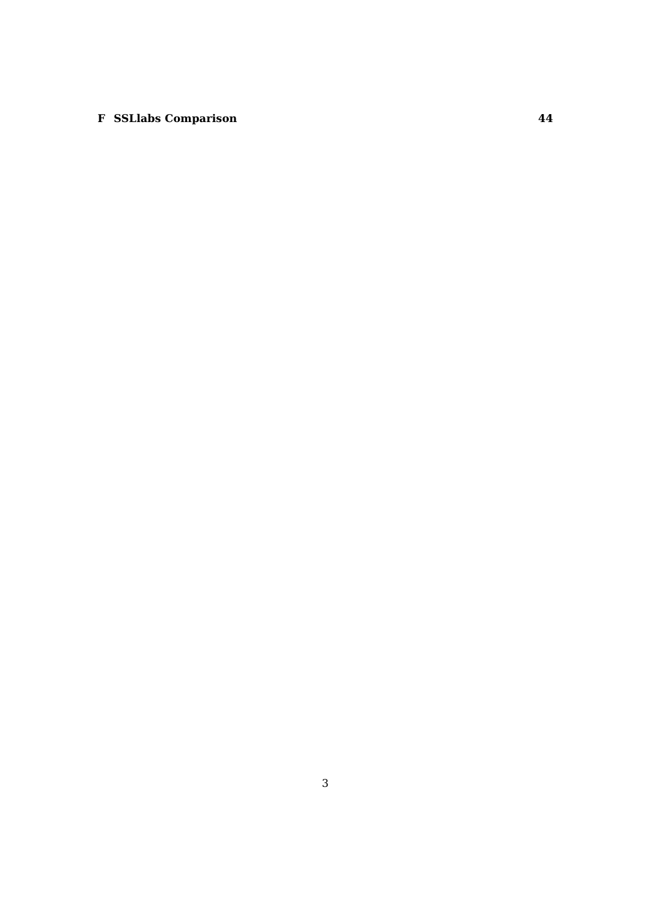**F SSLlabs Comparison** **44**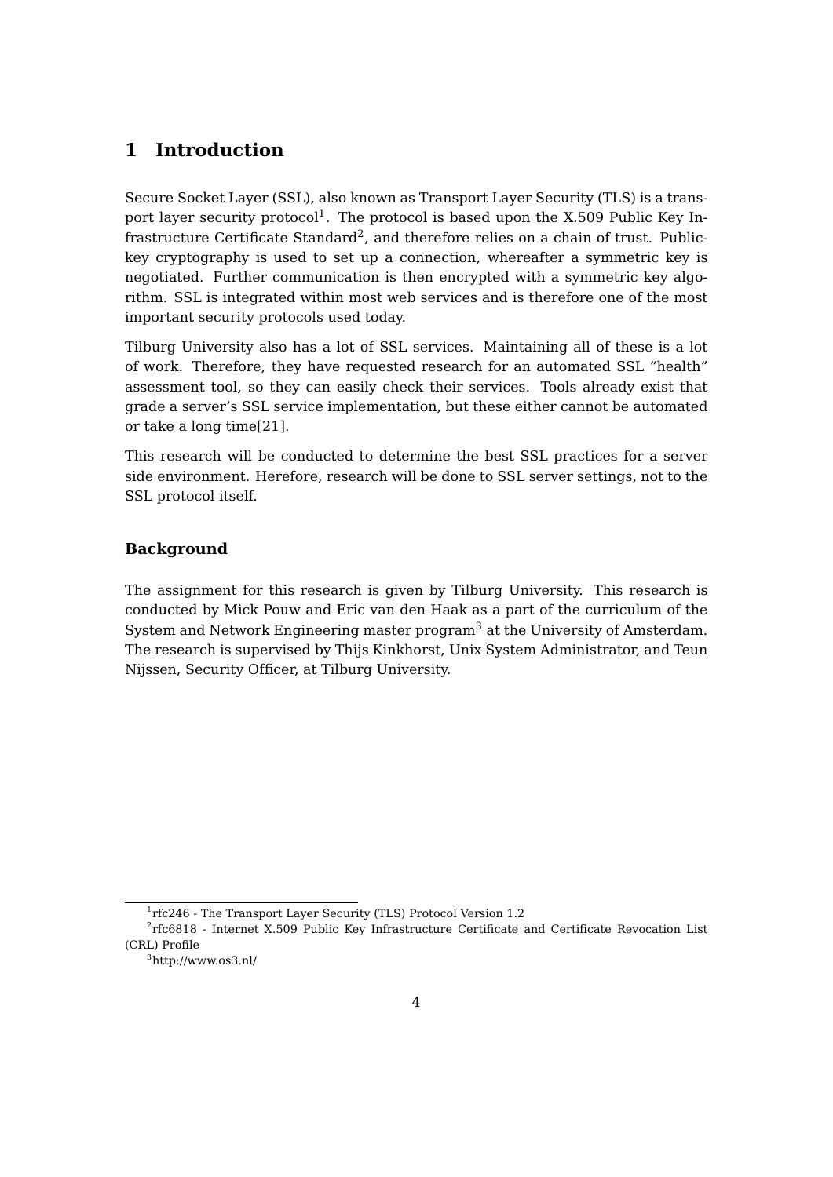# 1 Introduction

Secure Socket Layer (SSL), also known as Transport Layer Security (TLS) is a transport layer security protocol[1]. The protocol is based upon the X.509 Public Key Infrastructure Certificate Standard[2], and therefore relies on a chain of trust. Public-key cryptography is used to set up a connection, whereafter a symmetric key is negotiated. Further communication is then encrypted with a symmetric key algorithm. SSL is integrated within most web services and is therefore one of the most important security protocols used today.

Tilburg University also has a lot of SSL services. Maintaining all of these is a lot of work. Therefore, they have requested research for an automated SSL "health" assessment tool, so they can easily check their services. Tools already exist that grade a server's SSL service implementation, but these either cannot be automated or take a long time[21].

This research will be conducted to determine the best SSL practices for a server side environment. Herefore, research will be done to SSL server settings, not to the SSL protocol itself.

### Background

The assignment for this research is given by Tilburg University. This research is conducted by Mick Pouw and Eric van den Haak as a part of the curriculum of the System and Network Engineering master program[3] at the University of Amsterdam. The research is supervised by Thijs Kinkhorst, Unix System Administrator, and Teun Nijssen, Security Officer, at Tilburg University.

---

[1] rfc246 - The Transport Layer Security (TLS) Protocol Version 1.2

[2] rfc6818 - Internet X.509 Public Key Infrastructure Certificate and Certificate Revocation List (CRL) Profile

[3] http://www.os3.nl/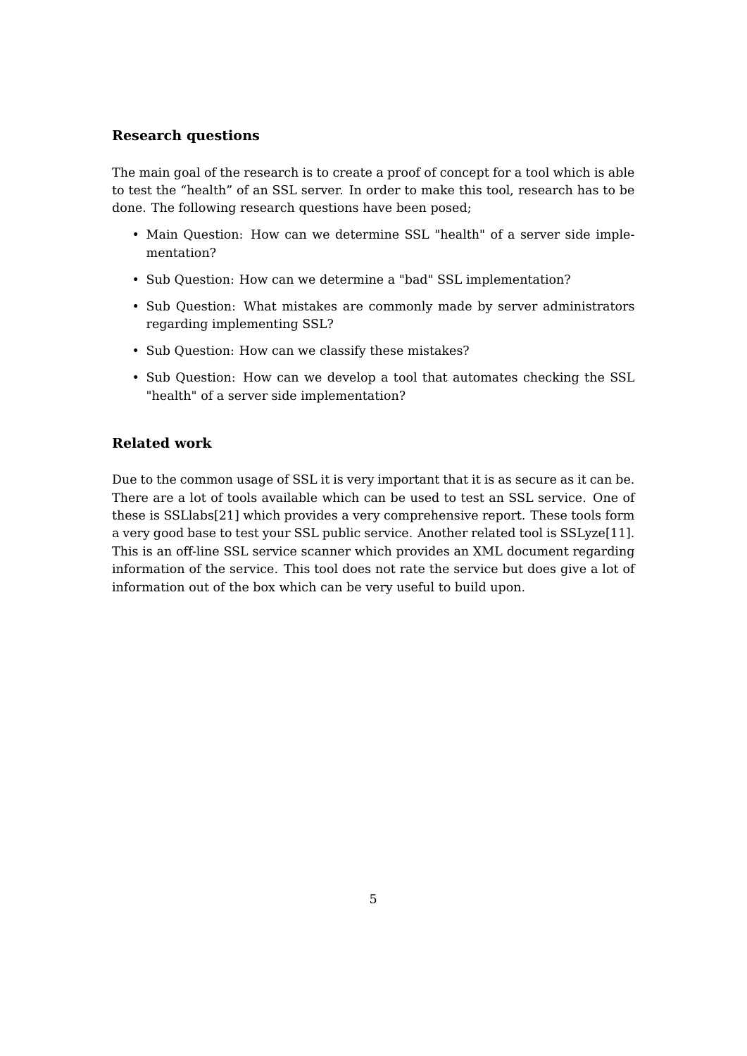### Research questions

The main goal of the research is to create a proof of concept for a tool which is able to test the “health” of an SSL server. In order to make this tool, research has to be done. The following research questions have been posed;

- Main Question: How can we determine SSL "health" of a server side implementation?
- Sub Question: How can we determine a "bad" SSL implementation?
- Sub Question: What mistakes are commonly made by server administrators regarding implementing SSL?
- Sub Question: How can we classify these mistakes?
- Sub Question: How can we develop a tool that automates checking the SSL "health" of a server side implementation?

### Related work

Due to the common usage of SSL it is very important that it is as secure as it can be. There are a lot of tools available which can be used to test an SSL service. One of these is SSLlabs[21] which provides a very comprehensive report. These tools form a very good base to test your SSL public service. Another related tool is SSLyze[11]. This is an off-line SSL service scanner which provides an XML document regarding information of the service. This tool does not rate the service but does give a lot of information out of the box which can be very useful to build upon.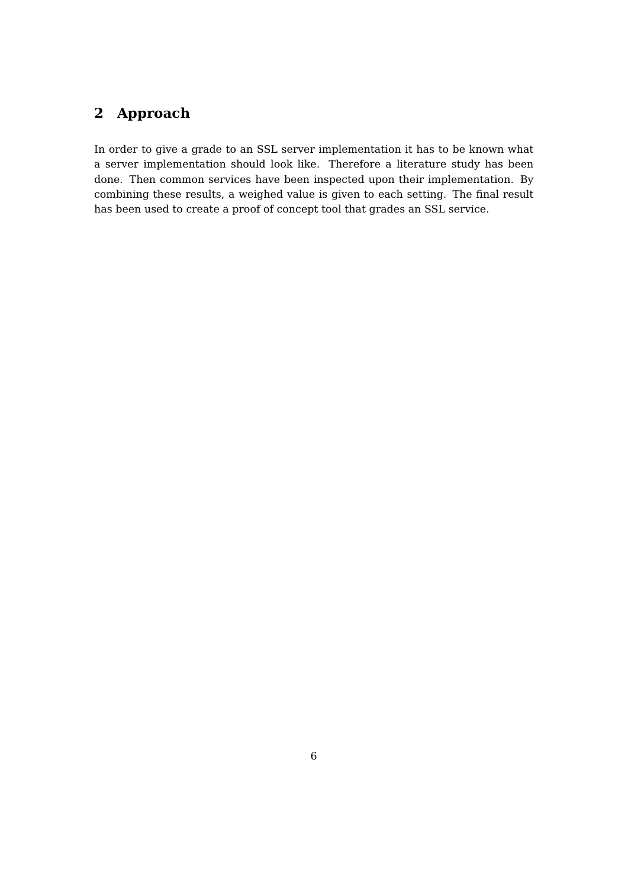## 2 Approach

In order to give a grade to an SSL server implementation it has to be known what a server implementation should look like. Therefore a literature study has been done. Then common services have been inspected upon their implementation. By combining these results, a weighed value is given to each setting. The final result has been used to create a proof of concept tool that grades an SSL service.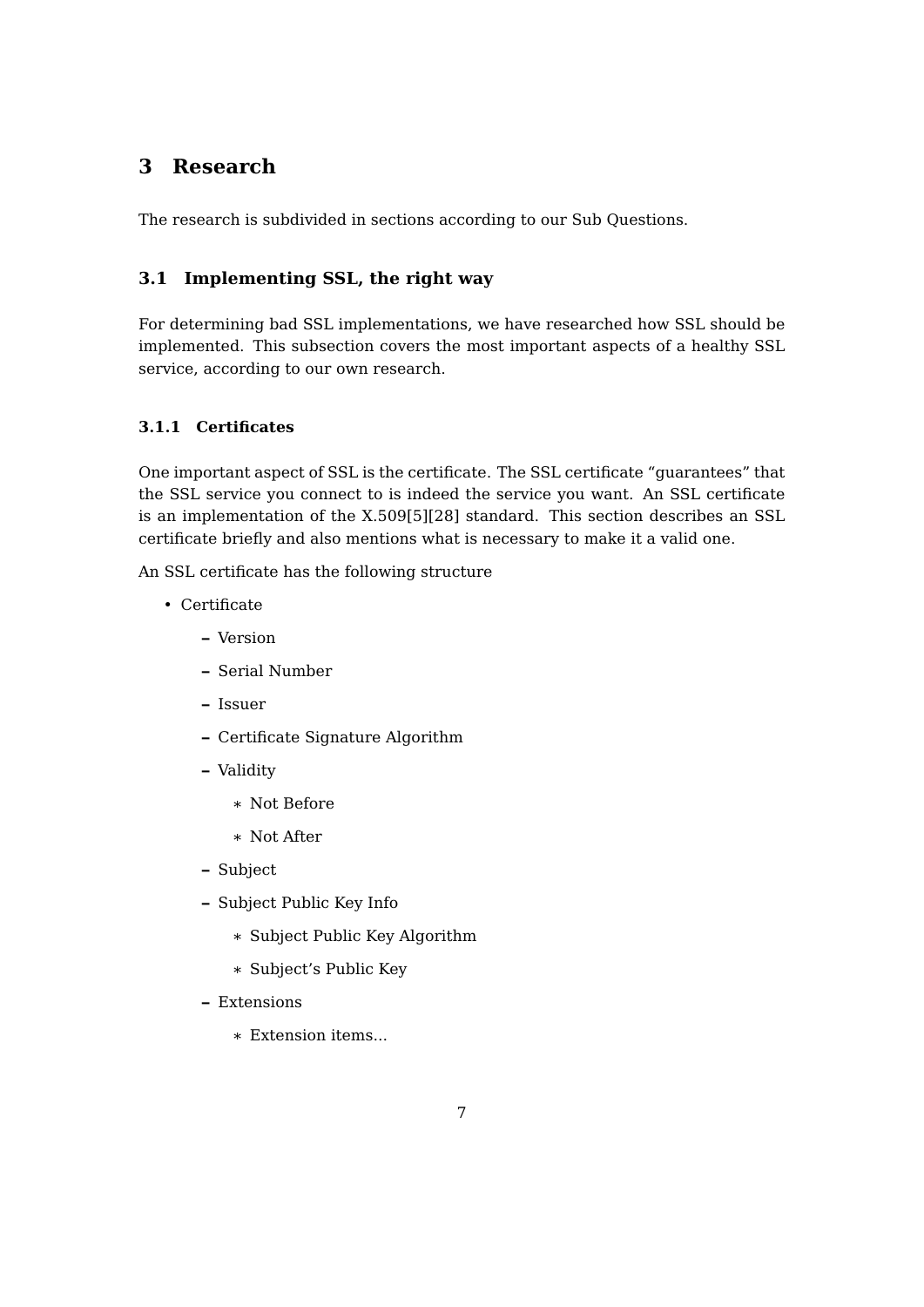# 3 Research

The research is subdivided in sections according to our Sub Questions.

## 3.1 Implementing SSL, the right way

For determining bad SSL implementations, we have researched how SSL should be implemented. This subsection covers the most important aspects of a healthy SSL service, according to our own research.

### 3.1.1 Certificates

One important aspect of SSL is the certificate. The SSL certificate "guarantees" that the SSL service you connect to is indeed the service you want. An SSL certificate is an implementation of the X.509[5][28] standard. This section describes an SSL certificate briefly and also mentions what is necessary to make it a valid one.

An SSL certificate has the following structure

- Certificate
  - Version
  - Serial Number
  - Issuer
  - Certificate Signature Algorithm
  - Validity
    - Not Before
    - Not After
  - Subject
  - Subject Public Key Info
    - Subject Public Key Algorithm
    - Subject's Public Key
  - Extensions
    - Extension items...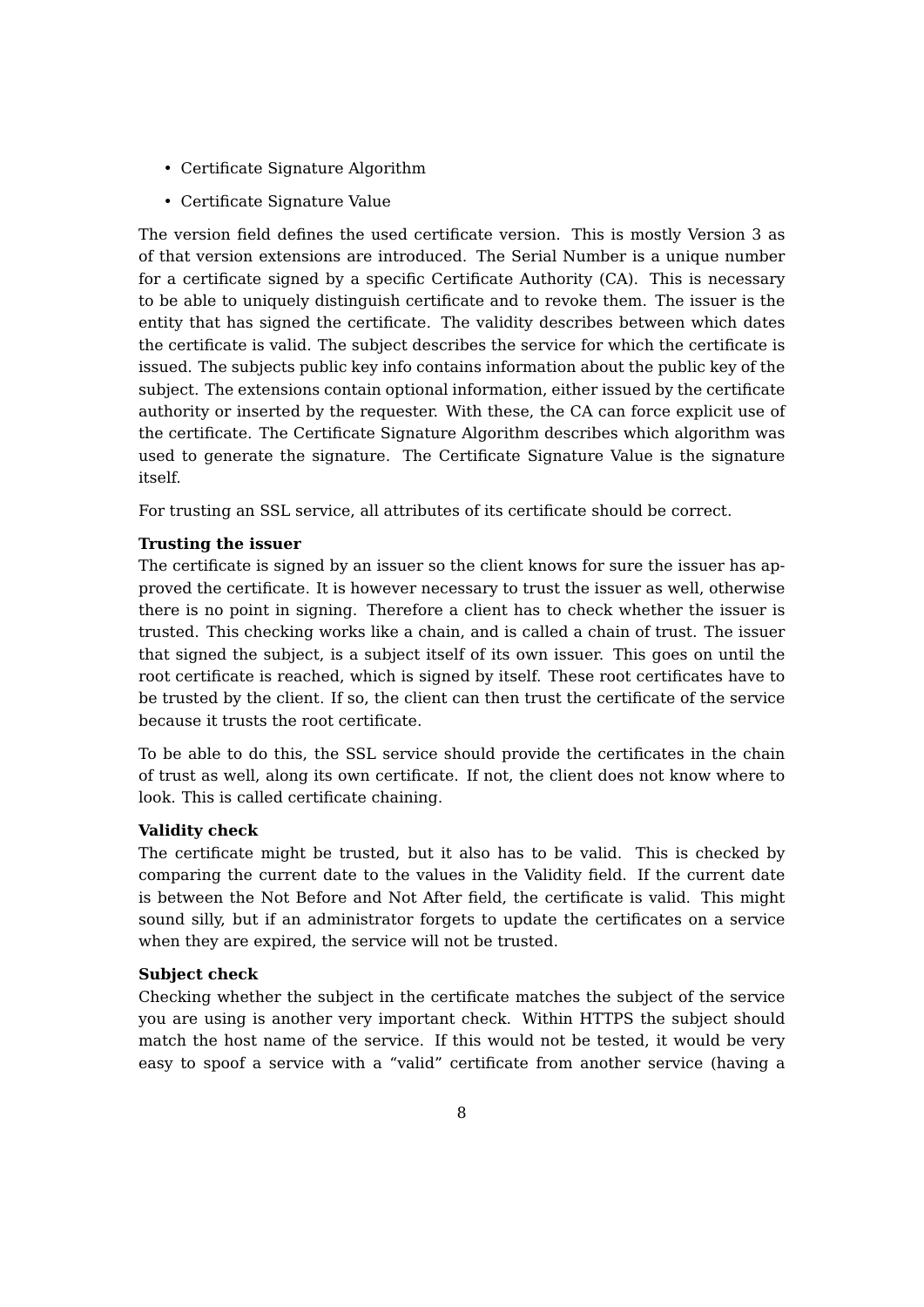- Certificate Signature Algorithm
- Certificate Signature Value

The version field defines the used certificate version. This is mostly Version 3 as of that version extensions are introduced. The Serial Number is a unique number for a certificate signed by a specific Certificate Authority (CA). This is necessary to be able to uniquely distinguish certificate and to revoke them. The issuer is the entity that has signed the certificate. The validity describes between which dates the certificate is valid. The subject describes the service for which the certificate is issued. The subjects public key info contains information about the public key of the subject. The extensions contain optional information, either issued by the certificate authority or inserted by the requester. With these, the CA can force explicit use of the certificate. The Certificate Signature Algorithm describes which algorithm was used to generate the signature. The Certificate Signature Value is the signature itself.

For trusting an SSL service, all attributes of its certificate should be correct.

**Trusting the issuer**
The certificate is signed by an issuer so the client knows for sure the issuer has approved the certificate. It is however necessary to trust the issuer as well, otherwise there is no point in signing. Therefore a client has to check whether the issuer is trusted. This checking works like a chain, and is called a chain of trust. The issuer that signed the subject, is a subject itself of its own issuer. This goes on until the root certificate is reached, which is signed by itself. These root certificates have to be trusted by the client. If so, the client can then trust the certificate of the service because it trusts the root certificate.

To be able to do this, the SSL service should provide the certificates in the chain of trust as well, along its own certificate. If not, the client does not know where to look. This is called certificate chaining.

**Validity check**
The certificate might be trusted, but it also has to be valid. This is checked by comparing the current date to the values in the Validity field. If the current date is between the Not Before and Not After field, the certificate is valid. This might sound silly, but if an administrator forgets to update the certificates on a service when they are expired, the service will not be trusted.

**Subject check**
Checking whether the subject in the certificate matches the subject of the service you are using is another very important check. Within HTTPS the subject should match the host name of the service. If this would not be tested, it would be very easy to spoof a service with a “valid” certificate from another service (having a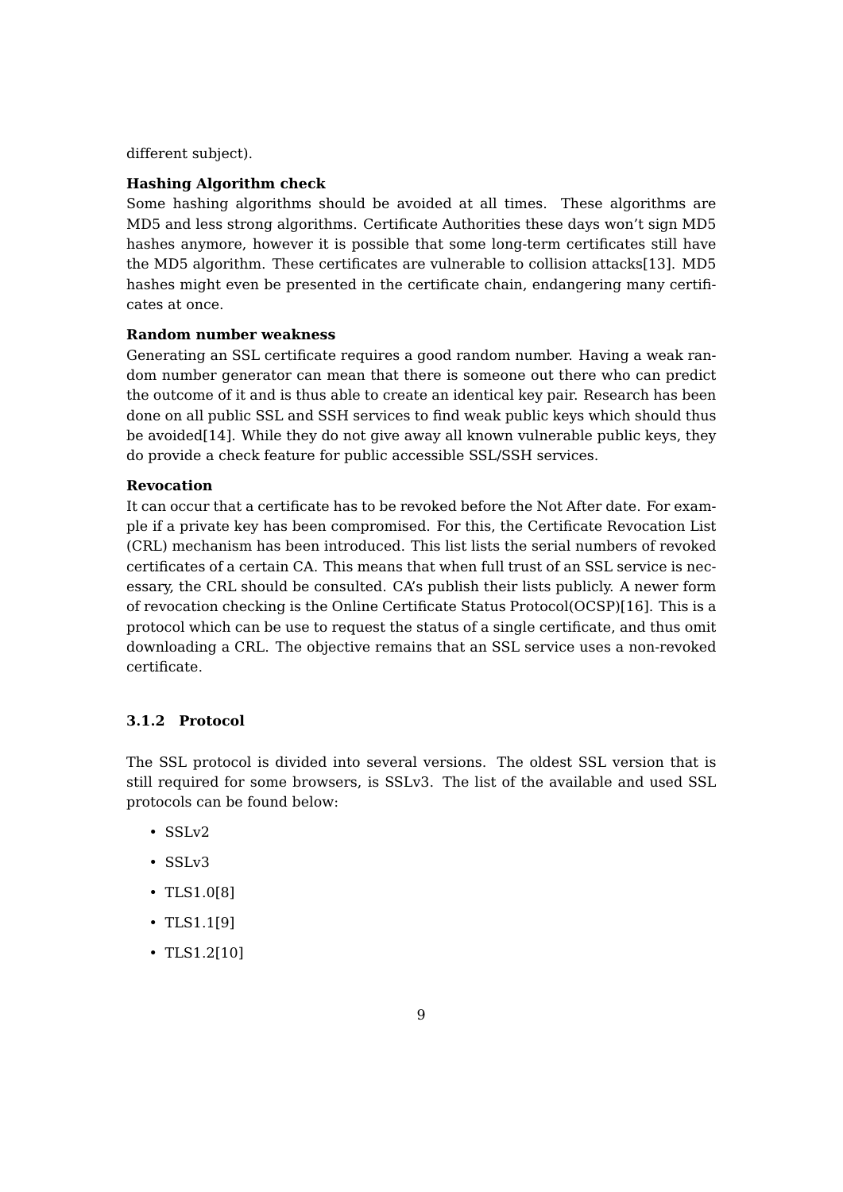different subject).

**Hashing Algorithm check**
Some hashing algorithms should be avoided at all times. These algorithms are MD5 and less strong algorithms. Certificate Authorities these days won't sign MD5 hashes anymore, however it is possible that some long-term certificates still have the MD5 algorithm. These certificates are vulnerable to collision attacks[13]. MD5 hashes might even be presented in the certificate chain, endangering many certificates at once.

**Random number weakness**
Generating an SSL certificate requires a good random number. Having a weak random number generator can mean that there is someone out there who can predict the outcome of it and is thus able to create an identical key pair. Research has been done on all public SSL and SSH services to find weak public keys which should thus be avoided[14]. While they do not give away all known vulnerable public keys, they do provide a check feature for public accessible SSL/SSH services.

**Revocation**
It can occur that a certificate has to be revoked before the Not After date. For example if a private key has been compromised. For this, the Certificate Revocation List (CRL) mechanism has been introduced. This list lists the serial numbers of revoked certificates of a certain CA. This means that when full trust of an SSL service is necessary, the CRL should be consulted. CA's publish their lists publicly. A newer form of revocation checking is the Online Certificate Status Protocol(OCSP)[16]. This is a protocol which can be use to request the status of a single certificate, and thus omit downloading a CRL. The objective remains that an SSL service uses a non-revoked certificate.

### 3.1.2 Protocol

The SSL protocol is divided into several versions. The oldest SSL version that is still required for some browsers, is SSLv3. The list of the available and used SSL protocols can be found below:

- SSLv2
- SSLv3
- TLS1.0[8]
- TLS1.1[9]
- TLS1.2[10]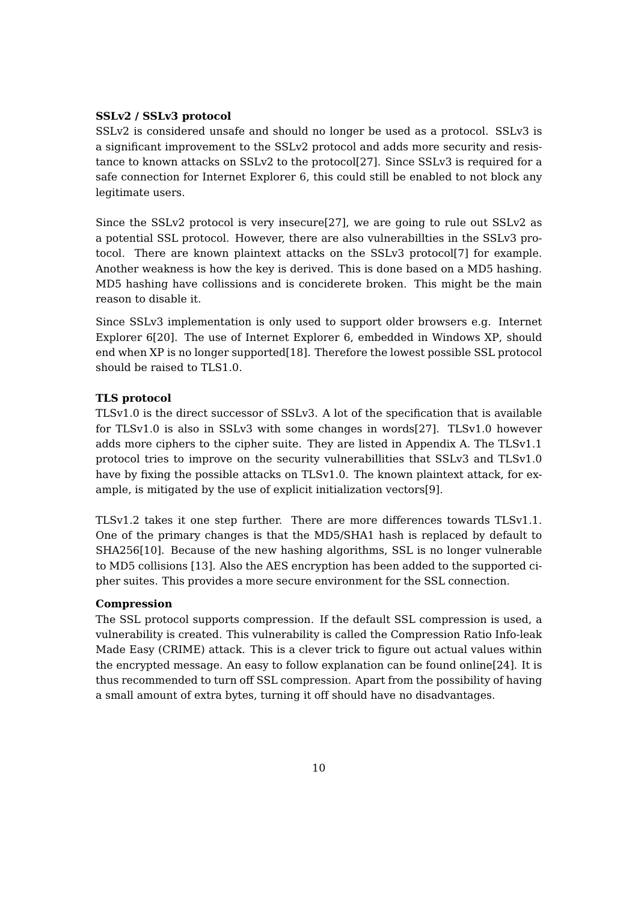**SSLv2 / SSLv3 protocol**

SSLv2 is considered unsafe and should no longer be used as a protocol. SSLv3 is a significant improvement to the SSLv2 protocol and adds more security and resistance to known attacks on SSLv2 to the protocol[27]. Since SSLv3 is required for a safe connection for Internet Explorer 6, this could still be enabled to not block any legitimate users.

Since the SSLv2 protocol is very insecure[27], we are going to rule out SSLv2 as a potential SSL protocol. However, there are also vulnerabillties in the SSLv3 protocol. There are known plaintext attacks on the SSLv3 protocol[7] for example. Another weakness is how the key is derived. This is done based on a MD5 hashing. MD5 hashing have collissions and is conciderete broken. This might be the main reason to disable it.

Since SSLv3 implementation is only used to support older browsers e.g. Internet Explorer 6[20]. The use of Internet Explorer 6, embedded in Windows XP, should end when XP is no longer supported[18]. Therefore the lowest possible SSL protocol should be raised to TLS1.0.

**TLS protocol**

TLSv1.0 is the direct successor of SSLv3. A lot of the specification that is available for TLSv1.0 is also in SSLv3 with some changes in words[27]. TLSv1.0 however adds more ciphers to the cipher suite. They are listed in Appendix A. The TLSv1.1 protocol tries to improve on the security vulnerabillities that SSLv3 and TLSv1.0 have by fixing the possible attacks on TLSv1.0. The known plaintext attack, for example, is mitigated by the use of explicit initialization vectors[9].

TLSv1.2 takes it one step further. There are more differences towards TLSv1.1. One of the primary changes is that the MD5/SHA1 hash is replaced by default to SHA256[10]. Because of the new hashing algorithms, SSL is no longer vulnerable to MD5 collisions [13]. Also the AES encryption has been added to the supported cipher suites. This provides a more secure environment for the SSL connection.

**Compression**

The SSL protocol supports compression. If the default SSL compression is used, a vulnerability is created. This vulnerability is called the Compression Ratio Info-leak Made Easy (CRIME) attack. This is a clever trick to figure out actual values within the encrypted message. An easy to follow explanation can be found online[24]. It is thus recommended to turn off SSL compression. Apart from the possibility of having a small amount of extra bytes, turning it off should have no disadvantages.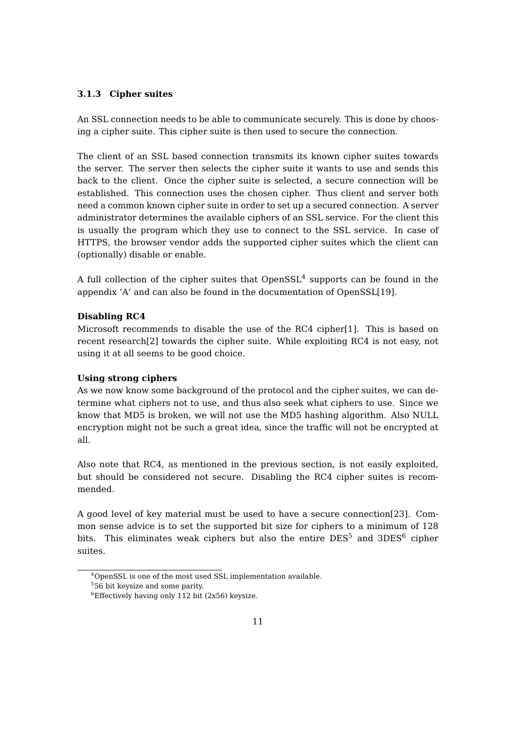### 3.1.3 Cipher suites

An SSL connection needs to be able to communicate securely. This is done by choosing a cipher suite. This cipher suite is then used to secure the connection.

The client of an SSL based connection transmits its known cipher suites towards the server. The server then selects the cipher suite it wants to use and sends this back to the client. Once the cipher suite is selected, a secure connection will be established. This connection uses the chosen cipher. Thus client and server both need a common known cipher suite in order to set up a secured connection. A server administrator determines the available ciphers of an SSL service. For the client this is usually the program which they use to connect to the SSL service. In case of HTTPS, the browser vendor adds the supported cipher suites which the client can (optionally) disable or enable.

A full collection of the cipher suites that OpenSSL[4] supports can be found in the appendix 'A' and can also be found in the documentation of OpenSSL[19].

**Disabling RC4**
Microsoft recommends to disable the use of the RC4 cipher[1]. This is based on recent research[2] towards the cipher suite. While exploiting RC4 is not easy, not using it at all seems to be good choice.

**Using strong ciphers**
As we now know some background of the protocol and the cipher suites, we can determine what ciphers not to use, and thus also seek what ciphers to use. Since we know that MD5 is broken, we will not use the MD5 hashing algorithm. Also NULL encryption might not be such a great idea, since the traffic will not be encrypted at all.

Also note that RC4, as mentioned in the previous section, is not easily exploited, but should be considered not secure. Disabling the RC4 cipher suites is recommended.

A good level of key material must be used to have a secure connection[23]. Common sense advice is to set the supported bit size for ciphers to a minimum of 128 bits. This eliminates weak ciphers but also the entire DES[5] and 3DES[6] cipher suites.

---

[4] OpenSSL is one of the most used SSL implementation available.

[5] 56 bit keysize and some parity.

[6] Effectively having only 112 bit (2x56) keysize.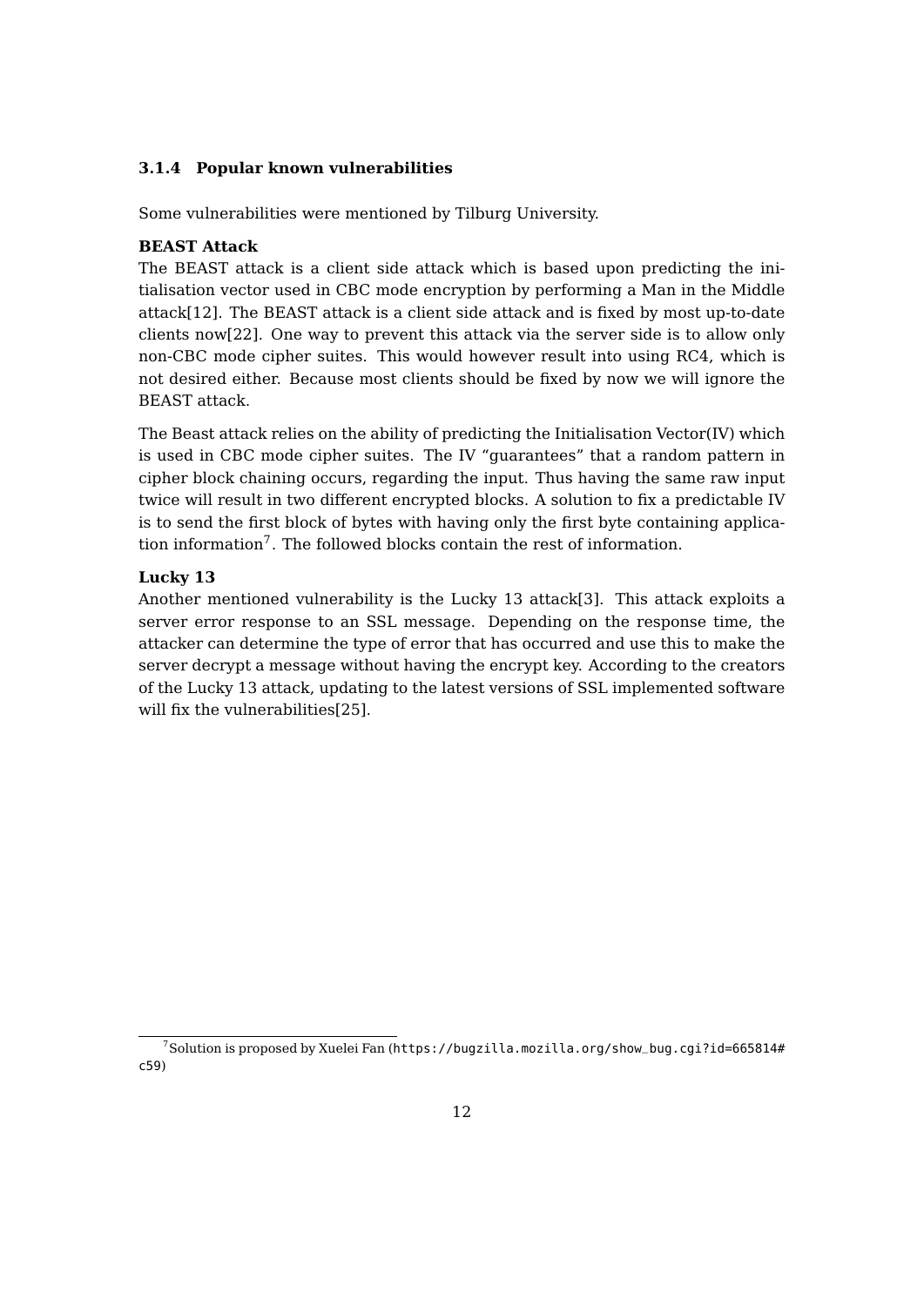### 3.1.4 Popular known vulnerabilities

Some vulnerabilities were mentioned by Tilburg University.

**BEAST Attack**
The BEAST attack is a client side attack which is based upon predicting the initialisation vector used in CBC mode encryption by performing a Man in the Middle attack[12]. The BEAST attack is a client side attack and is fixed by most up-to-date clients now[22]. One way to prevent this attack via the server side is to allow only non-CBC mode cipher suites. This would however result into using RC4, which is not desired either. Because most clients should be fixed by now we will ignore the BEAST attack.

The Beast attack relies on the ability of predicting the Initialisation Vector(IV) which is used in CBC mode cipher suites. The IV "guarantees" that a random pattern in cipher block chaining occurs, regarding the input. Thus having the same raw input twice will result in two different encrypted blocks. A solution to fix a predictable IV is to send the first block of bytes with having only the first byte containing application information[7]. The followed blocks contain the rest of information.

**Lucky 13**
Another mentioned vulnerability is the Lucky 13 attack[3]. This attack exploits a server error response to an SSL message. Depending on the response time, the attacker can determine the type of error that has occurred and use this to make the server decrypt a message without having the encrypt key. According to the creators of the Lucky 13 attack, updating to the latest versions of SSL implemented software will fix the vulnerabilities[25].

[7] Solution is proposed by Xuelei Fan (https://bugzilla.mozilla.org/show_bug.cgi?id=665814#c59)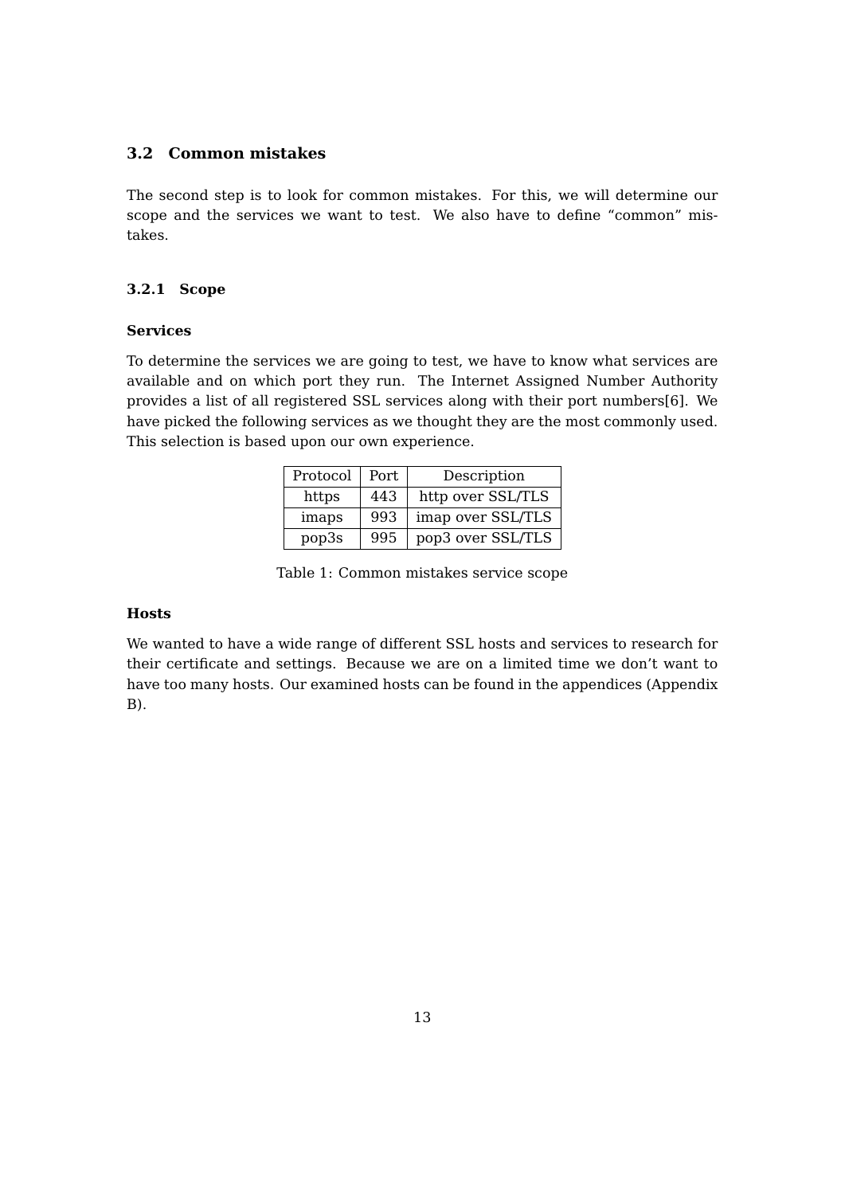## 3.2 Common mistakes

The second step is to look for common mistakes. For this, we will determine our scope and the services we want to test. We also have to define "common" mistakes.

### 3.2.1 Scope

#### Services

To determine the services we are going to test, we have to know what services are available and on which port they run. The Internet Assigned Number Authority provides a list of all registered SSL services along with their port numbers[6]. We have picked the following services as we thought they are the most commonly used. This selection is based upon our own experience.

| Protocol | Port | Description |
|---|---|---|
| https | 443 | http over SSL/TLS |
| imaps | 993 | imap over SSL/TLS |
| pop3s | 995 | pop3 over SSL/TLS |

Table 1: Common mistakes service scope

#### Hosts

We wanted to have a wide range of different SSL hosts and services to research for their certificate and settings. Because we are on a limited time we don't want to have too many hosts. Our examined hosts can be found in the appendices (Appendix B).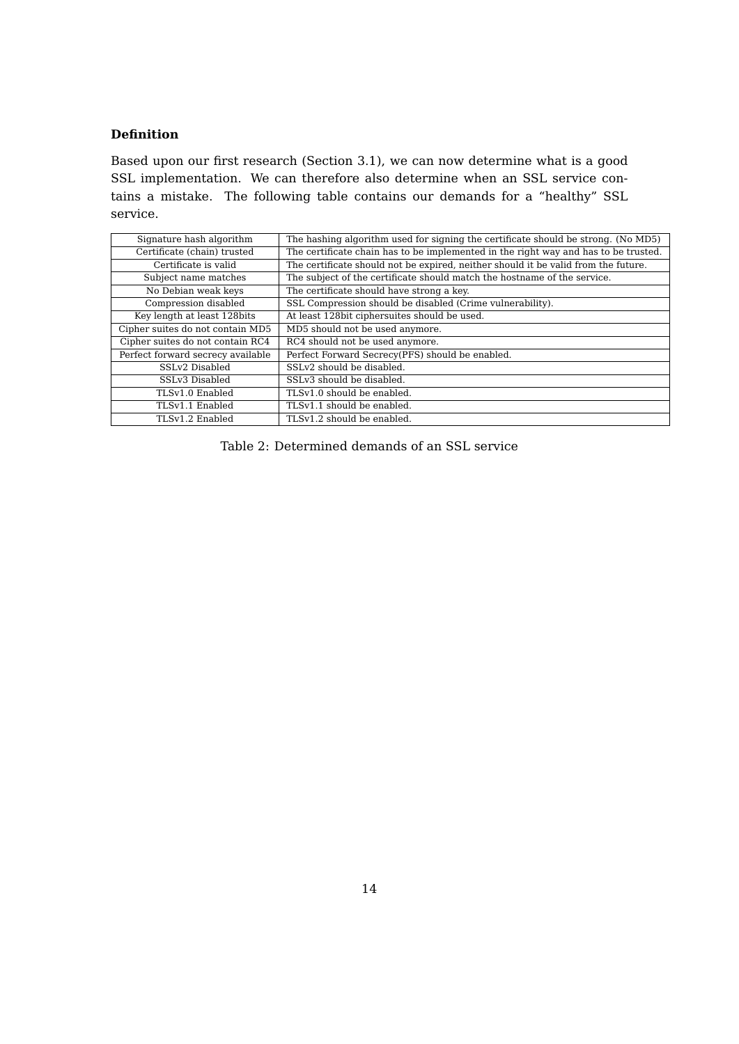#### Definition

Based upon our first research (Section 3.1), we can now determine what is a good SSL implementation. We can therefore also determine when an SSL service contains a mistake. The following table contains our demands for a "healthy" SSL service.

| | |
|---|---|
| Signature hash algorithm | The hashing algorithm used for signing the certificate should be strong. (No MD5) |
| Certificate (chain) trusted | The certificate chain has to be implemented in the right way and has to be trusted. |
| Certificate is valid | The certificate should not be expired, neither should it be valid from the future. |
| Subject name matches | The subject of the certificate should match the hostname of the service. |
| No Debian weak keys | The certificate should have strong a key. |
| Compression disabled | SSL Compression should be disabled (Crime vulnerability). |
| Key length at least 128bits | At least 128bit ciphersuites should be used. |
| Cipher suites do not contain MD5 | MD5 should not be used anymore. |
| Cipher suites do not contain RC4 | RC4 should not be used anymore. |
| Perfect forward secrecy available | Perfect Forward Secrecy(PFS) should be enabled. |
| SSLv2 Disabled | SSLv2 should be disabled. |
| SSLv3 Disabled | SSLv3 should be disabled. |
| TLSv1.0 Enabled | TLSv1.0 should be enabled. |
| TLSv1.1 Enabled | TLSv1.1 should be enabled. |
| TLSv1.2 Enabled | TLSv1.2 should be enabled. |

Table 2: Determined demands of an SSL service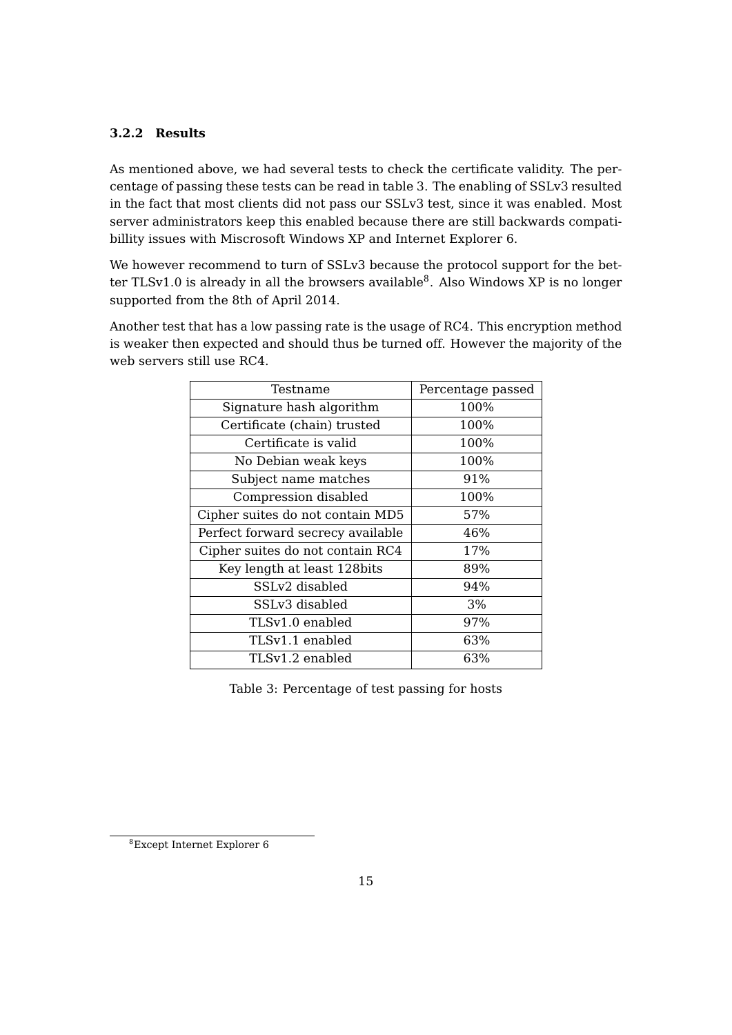### 3.2.2 Results

As mentioned above, we had several tests to check the certificate validity. The percentage of passing these tests can be read in table 3. The enabling of SSLv3 resulted in the fact that most clients did not pass our SSLv3 test, since it was enabled. Most server administrators keep this enabled because there are still backwards compatibillity issues with Miscrosoft Windows XP and Internet Explorer 6.

We however recommend to turn of SSLv3 because the protocol support for the better TLSv1.0 is already in all the browsers available[8]. Also Windows XP is no longer supported from the 8th of April 2014.

Another test that has a low passing rate is the usage of RC4. This encryption method is weaker then expected and should thus be turned off. However the majority of the web servers still use RC4.

| Testname | Percentage passed |
|---|---|
| Signature hash algorithm | 100% |
| Certificate (chain) trusted | 100% |
| Certificate is valid | 100% |
| No Debian weak keys | 100% |
| Subject name matches | 91% |
| Compression disabled | 100% |
| Cipher suites do not contain MD5 | 57% |
| Perfect forward secrecy available | 46% |
| Cipher suites do not contain RC4 | 17% |
| Key length at least 128bits | 89% |
| SSLv2 disabled | 94% |
| SSLv3 disabled | 3% |
| TLSv1.0 enabled | 97% |
| TLSv1.1 enabled | 63% |
| TLSv1.2 enabled | 63% |

Table 3: Percentage of test passing for hosts

[8] Except Internet Explorer 6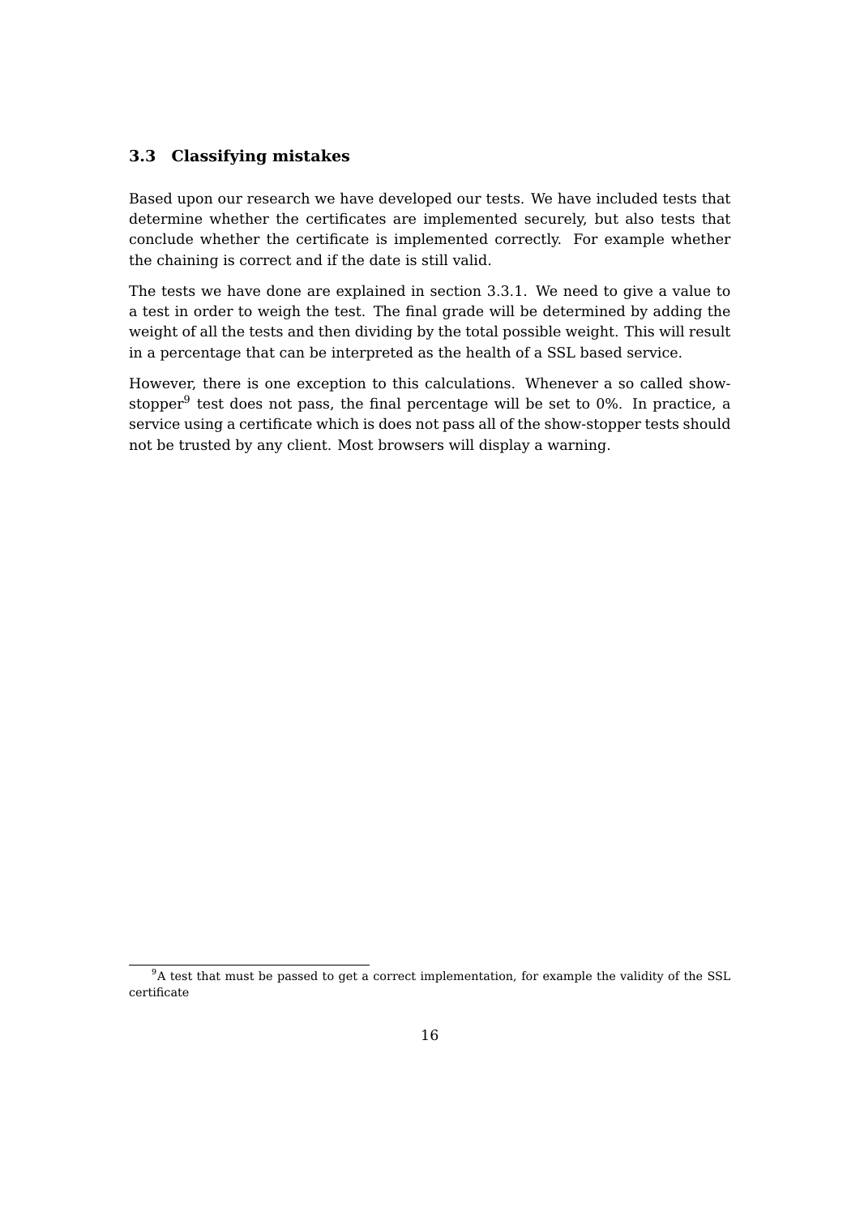### 3.3 Classifying mistakes

Based upon our research we have developed our tests. We have included tests that determine whether the certificates are implemented securely, but also tests that conclude whether the certificate is implemented correctly. For example whether the chaining is correct and if the date is still valid.

The tests we have done are explained in section 3.3.1. We need to give a value to a test in order to weigh the test. The final grade will be determined by adding the weight of all the tests and then dividing by the total possible weight. This will result in a percentage that can be interpreted as the health of a SSL based service.

However, there is one exception to this calculations. Whenever a so called show-stopper[9] test does not pass, the final percentage will be set to 0%. In practice, a service using a certificate which is does not pass all of the show-stopper tests should not be trusted by any client. Most browsers will display a warning.

[9] A test that must be passed to get a correct implementation, for example the validity of the SSL certificate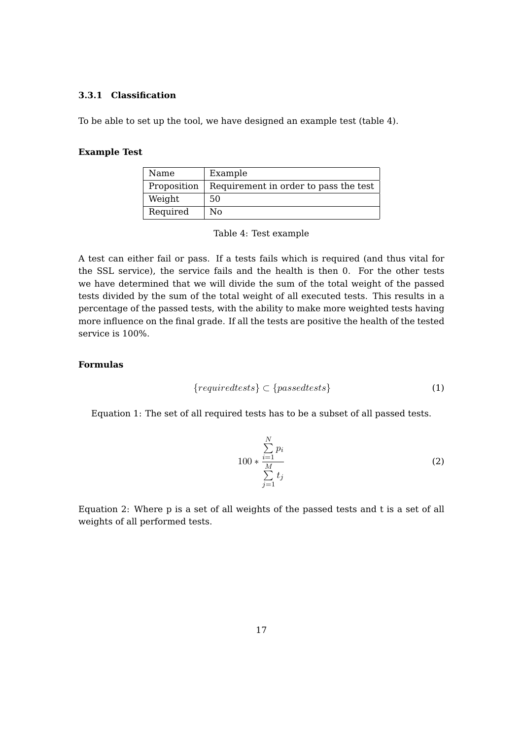### 3.3.1 Classification

To be able to set up the tool, we have designed an example test (table 4).

**Example Test**

| Name | Example |
|---|---|
| Proposition | Requirement in order to pass the test |
| Weight | 50 |
| Required | No |

Table 4: Test example

A test can either fail or pass. If a tests fails which is required (and thus vital for the SSL service), the service fails and the health is then 0. For the other tests we have determined that we will divide the sum of the total weight of the passed tests divided by the sum of the total weight of all executed tests. This results in a percentage of the passed tests, with the ability to make more weighted tests having more influence on the final grade. If all the tests are positive the health of the tested service is 100%.

**Formulas**

$$\{requiredtests\} \subset \{passedtests\} \tag{1}$$

Equation 1: The set of all required tests has to be a subset of all passed tests.

$$100 * \frac{\sum_{i=1}^{N} p_i}{\sum_{j=1}^{M} t_j} \tag{2}$$

Equation 2: Where p is a set of all weights of the passed tests and t is a set of all weights of all performed tests.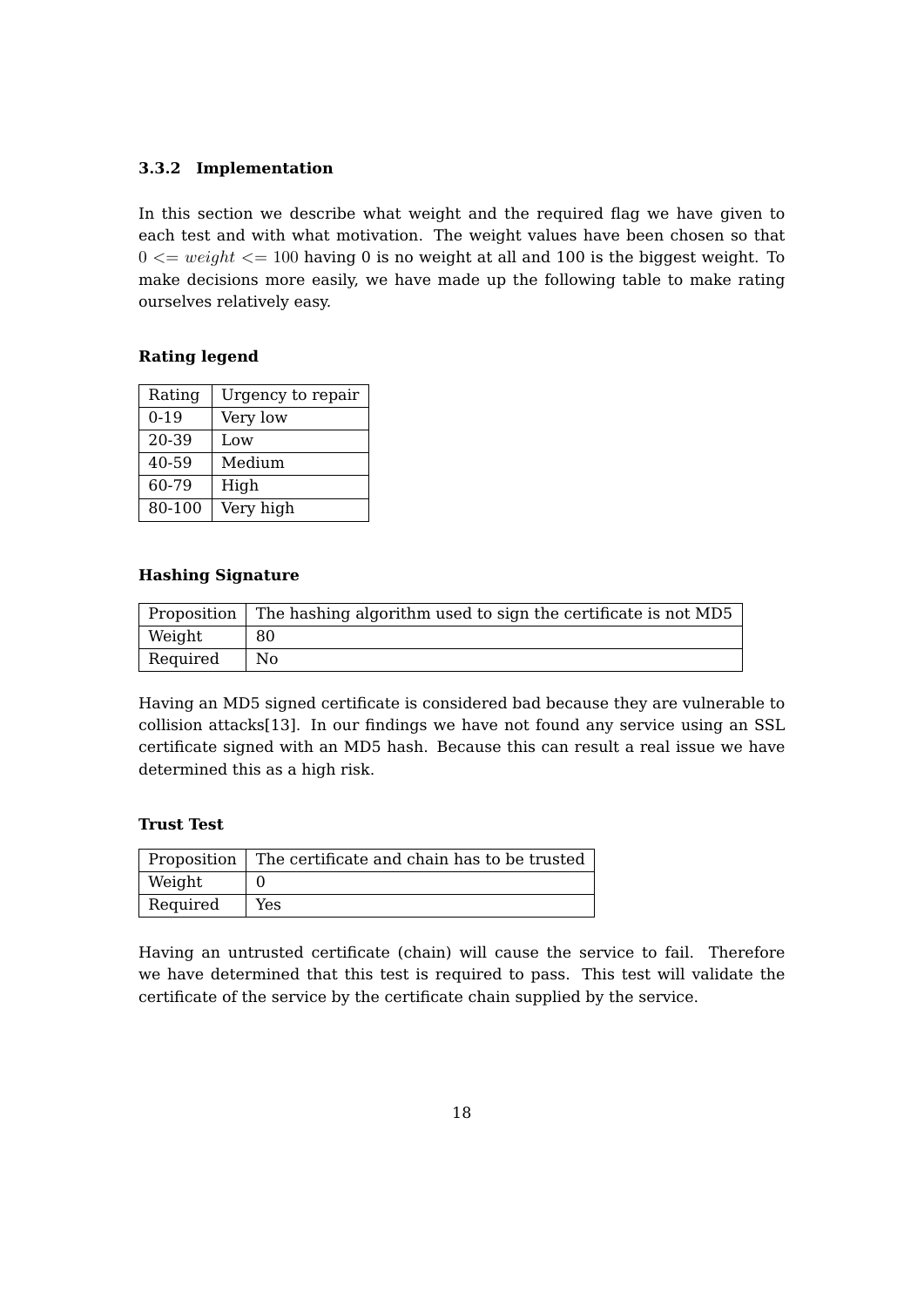### 3.3.2 Implementation

In this section we describe what weight and the required flag we have given to each test and with what motivation. The weight values have been chosen so that $0 <= weight <= 100$ having 0 is no weight at all and 100 is the biggest weight. To make decisions more easily, we have made up the following table to make rating ourselves relatively easy.

**Rating legend**

| Rating | Urgency to repair |
|---|---|
| 0-19 | Very low |
| 20-39 | Low |
| 40-59 | Medium |
| 60-79 | High |
| 80-100 | Very high |

**Hashing Signature**

| Proposition | The hashing algorithm used to sign the certificate is not MD5 |
|---|---|
| Weight | 80 |
| Required | No |

Having an MD5 signed certificate is considered bad because they are vulnerable to collision attacks[13]. In our findings we have not found any service using an SSL certificate signed with an MD5 hash. Because this can result a real issue we have determined this as a high risk.

**Trust Test**

| Proposition | The certificate and chain has to be trusted |
|---|---|
| Weight | 0 |
| Required | Yes |

Having an untrusted certificate (chain) will cause the service to fail. Therefore we have determined that this test is required to pass. This test will validate the certificate of the service by the certificate chain supplied by the service.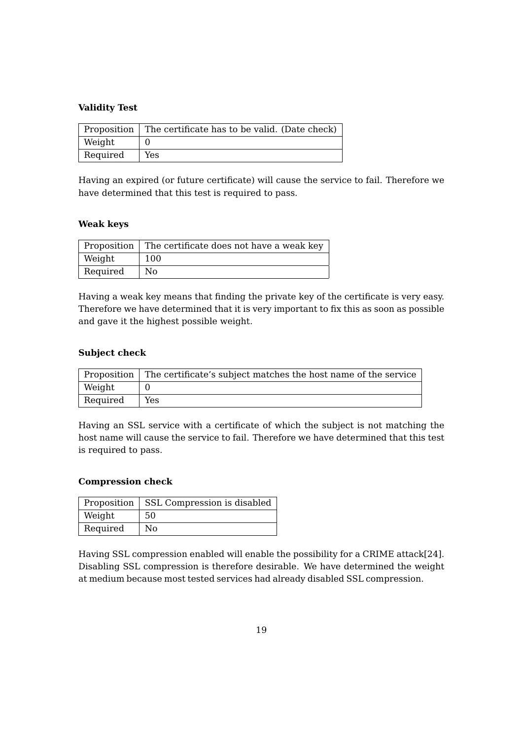**Validity Test**

| Proposition | The certificate has to be valid. (Date check) |
|---|---|
| Weight | 0 |
| Required | Yes |

Having an expired (or future certificate) will cause the service to fail. Therefore we have determined that this test is required to pass.

**Weak keys**

| Proposition | The certificate does not have a weak key |
|---|---|
| Weight | 100 |
| Required | No |

Having a weak key means that finding the private key of the certificate is very easy. Therefore we have determined that it is very important to fix this as soon as possible and gave it the highest possible weight.

**Subject check**

| Proposition | The certificate's subject matches the host name of the service |
|---|---|
| Weight | 0 |
| Required | Yes |

Having an SSL service with a certificate of which the subject is not matching the host name will cause the service to fail. Therefore we have determined that this test is required to pass.

**Compression check**

| Proposition | SSL Compression is disabled |
|---|---|
| Weight | 50 |
| Required | No |

Having SSL compression enabled will enable the possibility for a CRIME attack[24]. Disabling SSL compression is therefore desirable. We have determined the weight at medium because most tested services had already disabled SSL compression.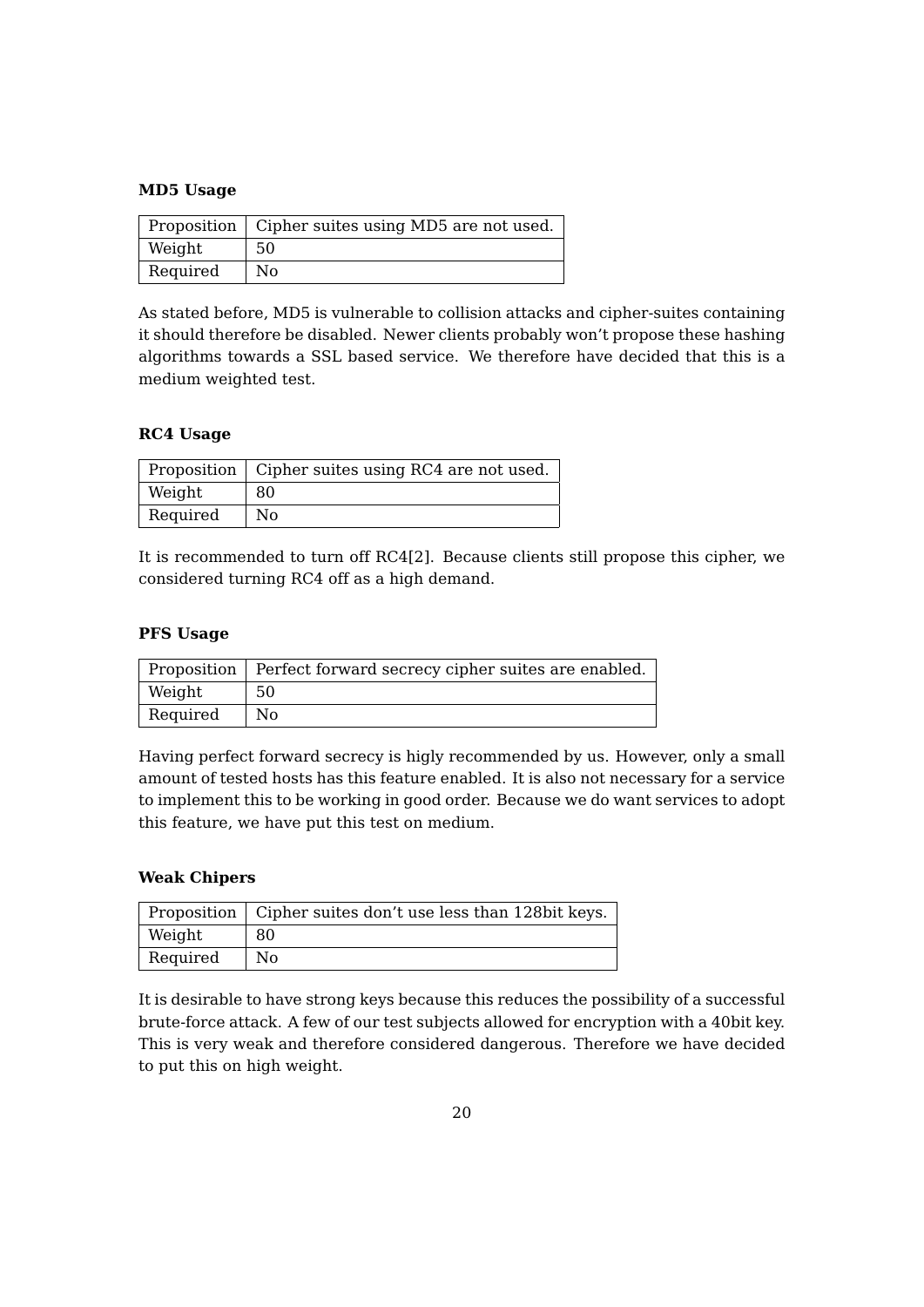**MD5 Usage**

| Proposition | Cipher suites using MD5 are not used. |
|---|---|
| Weight | 50 |
| Required | No |

As stated before, MD5 is vulnerable to collision attacks and cipher-suites containing it should therefore be disabled. Newer clients probably won't propose these hashing algorithms towards a SSL based service. We therefore have decided that this is a medium weighted test.

**RC4 Usage**

| Proposition | Cipher suites using RC4 are not used. |
|---|---|
| Weight | 80 |
| Required | No |

It is recommended to turn off RC4[2]. Because clients still propose this cipher, we considered turning RC4 off as a high demand.

**PFS Usage**

| Proposition | Perfect forward secrecy cipher suites are enabled. |
|---|---|
| Weight | 50 |
| Required | No |

Having perfect forward secrecy is higly recommended by us. However, only a small amount of tested hosts has this feature enabled. It is also not necessary for a service to implement this to be working in good order. Because we do want services to adopt this feature, we have put this test on medium.

**Weak Chipers**

| Proposition | Cipher suites don't use less than 128bit keys. |
|---|---|
| Weight | 80 |
| Required | No |

It is desirable to have strong keys because this reduces the possibility of a successful brute-force attack. A few of our test subjects allowed for encryption with a 40bit key. This is very weak and therefore considered dangerous. Therefore we have decided to put this on high weight.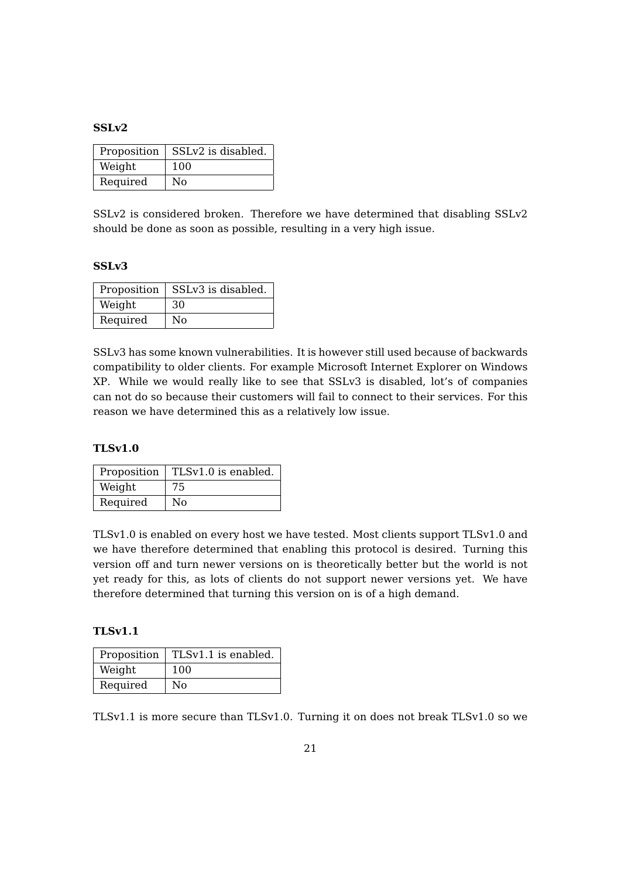**SSLv2**

| Proposition | SSLv2 is disabled. |
|---|---|
| Weight | 100 |
| Required | No |

SSLv2 is considered broken. Therefore we have determined that disabling SSLv2 should be done as soon as possible, resulting in a very high issue.

**SSLv3**

| Proposition | SSLv3 is disabled. |
|---|---|
| Weight | 30 |
| Required | No |

SSLv3 has some known vulnerabilities. It is however still used because of backwards compatibility to older clients. For example Microsoft Internet Explorer on Windows XP. While we would really like to see that SSLv3 is disabled, lot's of companies can not do so because their customers will fail to connect to their services. For this reason we have determined this as a relatively low issue.

**TLSv1.0**

| Proposition | TLSv1.0 is enabled. |
|---|---|
| Weight | 75 |
| Required | No |

TLSv1.0 is enabled on every host we have tested. Most clients support TLSv1.0 and we have therefore determined that enabling this protocol is desired. Turning this version off and turn newer versions on is theoretically better but the world is not yet ready for this, as lots of clients do not support newer versions yet. We have therefore determined that turning this version on is of a high demand.

**TLSv1.1**

| Proposition | TLSv1.1 is enabled. |
|---|---|
| Weight | 100 |
| Required | No |

TLSv1.1 is more secure than TLSv1.0. Turning it on does not break TLSv1.0 so we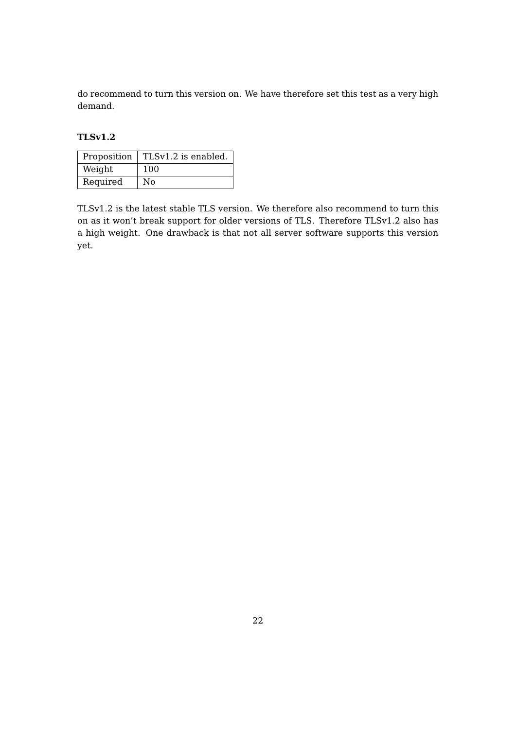do recommend to turn this version on. We have therefore set this test as a very high demand.

**TLSv1.2**

| Proposition | TLSv1.2 is enabled. |
|---|---|
| Weight | 100 |
| Required | No |

TLSv1.2 is the latest stable TLS version. We therefore also recommend to turn this on as it won't break support for older versions of TLS. Therefore TLSv1.2 also has a high weight. One drawback is that not all server software supports this version yet.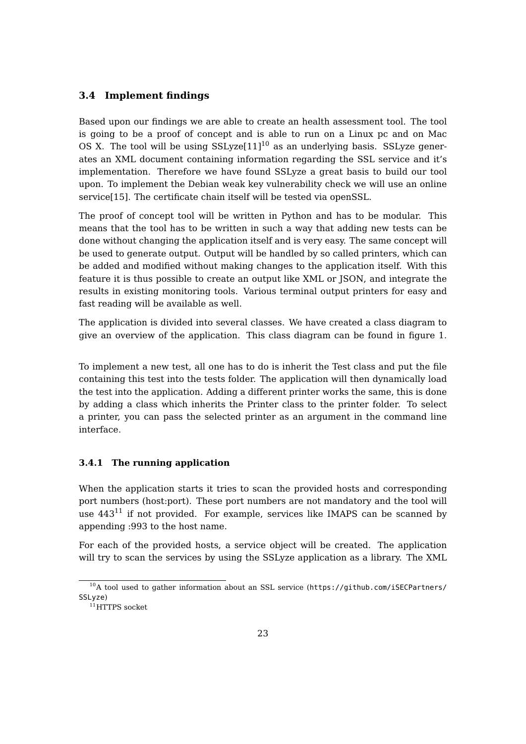### 3.4 Implement findings

Based upon our findings we are able to create an health assessment tool. The tool is going to be a proof of concept and is able to run on a Linux pc and on Mac OS X. The tool will be using SSLyze[11][10] as an underlying basis. SSLyze generates an XML document containing information regarding the SSL service and it's implementation. Therefore we have found SSLyze a great basis to build our tool upon. To implement the Debian weak key vulnerability check we will use an online service[15]. The certificate chain itself will be tested via openSSL.

The proof of concept tool will be written in Python and has to be modular. This means that the tool has to be written in such a way that adding new tests can be done without changing the application itself and is very easy. The same concept will be used to generate output. Output will be handled by so called printers, which can be added and modified without making changes to the application itself. With this feature it is thus possible to create an output like XML or JSON, and integrate the results in existing monitoring tools. Various terminal output printers for easy and fast reading will be available as well.

The application is divided into several classes. We have created a class diagram to give an overview of the application. This class diagram can be found in figure 1.

To implement a new test, all one has to do is inherit the Test class and put the file containing this test into the tests folder. The application will then dynamically load the test into the application. Adding a different printer works the same, this is done by adding a class which inherits the Printer class to the printer folder. To select a printer, you can pass the selected printer as an argument in the command line interface.

#### 3.4.1 The running application

When the application starts it tries to scan the provided hosts and corresponding port numbers (host:port). These port numbers are not mandatory and the tool will use 443[11] if not provided. For example, services like IMAPS can be scanned by appending :993 to the host name.

For each of the provided hosts, a service object will be created. The application will try to scan the services by using the SSLyze application as a library. The XML

[10] A tool used to gather information about an SSL service (https://github.com/iSECPartners/SSLyze)

[11] HTTPS socket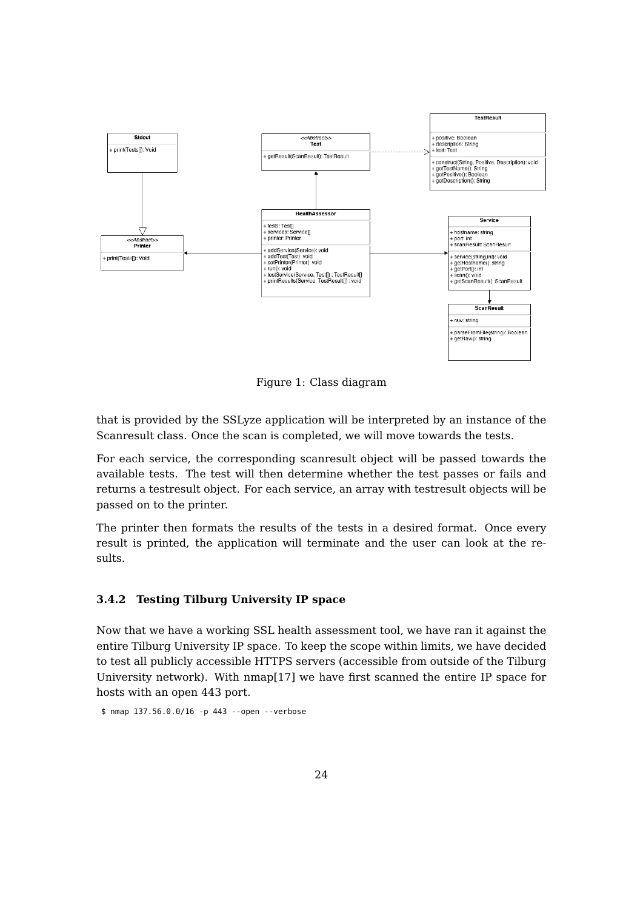Figure 1: Class diagram

that is provided by the SSLyze application will be interpreted by an instance of the Scanresult class. Once the scan is completed, we will move towards the tests.

For each service, the corresponding scanresult object will be passed towards the available tests. The test will then determine whether the test passes or fails and returns a testresult object. For each service, an array with testresult objects will be passed on to the printer.

The printer then formats the results of the tests in a desired format. Once every result is printed, the application will terminate and the user can look at the results.

### 3.4.2 Testing Tilburg University IP space

Now that we have a working SSL health assessment tool, we have ran it against the entire Tilburg University IP space. To keep the scope within limits, we have decided to test all publicly accessible HTTPS servers (accessible from outside of the Tilburg University network). With nmap[17] we have first scanned the entire IP space for hosts with an open 443 port.

```
$ nmap 137.56.0.0/16 -p 443 --open --verbose
```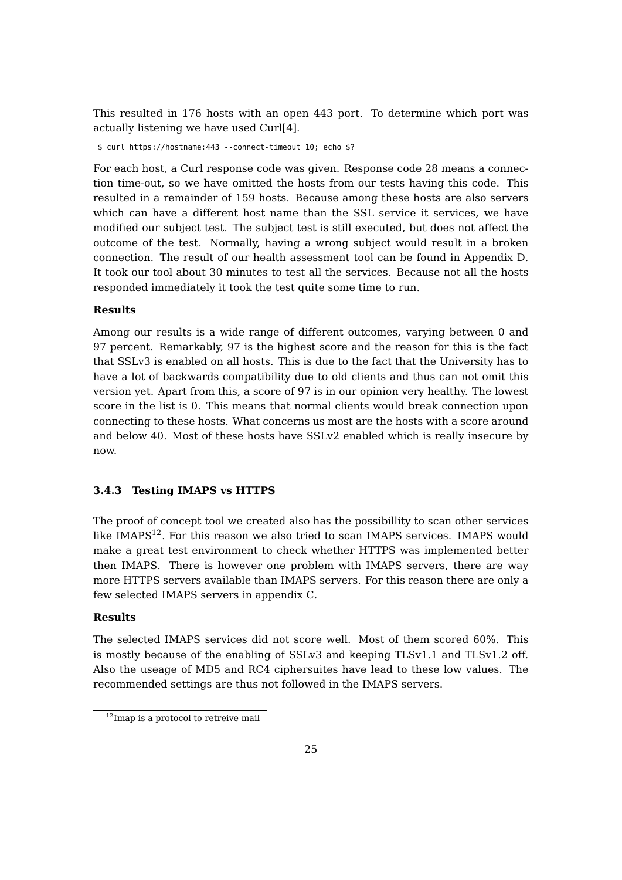This resulted in 176 hosts with an open 443 port. To determine which port was actually listening we have used Curl[4].

```
$ curl https://hostname:443 --connect-timeout 10; echo $?
```

For each host, a Curl response code was given. Response code 28 means a connection time-out, so we have omitted the hosts from our tests having this code. This resulted in a remainder of 159 hosts. Because among these hosts are also servers which can have a different host name than the SSL service it services, we have modified our subject test. The subject test is still executed, but does not affect the outcome of the test. Normally, having a wrong subject would result in a broken connection. The result of our health assessment tool can be found in Appendix D. It took our tool about 30 minutes to test all the services. Because not all the hosts responded immediately it took the test quite some time to run.

**Results**

Among our results is a wide range of different outcomes, varying between 0 and 97 percent. Remarkably, 97 is the highest score and the reason for this is the fact that SSLv3 is enabled on all hosts. This is due to the fact that the University has to have a lot of backwards compatibility due to old clients and thus can not omit this version yet. Apart from this, a score of 97 is in our opinion very healthy. The lowest score in the list is 0. This means that normal clients would break connection upon connecting to these hosts. What concerns us most are the hosts with a score around and below 40. Most of these hosts have SSLv2 enabled which is really insecure by now.

### 3.4.3 Testing IMAPS vs HTTPS

The proof of concept tool we created also has the possibillity to scan other services like IMAPS[12]. For this reason we also tried to scan IMAPS services. IMAPS would make a great test environment to check whether HTTPS was implemented better then IMAPS. There is however one problem with IMAPS servers, there are way more HTTPS servers available than IMAPS servers. For this reason there are only a few selected IMAPS servers in appendix C.

**Results**

The selected IMAPS services did not score well. Most of them scored 60%. This is mostly because of the enabling of SSLv3 and keeping TLSv1.1 and TLSv1.2 off. Also the useage of MD5 and RC4 ciphersuites have lead to these low values. The recommended settings are thus not followed in the IMAPS servers.

[12] Imap is a protocol to retreive mail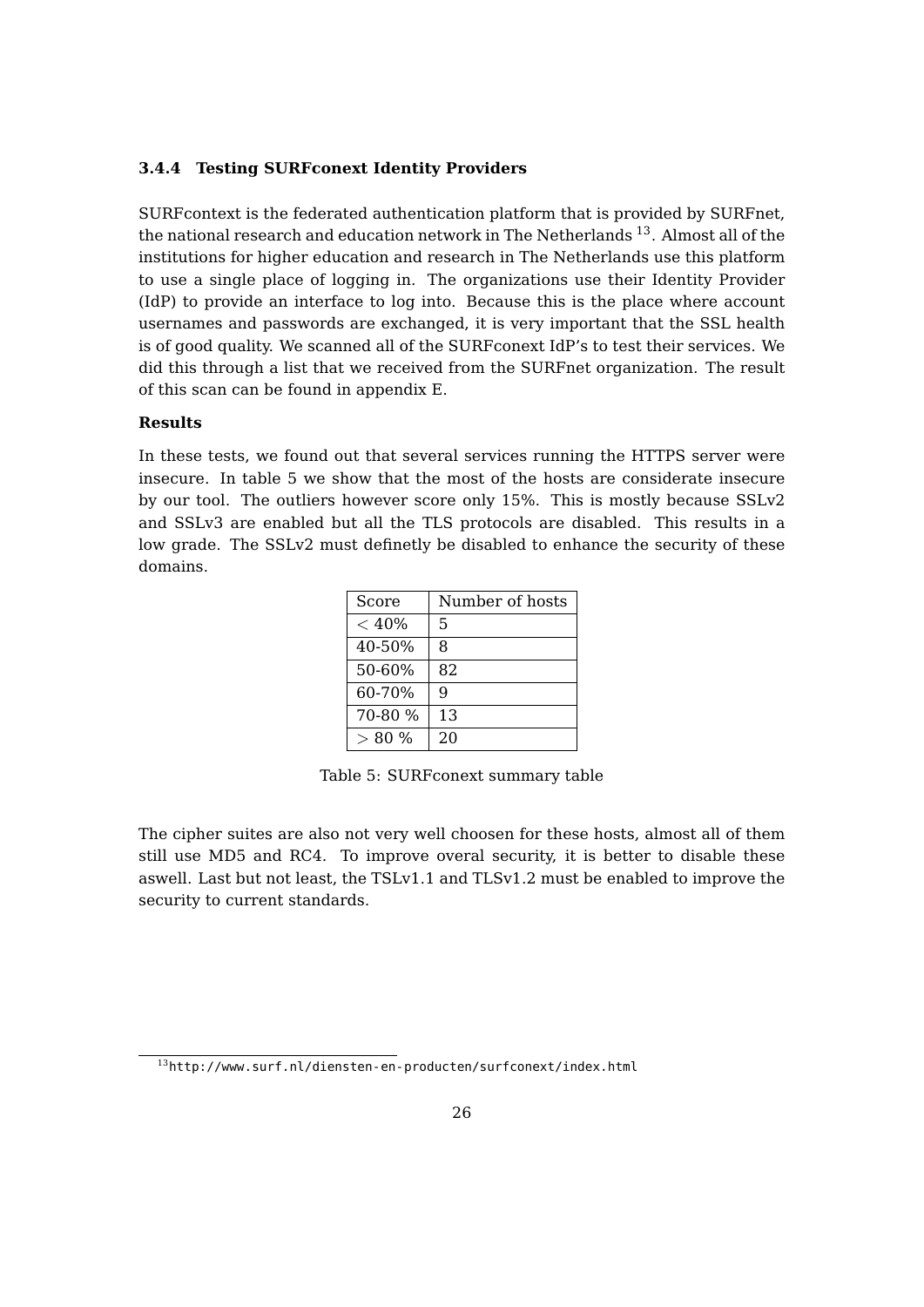#### 3.4.4 Testing SURFconext Identity Providers

SURFcontext is the federated authentication platform that is provided by SURFnet, the national research and education network in The Netherlands [13]. Almost all of the institutions for higher education and research in The Netherlands use this platform to use a single place of logging in. The organizations use their Identity Provider (IdP) to provide an interface to log into. Because this is the place where account usernames and passwords are exchanged, it is very important that the SSL health is of good quality. We scanned all of the SURFconext IdP's to test their services. We did this through a list that we received from the SURFnet organization. The result of this scan can be found in appendix E.

**Results**

In these tests, we found out that several services running the HTTPS server were insecure. In table 5 we show that the most of the hosts are considerate insecure by our tool. The outliers however score only 15%. This is mostly because SSLv2 and SSLv3 are enabled but all the TLS protocols are disabled. This results in a low grade. The SSLv2 must definetly be disabled to enhance the security of these domains.

| Score | Number of hosts |
|---|---|
| $< 40\%$ | 5 |
| 40-50% | 8 |
| 50-60% | 82 |
| 60-70% | 9 |
| 70-80 % | 13 |
| $> 80$ % | 20 |

Table 5: SURFconext summary table

The cipher suites are also not very well choosen for these hosts, almost all of them still use MD5 and RC4. To improve overal security, it is better to disable these aswell. Last but not least, the TSLv1.1 and TLSv1.2 must be enabled to improve the security to current standards.

[13] http://www.surf.nl/diensten-en-producten/surfconext/index.html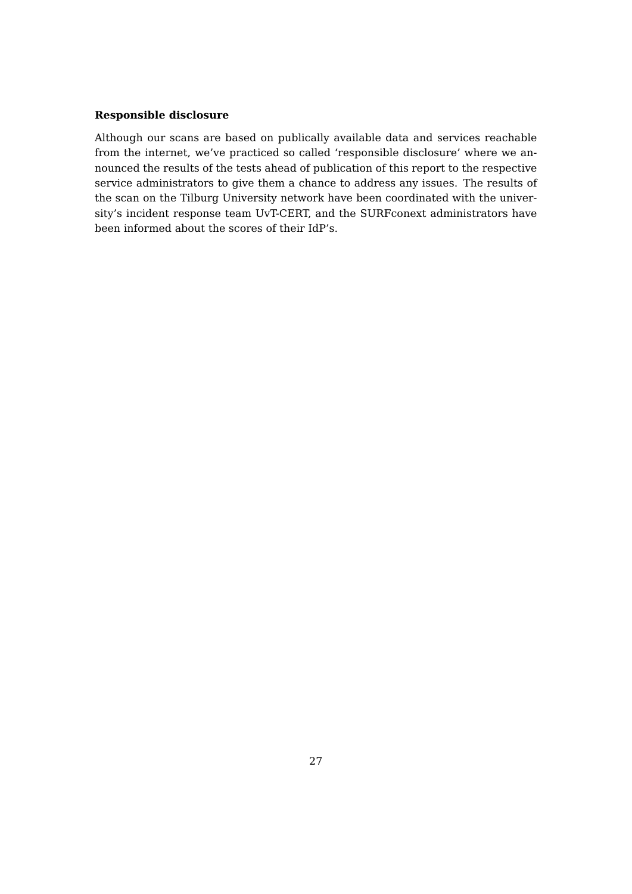**Responsible disclosure**

Although our scans are based on publically available data and services reachable from the internet, we've practiced so called 'responsible disclosure' where we announced the results of the tests ahead of publication of this report to the respective service administrators to give them a chance to address any issues. The results of the scan on the Tilburg University network have been coordinated with the university's incident response team UvT-CERT, and the SURFconext administrators have been informed about the scores of their IdP's.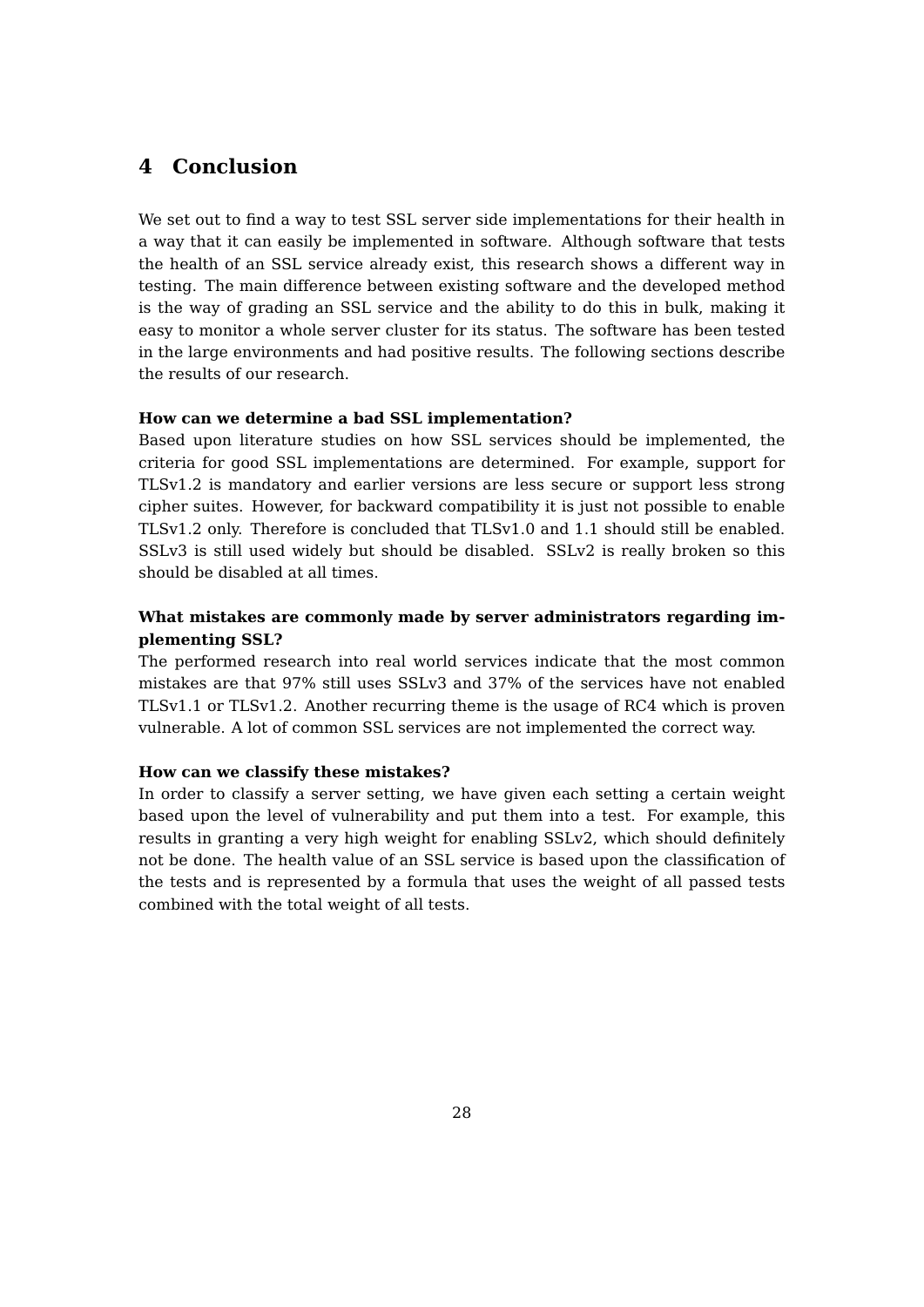# 4 Conclusion

We set out to find a way to test SSL server side implementations for their health in a way that it can easily be implemented in software. Although software that tests the health of an SSL service already exist, this research shows a different way in testing. The main difference between existing software and the developed method is the way of grading an SSL service and the ability to do this in bulk, making it easy to monitor a whole server cluster for its status. The software has been tested in the large environments and had positive results. The following sections describe the results of our research.

**How can we determine a bad SSL implementation?**
Based upon literature studies on how SSL services should be implemented, the criteria for good SSL implementations are determined. For example, support for TLSv1.2 is mandatory and earlier versions are less secure or support less strong cipher suites. However, for backward compatibility it is just not possible to enable TLSv1.2 only. Therefore is concluded that TLSv1.0 and 1.1 should still be enabled. SSLv3 is still used widely but should be disabled. SSLv2 is really broken so this should be disabled at all times.

**What mistakes are commonly made by server administrators regarding implementing SSL?**
The performed research into real world services indicate that the most common mistakes are that 97% still uses SSLv3 and 37% of the services have not enabled TLSv1.1 or TLSv1.2. Another recurring theme is the usage of RC4 which is proven vulnerable. A lot of common SSL services are not implemented the correct way.

**How can we classify these mistakes?**
In order to classify a server setting, we have given each setting a certain weight based upon the level of vulnerability and put them into a test. For example, this results in granting a very high weight for enabling SSLv2, which should definitely not be done. The health value of an SSL service is based upon the classification of the tests and is represented by a formula that uses the weight of all passed tests combined with the total weight of all tests.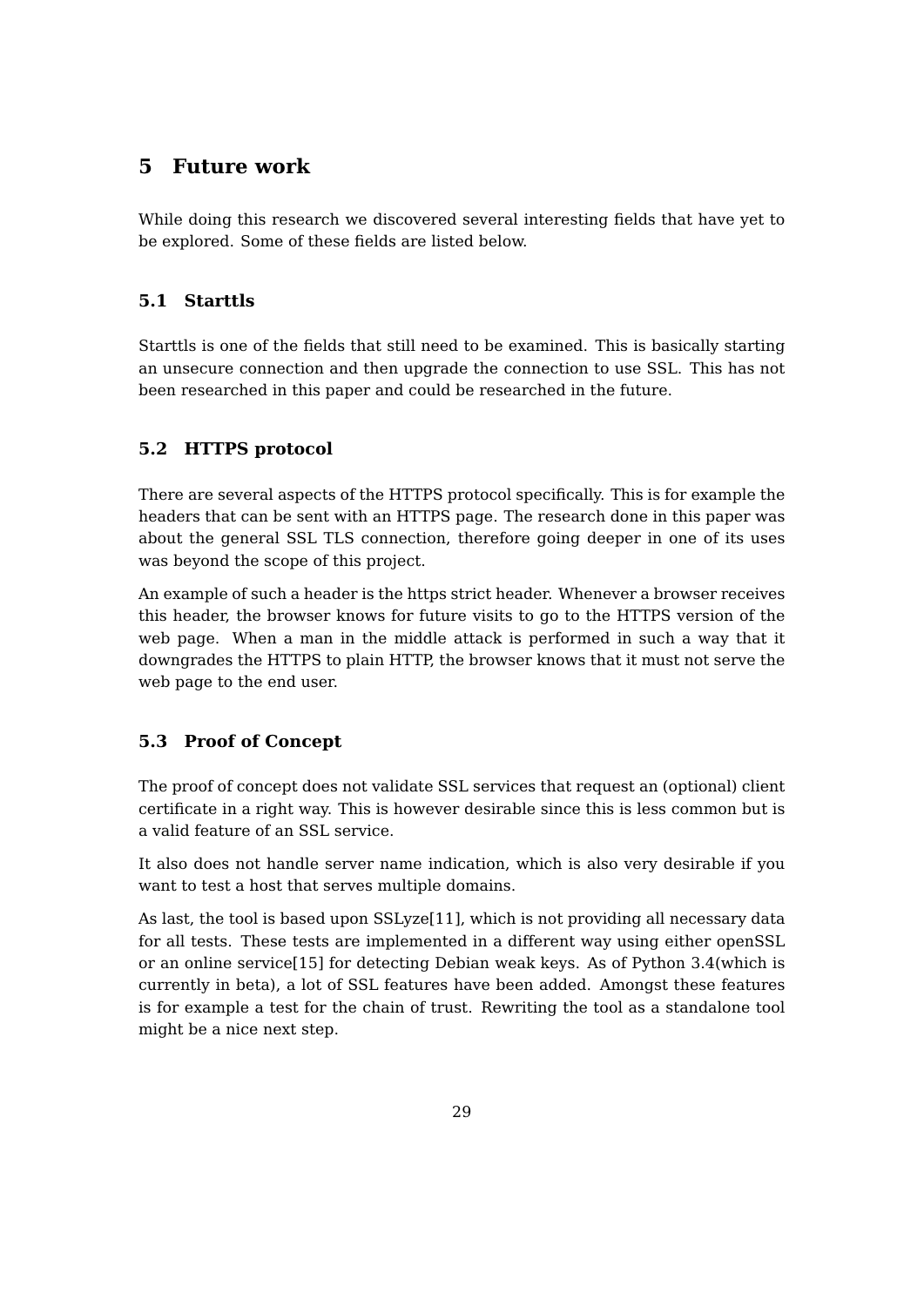# 5 Future work

While doing this research we discovered several interesting fields that have yet to be explored. Some of these fields are listed below.

## 5.1 Starttls

Starttls is one of the fields that still need to be examined. This is basically starting an unsecure connection and then upgrade the connection to use SSL. This has not been researched in this paper and could be researched in the future.

## 5.2 HTTPS protocol

There are several aspects of the HTTPS protocol specifically. This is for example the headers that can be sent with an HTTPS page. The research done in this paper was about the general SSL TLS connection, therefore going deeper in one of its uses was beyond the scope of this project.

An example of such a header is the https strict header. Whenever a browser receives this header, the browser knows for future visits to go to the HTTPS version of the web page. When a man in the middle attack is performed in such a way that it downgrades the HTTPS to plain HTTP, the browser knows that it must not serve the web page to the end user.

## 5.3 Proof of Concept

The proof of concept does not validate SSL services that request an (optional) client certificate in a right way. This is however desirable since this is less common but is a valid feature of an SSL service.

It also does not handle server name indication, which is also very desirable if you want to test a host that serves multiple domains.

As last, the tool is based upon SSLyze[11], which is not providing all necessary data for all tests. These tests are implemented in a different way using either openSSL or an online service[15] for detecting Debian weak keys. As of Python 3.4(which is currently in beta), a lot of SSL features have been added. Amongst these features is for example a test for the chain of trust. Rewriting the tool as a standalone tool might be a nice next step.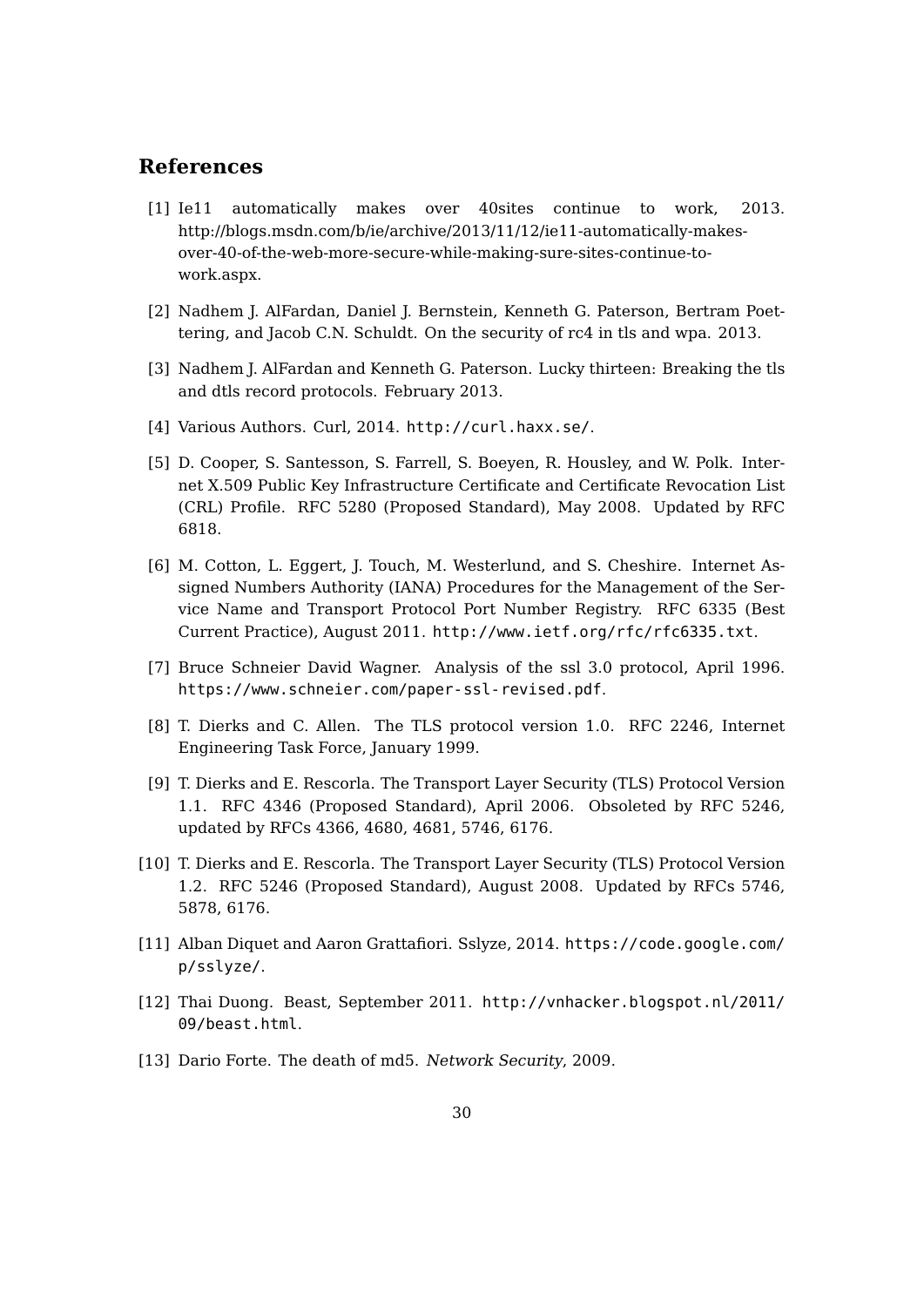## References

[1] Ie11 automatically makes over 40sites continue to work, 2013. http://blogs.msdn.com/b/ie/archive/2013/11/12/ie11-automatically-makes-over-40-of-the-web-more-secure-while-making-sure-sites-continue-to-work.aspx.

[2] Nadhem J. AlFardan, Daniel J. Bernstein, Kenneth G. Paterson, Bertram Poettering, and Jacob C.N. Schuldt. On the security of rc4 in tls and wpa. 2013.

[3] Nadhem J. AlFardan and Kenneth G. Paterson. Lucky thirteen: Breaking the tls and dtls record protocols. February 2013.

[4] Various Authors. Curl, 2014. http://curl.haxx.se/.

[5] D. Cooper, S. Santesson, S. Farrell, S. Boeyen, R. Housley, and W. Polk. Internet X.509 Public Key Infrastructure Certificate and Certificate Revocation List (CRL) Profile. RFC 5280 (Proposed Standard), May 2008. Updated by RFC 6818.

[6] M. Cotton, L. Eggert, J. Touch, M. Westerlund, and S. Cheshire. Internet Assigned Numbers Authority (IANA) Procedures for the Management of the Service Name and Transport Protocol Port Number Registry. RFC 6335 (Best Current Practice), August 2011. http://www.ietf.org/rfc/rfc6335.txt.

[7] Bruce Schneier David Wagner. Analysis of the ssl 3.0 protocol, April 1996. https://www.schneier.com/paper-ssl-revised.pdf.

[8] T. Dierks and C. Allen. The TLS protocol version 1.0. RFC 2246, Internet Engineering Task Force, January 1999.

[9] T. Dierks and E. Rescorla. The Transport Layer Security (TLS) Protocol Version 1.1. RFC 4346 (Proposed Standard), April 2006. Obsoleted by RFC 5246, updated by RFCs 4366, 4680, 4681, 5746, 6176.

[10] T. Dierks and E. Rescorla. The Transport Layer Security (TLS) Protocol Version 1.2. RFC 5246 (Proposed Standard), August 2008. Updated by RFCs 5746, 5878, 6176.

[11] Alban Diquet and Aaron Grattafiori. Sslyze, 2014. https://code.google.com/p/sslyze/.

[12] Thai Duong. Beast, September 2011. http://vnhacker.blogspot.nl/2011/09/beast.html.

[13] Dario Forte. The death of md5. *Network Security*, 2009.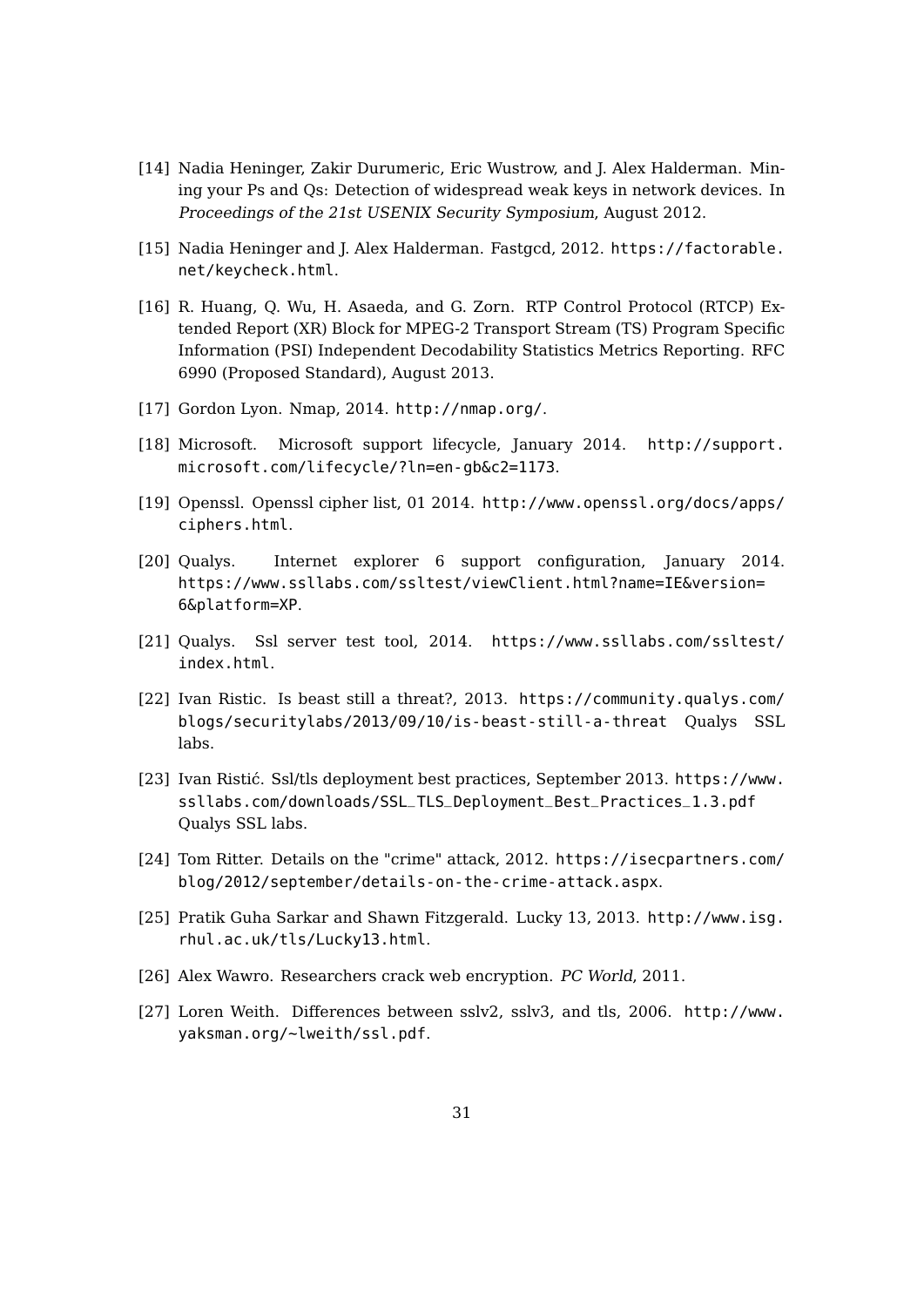[14] Nadia Heninger, Zakir Durumeric, Eric Wustrow, and J. Alex Halderman. Mining your Ps and Qs: Detection of widespread weak keys in network devices. In *Proceedings of the 21st USENIX Security Symposium*, August 2012.

[15] Nadia Heninger and J. Alex Halderman. Fastgcd, 2012. https://factorable.net/keycheck.html.

[16] R. Huang, Q. Wu, H. Asaeda, and G. Zorn. RTP Control Protocol (RTCP) Extended Report (XR) Block for MPEG-2 Transport Stream (TS) Program Specific Information (PSI) Independent Decodability Statistics Metrics Reporting. RFC 6990 (Proposed Standard), August 2013.

[17] Gordon Lyon. Nmap, 2014. http://nmap.org/.

[18] Microsoft. Microsoft support lifecycle, January 2014. http://support.microsoft.com/lifecycle/?ln=en-gb&c2=1173.

[19] Openssl. Openssl cipher list, 01 2014. http://www.openssl.org/docs/apps/ciphers.html.

[20] Qualys. Internet explorer 6 support configuration, January 2014. https://www.ssllabs.com/ssltest/viewClient.html?name=IE&version=6&platform=XP.

[21] Qualys. Ssl server test tool, 2014. https://www.ssllabs.com/ssltest/index.html.

[22] Ivan Ristic. Is beast still a threat?, 2013. https://community.qualys.com/blogs/securitylabs/2013/09/10/is-beast-still-a-threat Qualys SSL labs.

[23] Ivan Ristić. Ssl/tls deployment best practices, September 2013. https://www.ssllabs.com/downloads/SSL_TLS_Deployment_Best_Practices_1.3.pdf Qualys SSL labs.

[24] Tom Ritter. Details on the "crime" attack, 2012. https://isecpartners.com/blog/2012/september/details-on-the-crime-attack.aspx.

[25] Pratik Guha Sarkar and Shawn Fitzgerald. Lucky 13, 2013. http://www.isg.rhul.ac.uk/tls/Lucky13.html.

[26] Alex Wawro. Researchers crack web encryption. *PC World*, 2011.

[27] Loren Weith. Differences between sslv2, sslv3, and tls, 2006. http://www.yaksman.org/~lweith/ssl.pdf.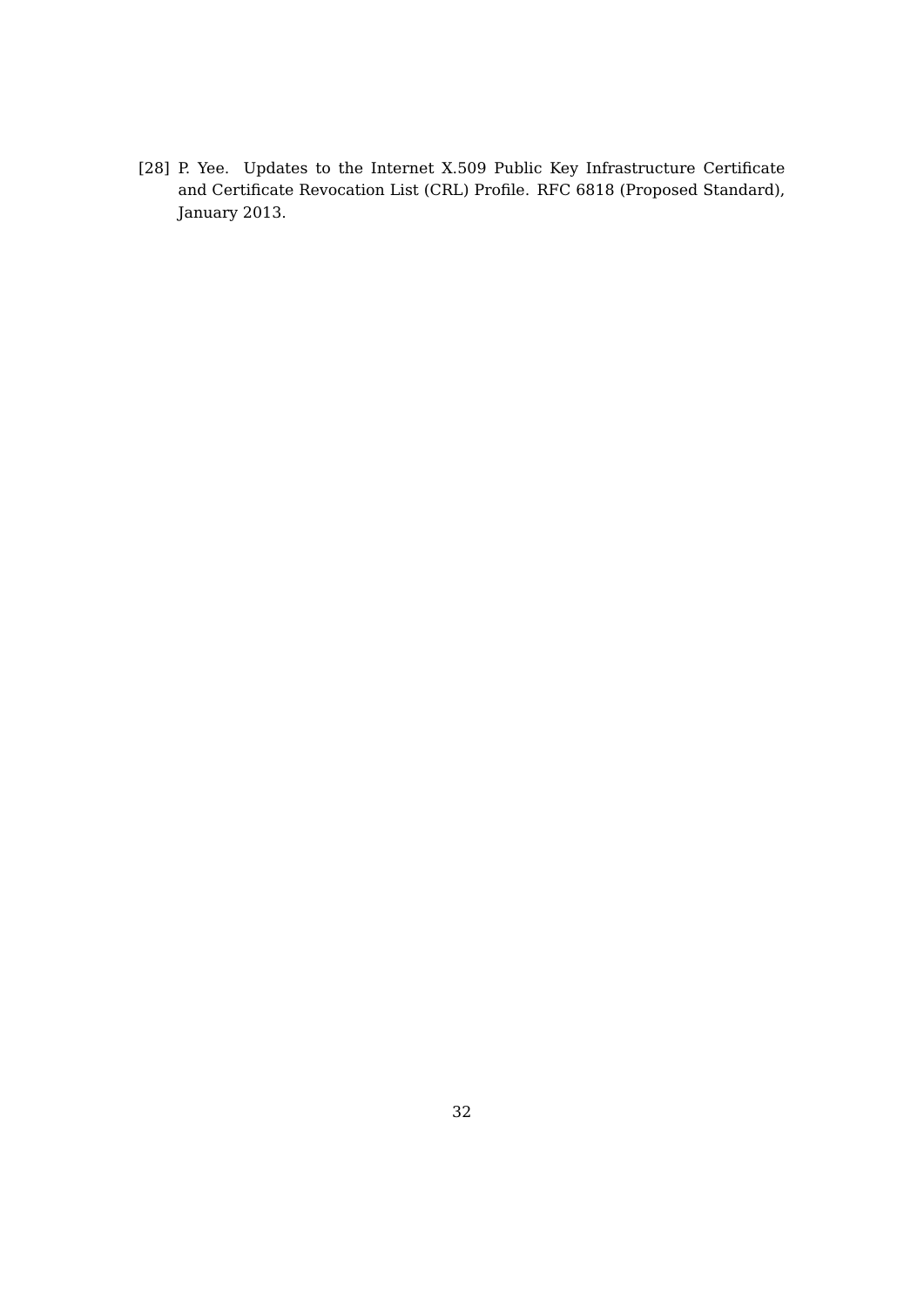[28] P. Yee. Updates to the Internet X.509 Public Key Infrastructure Certificate and Certificate Revocation List (CRL) Profile. RFC 6818 (Proposed Standard), January 2013.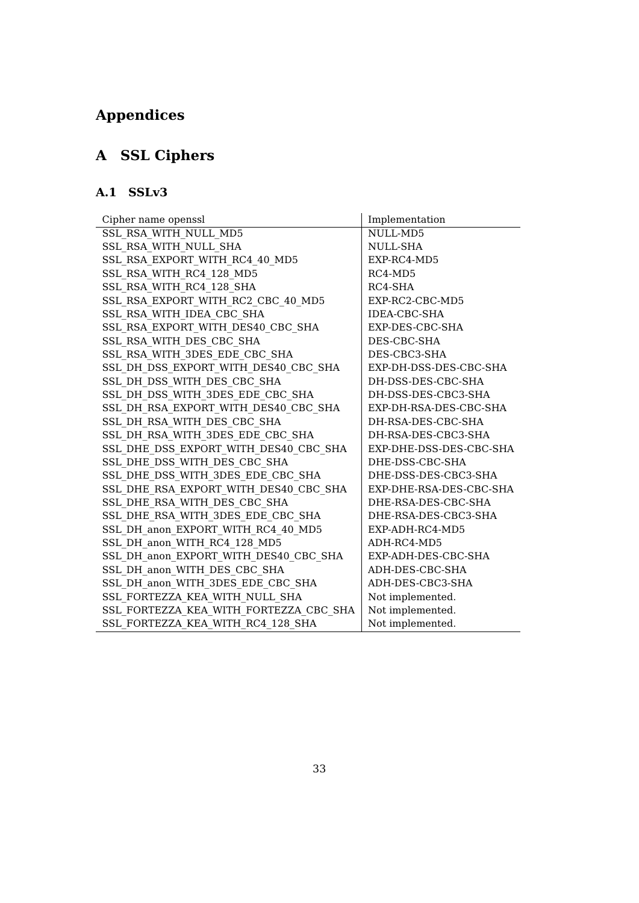# Appendices

# A SSL Ciphers

## A.1 SSLv3

| Cipher name openssl | Implementation |
|---|---|
| SSL_RSA_WITH_NULL_MD5 | NULL-MD5 |
| SSL_RSA_WITH_NULL_SHA | NULL-SHA |
| SSL_RSA_EXPORT_WITH_RC4_40_MD5 | EXP-RC4-MD5 |
| SSL_RSA_WITH_RC4_128_MD5 | RC4-MD5 |
| SSL_RSA_WITH_RC4_128_SHA | RC4-SHA |
| SSL_RSA_EXPORT_WITH_RC2_CBC_40_MD5 | EXP-RC2-CBC-MD5 |
| SSL_RSA_WITH_IDEA_CBC_SHA | IDEA-CBC-SHA |
| SSL_RSA_EXPORT_WITH_DES40_CBC_SHA | EXP-DES-CBC-SHA |
| SSL_RSA_WITH_DES_CBC_SHA | DES-CBC-SHA |
| SSL_RSA_WITH_3DES_EDE_CBC_SHA | DES-CBC3-SHA |
| SSL_DH_DSS_EXPORT_WITH_DES40_CBC_SHA | EXP-DH-DSS-DES-CBC-SHA |
| SSL_DH_DSS_WITH_DES_CBC_SHA | DH-DSS-DES-CBC-SHA |
| SSL_DH_DSS_WITH_3DES_EDE_CBC_SHA | DH-DSS-DES-CBC3-SHA |
| SSL_DH_RSA_EXPORT_WITH_DES40_CBC_SHA | EXP-DH-RSA-DES-CBC-SHA |
| SSL_DH_RSA_WITH_DES_CBC_SHA | DH-RSA-DES-CBC-SHA |
| SSL_DH_RSA_WITH_3DES_EDE_CBC_SHA | DH-RSA-DES-CBC3-SHA |
| SSL_DHE_DSS_EXPORT_WITH_DES40_CBC_SHA | EXP-DHE-DSS-DES-CBC-SHA |
| SSL_DHE_DSS_WITH_DES_CBC_SHA | DHE-DSS-CBC-SHA |
| SSL_DHE_DSS_WITH_3DES_EDE_CBC_SHA | DHE-DSS-DES-CBC3-SHA |
| SSL_DHE_RSA_EXPORT_WITH_DES40_CBC_SHA | EXP-DHE-RSA-DES-CBC-SHA |
| SSL_DHE_RSA_WITH_DES_CBC_SHA | DHE-RSA-DES-CBC-SHA |
| SSL_DHE_RSA_WITH_3DES_EDE_CBC_SHA | DHE-RSA-DES-CBC3-SHA |
| SSL_DH_anon_EXPORT_WITH_RC4_40_MD5 | EXP-ADH-RC4-MD5 |
| SSL_DH_anon_WITH_RC4_128_MD5 | ADH-RC4-MD5 |
| SSL_DH_anon_EXPORT_WITH_DES40_CBC_SHA | EXP-ADH-DES-CBC-SHA |
| SSL_DH_anon_WITH_DES_CBC_SHA | ADH-DES-CBC-SHA |
| SSL_DH_anon_WITH_3DES_EDE_CBC_SHA | ADH-DES-CBC3-SHA |
| SSL_FORTEZZA_KEA_WITH_NULL_SHA | Not implemented. |
| SSL_FORTEZZA_KEA_WITH_FORTEZZA_CBC_SHA | Not implemented. |
| SSL_FORTEZZA_KEA_WITH_RC4_128_SHA | Not implemented. |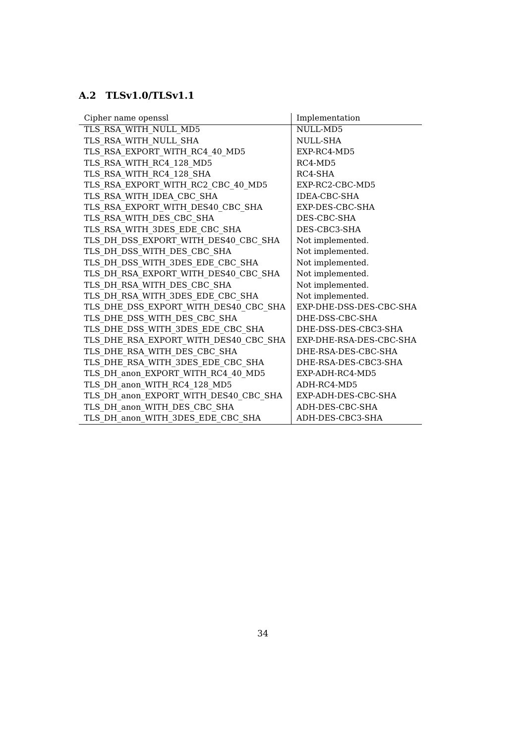## A.2 TLSv1.0/TLSv1.1

| Cipher name openssl | Implementation |
|---|---|
| TLS_RSA_WITH_NULL_MD5 | NULL-MD5 |
| TLS_RSA_WITH_NULL_SHA | NULL-SHA |
| TLS_RSA_EXPORT_WITH_RC4_40_MD5 | EXP-RC4-MD5 |
| TLS_RSA_WITH_RC4_128_MD5 | RC4-MD5 |
| TLS_RSA_WITH_RC4_128_SHA | RC4-SHA |
| TLS_RSA_EXPORT_WITH_RC2_CBC_40_MD5 | EXP-RC2-CBC-MD5 |
| TLS_RSA_WITH_IDEA_CBC_SHA | IDEA-CBC-SHA |
| TLS_RSA_EXPORT_WITH_DES40_CBC_SHA | EXP-DES-CBC-SHA |
| TLS_RSA_WITH_DES_CBC_SHA | DES-CBC-SHA |
| TLS_RSA_WITH_3DES_EDE_CBC_SHA | DES-CBC3-SHA |
| TLS_DH_DSS_EXPORT_WITH_DES40_CBC_SHA | Not implemented. |
| TLS_DH_DSS_WITH_DES_CBC_SHA | Not implemented. |
| TLS_DH_DSS_WITH_3DES_EDE_CBC_SHA | Not implemented. |
| TLS_DH_RSA_EXPORT_WITH_DES40_CBC_SHA | Not implemented. |
| TLS_DH_RSA_WITH_DES_CBC_SHA | Not implemented. |
| TLS_DH_RSA_WITH_3DES_EDE_CBC_SHA | Not implemented. |
| TLS_DHE_DSS_EXPORT_WITH_DES40_CBC_SHA | EXP-DHE-DSS-DES-CBC-SHA |
| TLS_DHE_DSS_WITH_DES_CBC_SHA | DHE-DSS-CBC-SHA |
| TLS_DHE_DSS_WITH_3DES_EDE_CBC_SHA | DHE-DSS-DES-CBC3-SHA |
| TLS_DHE_RSA_EXPORT_WITH_DES40_CBC_SHA | EXP-DHE-RSA-DES-CBC-SHA |
| TLS_DHE_RSA_WITH_DES_CBC_SHA | DHE-RSA-DES-CBC-SHA |
| TLS_DHE_RSA_WITH_3DES_EDE_CBC_SHA | DHE-RSA-DES-CBC3-SHA |
| TLS_DH_anon_EXPORT_WITH_RC4_40_MD5 | EXP-ADH-RC4-MD5 |
| TLS_DH_anon_WITH_RC4_128_MD5 | ADH-RC4-MD5 |
| TLS_DH_anon_EXPORT_WITH_DES40_CBC_SHA | EXP-ADH-DES-CBC-SHA |
| TLS_DH_anon_WITH_DES_CBC_SHA | ADH-DES-CBC-SHA |
| TLS_DH_anon_WITH_3DES_EDE_CBC_SHA | ADH-DES-CBC3-SHA |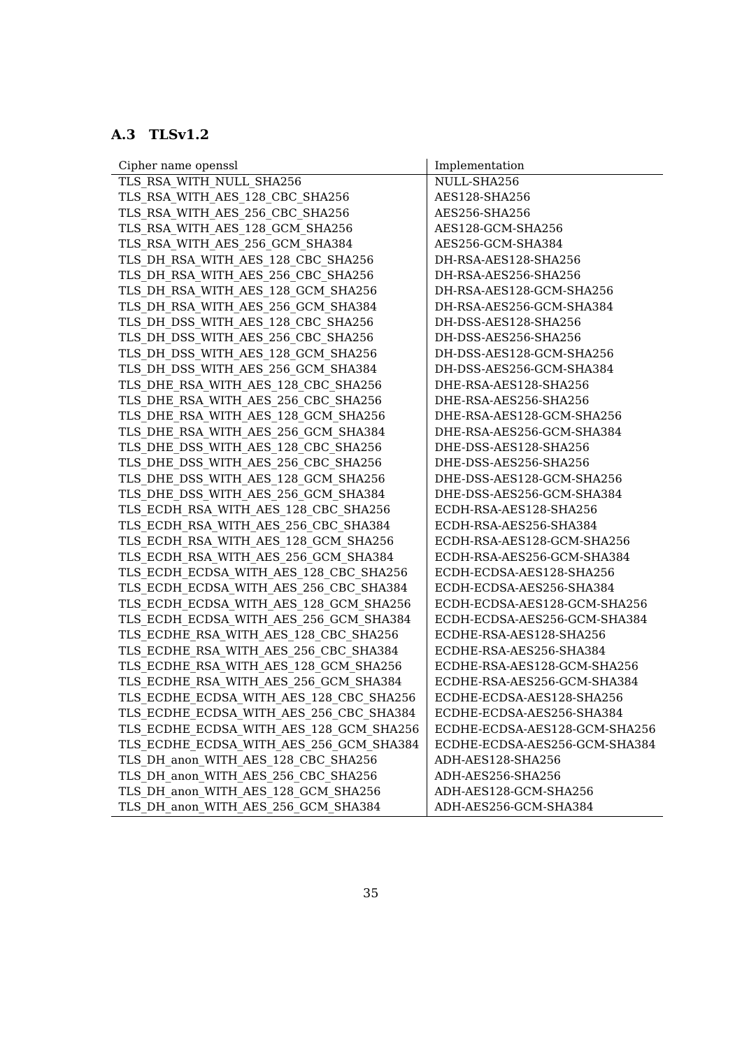### A.3 TLSv1.2

| Cipher name openssl | Implementation |
|---|---|
| TLS_RSA_WITH_NULL_SHA256 | NULL-SHA256 |
| TLS_RSA_WITH_AES_128_CBC_SHA256 | AES128-SHA256 |
| TLS_RSA_WITH_AES_256_CBC_SHA256 | AES256-SHA256 |
| TLS_RSA_WITH_AES_128_GCM_SHA256 | AES128-GCM-SHA256 |
| TLS_RSA_WITH_AES_256_GCM_SHA384 | AES256-GCM-SHA384 |
| TLS_DH_RSA_WITH_AES_128_CBC_SHA256 | DH-RSA-AES128-SHA256 |
| TLS_DH_RSA_WITH_AES_256_CBC_SHA256 | DH-RSA-AES256-SHA256 |
| TLS_DH_RSA_WITH_AES_128_GCM_SHA256 | DH-RSA-AES128-GCM-SHA256 |
| TLS_DH_RSA_WITH_AES_256_GCM_SHA384 | DH-RSA-AES256-GCM-SHA384 |
| TLS_DH_DSS_WITH_AES_128_CBC_SHA256 | DH-DSS-AES128-SHA256 |
| TLS_DH_DSS_WITH_AES_256_CBC_SHA256 | DH-DSS-AES256-SHA256 |
| TLS_DH_DSS_WITH_AES_128_GCM_SHA256 | DH-DSS-AES128-GCM-SHA256 |
| TLS_DH_DSS_WITH_AES_256_GCM_SHA384 | DH-DSS-AES256-GCM-SHA384 |
| TLS_DHE_RSA_WITH_AES_128_CBC_SHA256 | DHE-RSA-AES128-SHA256 |
| TLS_DHE_RSA_WITH_AES_256_CBC_SHA256 | DHE-RSA-AES256-SHA256 |
| TLS_DHE_RSA_WITH_AES_128_GCM_SHA256 | DHE-RSA-AES128-GCM-SHA256 |
| TLS_DHE_RSA_WITH_AES_256_GCM_SHA384 | DHE-RSA-AES256-GCM-SHA384 |
| TLS_DHE_DSS_WITH_AES_128_CBC_SHA256 | DHE-DSS-AES128-SHA256 |
| TLS_DHE_DSS_WITH_AES_256_CBC_SHA256 | DHE-DSS-AES256-SHA256 |
| TLS_DHE_DSS_WITH_AES_128_GCM_SHA256 | DHE-DSS-AES128-GCM-SHA256 |
| TLS_DHE_DSS_WITH_AES_256_GCM_SHA384 | DHE-DSS-AES256-GCM-SHA384 |
| TLS_ECDH_RSA_WITH_AES_128_CBC_SHA256 | ECDH-RSA-AES128-SHA256 |
| TLS_ECDH_RSA_WITH_AES_256_CBC_SHA384 | ECDH-RSA-AES256-SHA384 |
| TLS_ECDH_RSA_WITH_AES_128_GCM_SHA256 | ECDH-RSA-AES128-GCM-SHA256 |
| TLS_ECDH_RSA_WITH_AES_256_GCM_SHA384 | ECDH-RSA-AES256-GCM-SHA384 |
| TLS_ECDH_ECDSA_WITH_AES_128_CBC_SHA256 | ECDH-ECDSA-AES128-SHA256 |
| TLS_ECDH_ECDSA_WITH_AES_256_CBC_SHA384 | ECDH-ECDSA-AES256-SHA384 |
| TLS_ECDH_ECDSA_WITH_AES_128_GCM_SHA256 | ECDH-ECDSA-AES128-GCM-SHA256 |
| TLS_ECDH_ECDSA_WITH_AES_256_GCM_SHA384 | ECDH-ECDSA-AES256-GCM-SHA384 |
| TLS_ECDHE_RSA_WITH_AES_128_CBC_SHA256 | ECDHE-RSA-AES128-SHA256 |
| TLS_ECDHE_RSA_WITH_AES_256_CBC_SHA384 | ECDHE-RSA-AES256-SHA384 |
| TLS_ECDHE_RSA_WITH_AES_128_GCM_SHA256 | ECDHE-RSA-AES128-GCM-SHA256 |
| TLS_ECDHE_RSA_WITH_AES_256_GCM_SHA384 | ECDHE-RSA-AES256-GCM-SHA384 |
| TLS_ECDHE_ECDSA_WITH_AES_128_CBC_SHA256 | ECDHE-ECDSA-AES128-SHA256 |
| TLS_ECDHE_ECDSA_WITH_AES_256_CBC_SHA384 | ECDHE-ECDSA-AES256-SHA384 |
| TLS_ECDHE_ECDSA_WITH_AES_128_GCM_SHA256 | ECDHE-ECDSA-AES128-GCM-SHA256 |
| TLS_ECDHE_ECDSA_WITH_AES_256_GCM_SHA384 | ECDHE-ECDSA-AES256-GCM-SHA384 |
| TLS_DH_anon_WITH_AES_128_CBC_SHA256 | ADH-AES128-SHA256 |
| TLS_DH_anon_WITH_AES_256_CBC_SHA256 | ADH-AES256-SHA256 |
| TLS_DH_anon_WITH_AES_128_GCM_SHA256 | ADH-AES128-GCM-SHA256 |
| TLS_DH_anon_WITH_AES_256_GCM_SHA384 | ADH-AES256-GCM-SHA384 |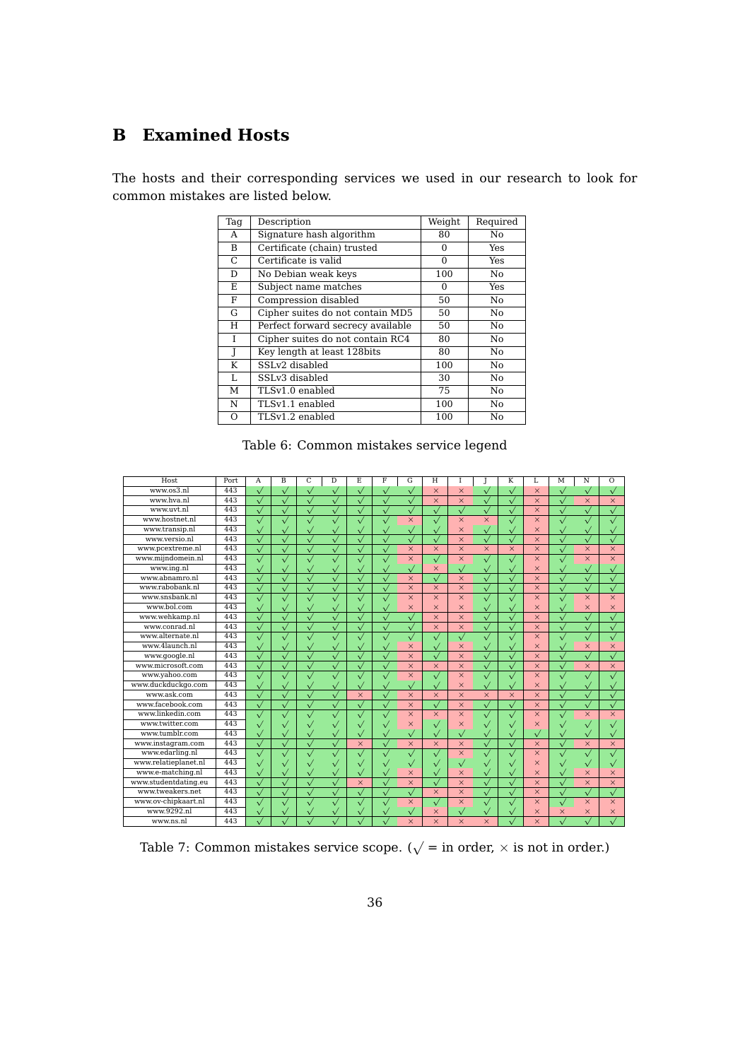# B Examined Hosts

The hosts and their corresponding services we used in our research to look for common mistakes are listed below.

| Tag | Description | Weight | Required |
|---|---|---|---|
| A | Signature hash algorithm | 80 | No |
| B | Certificate (chain) trusted | 0 | Yes |
| C | Certificate is valid | 0 | Yes |
| D | No Debian weak keys | 100 | No |
| E | Subject name matches | 0 | Yes |
| F | Compression disabled | 50 | No |
| G | Cipher suites do not contain MD5 | 50 | No |
| H | Perfect forward secrecy available | 50 | No |
| I | Cipher suites do not contain RC4 | 80 | No |
| J | Key length at least 128bits | 80 | No |
| K | SSLv2 disabled | 100 | No |
| L | SSLv3 disabled | 30 | No |
| M | TLSv1.0 enabled | 75 | No |
| N | TLSv1.1 enabled | 100 | No |
| O | TLSv1.2 enabled | 100 | No |

Table 6: Common mistakes service legend

| Host | Port | A | B | C | D | E | F | G | H | I | J | K | L | M | N | O |
|---|---|---|---|---|---|---|---|---|---|---|---|---|---|---|---|---|
| www.os3.nl | 443 | √ | √ | √ | √ | √ | √ | √ | × | × | √ | √ | × | √ | √ | √ |
| www.hva.nl | 443 | √ | √ | √ | √ | √ | √ | √ | × | × | √ | √ | × | √ | × | × |
| www.uvt.nl | 443 | √ | √ | √ | √ | √ | √ | √ | √ | √ | √ | √ | × | √ | √ | √ |
| www.hostnet.nl | 443 | √ | √ | √ | √ | √ | √ | × | √ | × | × | √ | × | √ | √ | √ |
| www.transip.nl | 443 | √ | √ | √ | √ | √ | √ | √ | √ | × | √ | √ | × | √ | √ | √ |
| www.versio.nl | 443 | √ | √ | √ | √ | √ | √ | √ | √ | × | √ | √ | × | √ | √ | √ |
| www.pcextreme.nl | 443 | √ | √ | √ | √ | √ | √ | × | × | × | × | × | × | √ | × | × |
| www.mijndomein.nl | 443 | √ | √ | √ | √ | √ | √ | × | √ | × | √ | √ | × | √ | × | × |
| www.ing.nl | 443 | √ | √ | √ | √ | √ | √ | √ | × | √ | √ | √ | × | √ | √ | √ |
| www.abnamro.nl | 443 | √ | √ | √ | √ | √ | √ | × | √ | × | √ | √ | × | √ | √ | √ |
| www.rabobank.nl | 443 | √ | √ | √ | √ | √ | √ | × | × | × | √ | √ | × | √ | √ | √ |
| www.snsbank.nl | 443 | √ | √ | √ | √ | √ | √ | × | × | × | √ | √ | × | √ | × | × |
| www.bol.com | 443 | √ | √ | √ | √ | √ | √ | × | × | × | √ | √ | × | √ | × | × |
| www.wehkamp.nl | 443 | √ | √ | √ | √ | √ | √ | √ | × | × | √ | √ | × | √ | √ | √ |
| www.conrad.nl | 443 | √ | √ | √ | √ | √ | √ | √ | × | × | √ | √ | × | √ | √ | √ |
| www.alternate.nl | 443 | √ | √ | √ | √ | √ | √ | √ | √ | √ | √ | √ | × | √ | √ | √ |
| www.4launch.nl | 443 | √ | √ | √ | √ | √ | √ | × | √ | × | √ | √ | × | √ | × | × |
| www.google.nl | 443 | √ | √ | √ | √ | √ | √ | × | √ | × | √ | √ | × | √ | √ | √ |
| www.microsoft.com | 443 | √ | √ | √ | √ | √ | √ | × | × | × | √ | √ | × | √ | × | × |
| www.yahoo.com | 443 | √ | √ | √ | √ | √ | √ | × | √ | × | √ | √ | × | √ | √ | √ |
| www.duckduckgo.com | 443 | √ | √ | √ | √ | √ | √ | √ | √ | × | √ | √ | × | √ | √ | √ |
| www.ask.com | 443 | √ | √ | √ | √ | × | √ | × | × | × | × | × | × | √ | √ | √ |
| www.facebook.com | 443 | √ | √ | √ | √ | √ | √ | × | √ | × | √ | √ | × | √ | √ | √ |
| www.linkedin.com | 443 | √ | √ | √ | √ | √ | √ | × | × | × | √ | √ | × | √ | × | × |
| www.twitter.com | 443 | √ | √ | √ | √ | √ | √ | × | √ | × | √ | √ | × | √ | √ | √ |
| www.tumblr.com | 443 | √ | √ | √ | √ | √ | √ | √ | √ | √ | √ | √ | √ | √ | √ | √ |
| www.instagram.com | 443 | √ | √ | √ | √ | × | √ | × | × | × | √ | √ | × | √ | × | × |
| www.edarling.nl | 443 | √ | √ | √ | √ | √ | √ | √ | √ | × | √ | √ | × | √ | √ | √ |
| www.relatieplanet.nl | 443 | √ | √ | √ | √ | √ | √ | √ | √ | √ | √ | √ | × | √ | √ | √ |
| www.e-matching.nl | 443 | √ | √ | √ | √ | √ | √ | × | √ | × | √ | √ | × | √ | × | × |
| www.studentdating.eu | 443 | √ | √ | √ | √ | × | √ | × | √ | × | √ | √ | × | √ | × | × |
| www.tweakers.net | 443 | √ | √ | √ | √ | √ | √ | √ | × | × | √ | √ | × | √ | √ | √ |
| www.ov-chipkaart.nl | 443 | √ | √ | √ | √ | √ | √ | × | √ | × | √ | √ | × | √ | × | × |
| www.9292.nl | 443 | √ | √ | √ | √ | √ | √ | √ | × | √ | √ | √ | × | × | × | × |
| www.ns.nl | 443 | √ | √ | √ | √ | √ | √ | × | × | × | × | √ | × | √ | √ | √ |

Table 7: Common mistakes service scope. ($\surd$ = in order, $\times$ is not in order.)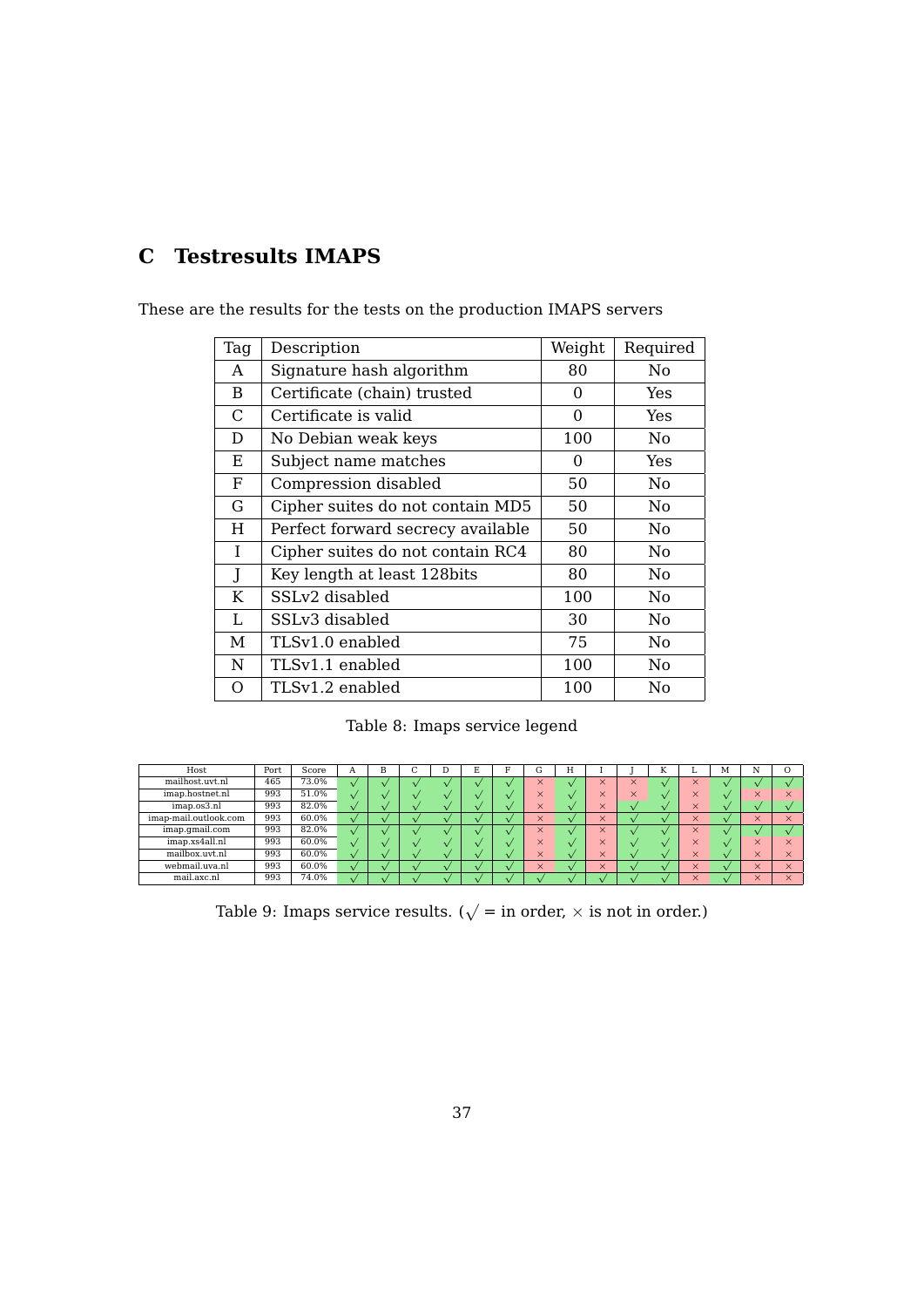## C Testresults IMAPS

These are the results for the tests on the production IMAPS servers

| Tag | Description | Weight | Required |
|---|---|---|---|
| A | Signature hash algorithm | 80 | No |
| B | Certificate (chain) trusted | 0 | Yes |
| C | Certificate is valid | 0 | Yes |
| D | No Debian weak keys | 100 | No |
| E | Subject name matches | 0 | Yes |
| F | Compression disabled | 50 | No |
| G | Cipher suites do not contain MD5 | 50 | No |
| H | Perfect forward secrecy available | 50 | No |
| I | Cipher suites do not contain RC4 | 80 | No |
| J | Key length at least 128bits | 80 | No |
| K | SSLv2 disabled | 100 | No |
| L | SSLv3 disabled | 30 | No |
| M | TLSv1.0 enabled | 75 | No |
| N | TLSv1.1 enabled | 100 | No |
| O | TLSv1.2 enabled | 100 | No |

Table 8: Imaps service legend

| Host | Port | Score | A | B | C | D | E | F | G | H | I | J | K | L | M | N | O |
|---|---|---|---|---|---|---|---|---|---|---|---|---|---|---|---|---|---|
| mailhost.uvt.nl | 465 | 73.0% | √ | √ | √ | √ | √ | √ | × | √ | × | × | √ | × | √ | √ | √ |
| imap.hostnet.nl | 993 | 51.0% | √ | √ | √ | √ | √ | √ | × | √ | × | × | √ | × | √ | × | × |
| imap.os3.nl | 993 | 82.0% | √ | √ | √ | √ | √ | √ | × | √ | × | √ | √ | × | √ | √ | √ |
| imap-mail.outlook.com | 993 | 60.0% | √ | √ | √ | √ | √ | √ | × | √ | × | √ | √ | × | √ | × | × |
| imap.gmail.com | 993 | 82.0% | √ | √ | √ | √ | √ | √ | × | √ | × | √ | √ | × | √ | √ | √ |
| imap.xs4all.nl | 993 | 60.0% | √ | √ | √ | √ | √ | √ | × | √ | × | √ | √ | × | √ | × | × |
| mailbox.uvt.nl | 993 | 60.0% | √ | √ | √ | √ | √ | √ | × | √ | × | √ | √ | × | √ | × | × |
| webmail.uva.nl | 993 | 60.0% | √ | √ | √ | √ | √ | √ | × | √ | × | √ | √ | × | √ | × | × |
| mail.axc.nl | 993 | 74.0% | √ | √ | √ | √ | √ | √ | √ | √ | √ | √ | √ | × | √ | × | × |

Table 9: Imaps service results. ($\surd$ = in order, $\times$ is not in order.)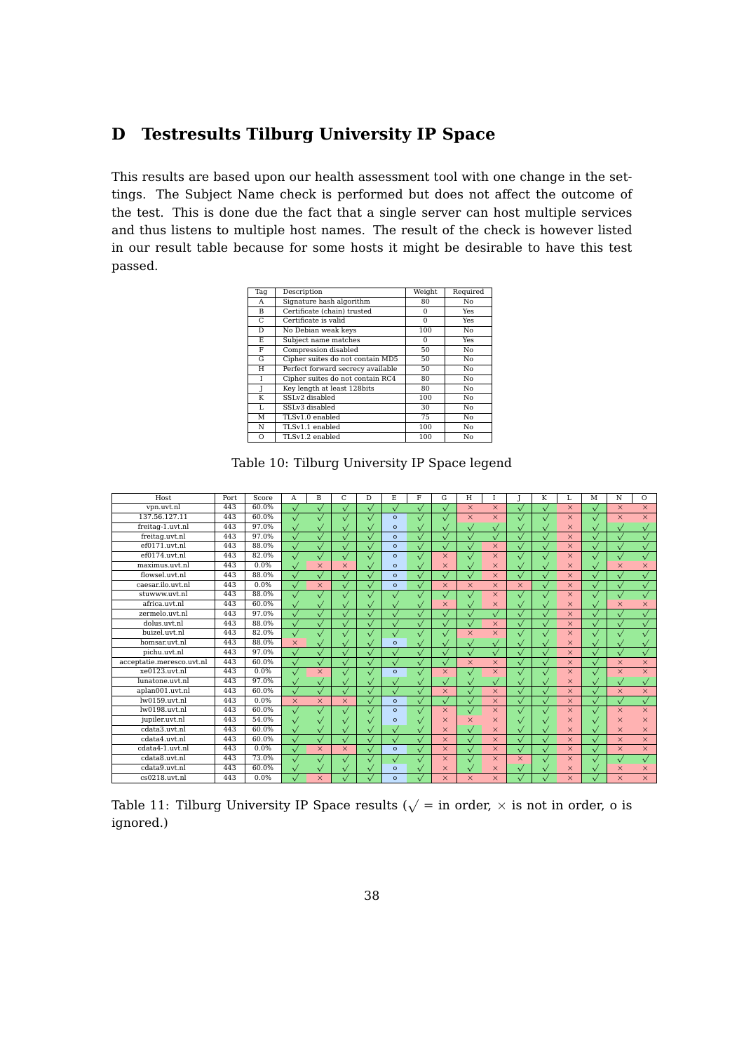## D Testresults Tilburg University IP Space

This results are based upon our health assessment tool with one change in the settings. The Subject Name check is performed but does not affect the outcome of the test. This is done due the fact that a single server can host multiple services and thus listens to multiple host names. The result of the check is however listed in our result table because for some hosts it might be desirable to have this test passed.

| Tag | Description | Weight | Required |
|---|---|---|---|
| A | Signature hash algorithm | 80 | No |
| B | Certificate (chain) trusted | 0 | Yes |
| C | Certificate is valid | 0 | Yes |
| D | No Debian weak keys | 100 | No |
| E | Subject name matches | 0 | Yes |
| F | Compression disabled | 50 | No |
| G | Cipher suites do not contain MD5 | 50 | No |
| H | Perfect forward secrecy available | 50 | No |
| I | Cipher suites do not contain RC4 | 80 | No |
| J | Key length at least 128bits | 80 | No |
| K | SSLv2 disabled | 100 | No |
| L | SSLv3 disabled | 30 | No |
| M | TLSv1.0 enabled | 75 | No |
| N | TLSv1.1 enabled | 100 | No |
| O | TLSv1.2 enabled | 100 | No |

Table 10: Tilburg University IP Space legend

| Host | Port | Score | A | B | C | D | E | F | G | H | I | J | K | L | M | N | O |
|---|---|---|---|---|---|---|---|---|---|---|---|---|---|---|---|---|---|
| vpn.uvt.nl | 443 | 60.0% | √ | √ | √ | √ | √ | √ | √ | × | × | √ | √ | × | √ | × | × |
| 137.56.127.11 | 443 | 60.0% | √ | √ | √ | √ | o | √ | √ | × | × | √ | √ | × | √ | × | × |
| freitag-1.uvt.nl | 443 | 97.0% | √ | √ | √ | √ | o | √ | √ | √ | √ | √ | √ | × | √ | √ | √ |
| freitag.uvt.nl | 443 | 97.0% | √ | √ | √ | √ | o | √ | √ | √ | √ | √ | √ | × | √ | √ | √ |
| ef0171.uvt.nl | 443 | 88.0% | √ | √ | √ | √ | o | √ | √ | √ | × | √ | √ | × | √ | √ | √ |
| ef0174.uvt.nl | 443 | 82.0% | √ | √ | √ | √ | o | √ | × | √ | × | √ | √ | × | √ | √ | √ |
| maximus.uvt.nl | 443 | 0.0% | √ | × | × | √ | o | √ | × | √ | × | √ | √ | × | √ | × | × |
| flowsel.uvt.nl | 443 | 88.0% | √ | √ | √ | √ | o | √ | √ | √ | × | √ | √ | × | √ | √ | √ |
| caesar.ilo.uvt.nl | 443 | 0.0% | √ | × | √ | √ | o | √ | × | × | × | × | √ | × | √ | √ | √ |
| stuwww.uvt.nl | 443 | 88.0% | √ | √ | √ | √ | √ | √ | √ | √ | × | √ | √ | × | √ | √ | √ |
| africa.uvt.nl | 443 | 60.0% | √ | √ | √ | √ | √ | √ | × | √ | × | √ | √ | × | √ | × | × |
| zermelo.uvt.nl | 443 | 97.0% | √ | √ | √ | √ | √ | √ | √ | √ | √ | √ | √ | × | √ | √ | √ |
| dolus.uvt.nl | 443 | 88.0% | √ | √ | √ | √ | √ | √ | √ | √ | × | √ | √ | × | √ | √ | √ |
| buizel.uvt.nl | 443 | 82.0% | √ | √ | √ | √ | √ | √ | √ | × | × | √ | √ | × | √ | √ | √ |
| homsar.uvt.nl | 443 | 88.0% | × | √ | √ | √ | o | √ | √ | √ | √ | √ | √ | × | √ | √ | √ |
| pichu.uvt.nl | 443 | 97.0% | √ | √ | √ | √ | √ | √ | √ | √ | √ | √ | √ | × | √ | √ | √ |
| acceptatie.meresco.uvt.nl | 443 | 60.0% | √ | √ | √ | √ | √ | √ | √ | × | × | √ | √ | × | √ | × | × |
| xe0123.uvt.nl | 443 | 0.0% | √ | × | √ | √ | o | √ | × | √ | × | √ | √ | × | √ | × | × |
| lunatone.uvt.nl | 443 | 97.0% | √ | √ | √ | √ | √ | √ | √ | √ | √ | √ | √ | × | √ | √ | √ |
| aplan001.uvt.nl | 443 | 60.0% | √ | √ | √ | √ | √ | √ | × | √ | × | √ | √ | × | √ | × | × |
| lw0159.uvt.nl | 443 | 0.0% | × | × | × | √ | o | √ | √ | √ | × | √ | √ | × | √ | √ | √ |
| lw0198.uvt.nl | 443 | 60.0% | √ | √ | √ | √ | o | √ | × | √ | × | √ | √ | × | √ | × | × |
| jupiler.uvt.nl | 443 | 54.0% | √ | √ | √ | √ | o | √ | × | × | × | √ | √ | × | √ | × | × |
| cdata3.uvt.nl | 443 | 60.0% | √ | √ | √ | √ | √ | √ | × | √ | × | √ | √ | × | √ | × | × |
| cdata4.uvt.nl | 443 | 60.0% | √ | √ | √ | √ | √ | √ | × | √ | × | √ | √ | × | √ | × | × |
| cdata4-1.uvt.nl | 443 | 0.0% | √ | × | × | √ | o | √ | × | √ | × | √ | √ | × | √ | × | × |
| cdata8.uvt.nl | 443 | 73.0% | √ | √ | √ | √ | √ | √ | × | √ | × | × | √ | × | √ | √ | √ |
| cdata9.uvt.nl | 443 | 60.0% | √ | √ | √ | √ | o | √ | × | √ | × | √ | √ | × | √ | × | × |
| cs0218.uvt.nl | 443 | 0.0% | √ | × | √ | √ | o | √ | × | × | × | √ | √ | × | √ | × | × |

Table 11: Tilburg University IP Space results (√ = in order, × is not in order, o is ignored.)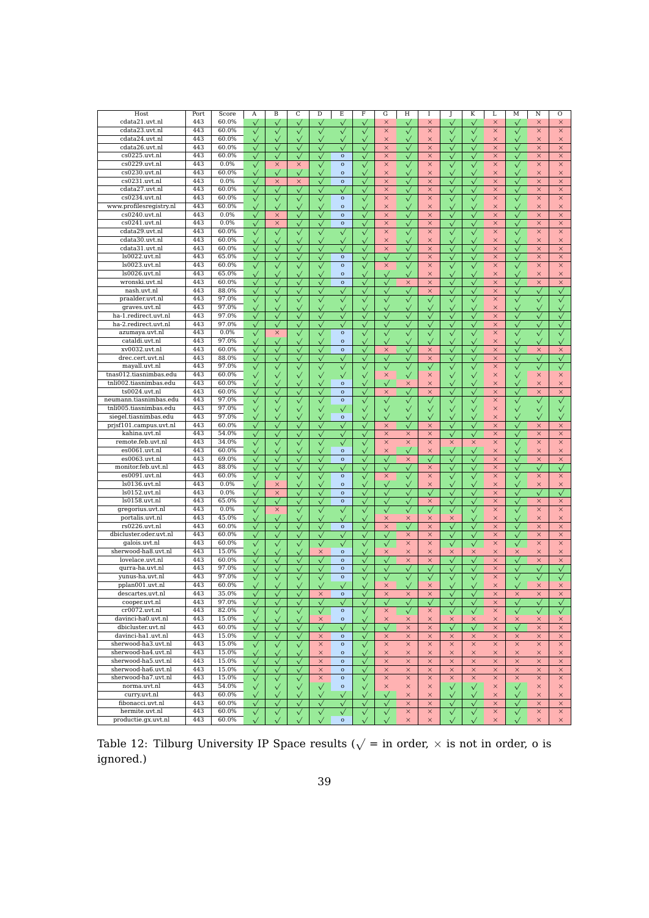| Host | Port | Score | A | B | C | D | E | F | G | H | I | J | K | L | M | N | O |
|---|---|---|---|---|---|---|---|---|---|---|---|---|---|---|---|---|---|
| cdata21.uvt.nl | 443 | 60.0% | √ | √ | √ | √ | √ | √ | × | √ | × | √ | √ | × | √ | × | × |
| cdata23.uvt.nl | 443 | 60.0% | √ | √ | √ | √ | √ | √ | × | √ | × | √ | √ | × | √ | × | × |
| cdata24.uvt.nl | 443 | 60.0% | √ | √ | √ | √ | √ | √ | × | √ | × | √ | √ | × | √ | × | × |
| cdata26.uvt.nl | 443 | 60.0% | √ | √ | √ | √ | √ | √ | × | √ | × | √ | √ | × | √ | × | × |
| cs0225.uvt.nl | 443 | 60.0% | √ | √ | √ | √ | o | √ | × | √ | × | √ | √ | × | √ | × | × |
| cs0229.uvt.nl | 443 | 0.0% | √ | × | × | √ | o | √ | × | √ | × | √ | √ | × | √ | × | × |
| cs0230.uvt.nl | 443 | 60.0% | √ | √ | √ | √ | o | √ | × | √ | × | √ | √ | × | √ | × | × |
| cs0231.uvt.nl | 443 | 0.0% | √ | × | × | √ | o | √ | × | √ | × | √ | √ | × | √ | × | × |
| cdata27.uvt.nl | 443 | 60.0% | √ | √ | √ | √ | √ | √ | × | √ | × | √ | √ | × | √ | × | × |
| cs0234.uvt.nl | 443 | 60.0% | √ | √ | √ | √ | o | √ | × | √ | × | √ | √ | × | √ | × | × |
| www.profilesregistry.nl | 443 | 60.0% | √ | √ | √ | √ | o | √ | × | √ | × | √ | √ | × | √ | × | × |
| cs0240.uvt.nl | 443 | 0.0% | √ | × | √ | √ | o | √ | × | √ | × | √ | √ | × | √ | × | × |
| cs0241.uvt.nl | 443 | 0.0% | √ | × | √ | √ | o | √ | × | √ | × | √ | √ | × | √ | × | × |
| cdata29.uvt.nl | 443 | 60.0% | √ | √ | √ | √ | √ | √ | × | √ | × | √ | √ | × | √ | × | × |
| cdata30.uvt.nl | 443 | 60.0% | √ | √ | √ | √ | √ | √ | × | √ | × | √ | √ | × | √ | × | × |
| cdata31.uvt.nl | 443 | 60.0% | √ | √ | √ | √ | √ | √ | × | √ | × | √ | √ | × | √ | × | × |
| ls0022.uvt.nl | 443 | 65.0% | √ | √ | √ | √ | o | √ | √ | √ | × | √ | √ | × | √ | × | × |
| ls0023.uvt.nl | 443 | 60.0% | √ | √ | √ | √ | o | √ | × | √ | × | √ | √ | × | √ | × | × |
| ls0026.uvt.nl | 443 | 65.0% | √ | √ | √ | √ | o | √ | √ | √ | × | √ | √ | × | √ | × | × |
| wronski.uvt.nl | 443 | 60.0% | √ | √ | √ | √ | o | √ | √ | × | × | √ | √ | × | √ | × | × |
| nash.uvt.nl | 443 | 88.0% | √ | √ | √ | √ | √ | √ | √ | √ | × | √ | √ | × | √ | √ | √ |
| praalder.uvt.nl | 443 | 97.0% | √ | √ | √ | √ | √ | √ | √ | √ | √ | √ | √ | × | √ | √ | √ |
| graves.uvt.nl | 443 | 97.0% | √ | √ | √ | √ | √ | √ | √ | √ | √ | √ | √ | × | √ | √ | √ |
| ha-1.redirect.uvt.nl | 443 | 97.0% | √ | √ | √ | √ | √ | √ | √ | √ | √ | √ | √ | × | √ | √ | √ |
| ha-2.redirect.uvt.nl | 443 | 97.0% | √ | √ | √ | √ | √ | √ | √ | √ | √ | √ | √ | × | √ | √ | √ |
| azumaya.uvt.nl | 443 | 0.0% | √ | × | √ | √ | o | √ | √ | √ | √ | √ | √ | × | √ | √ | √ |
| cataldi.uvt.nl | 443 | 97.0% | √ | √ | √ | √ | o | √ | √ | √ | √ | √ | √ | × | √ | √ | √ |
| xv0032.uvt.nl | 443 | 60.0% | √ | √ | √ | √ | o | √ | × | √ | × | √ | √ | × | √ | × | × |
| drec.cert.uvt.nl | 443 | 88.0% | √ | √ | √ | √ | √ | √ | √ | √ | × | √ | √ | × | √ | √ | √ |
| mayall.uvt.nl | 443 | 97.0% | √ | √ | √ | √ | √ | √ | √ | √ | √ | √ | √ | × | √ | √ | √ |
| tnas012.tiasnimbas.edu | 443 | 60.0% | √ | √ | √ | √ | √ | √ | × | √ | × | √ | √ | × | √ | × | × |
| tnli002.tiasnimbas.edu | 443 | 60.0% | √ | √ | √ | √ | o | √ | √ | × | × | √ | √ | × | √ | × | × |
| ts0024.uvt.nl | 443 | 60.0% | √ | √ | √ | √ | o | √ | × | √ | × | √ | √ | × | √ | × | × |
| neumann.tiasnimbas.edu | 443 | 97.0% | √ | √ | √ | √ | o | √ | √ | √ | √ | √ | √ | × | √ | √ | √ |
| tnli005.tiasnimbas.edu | 443 | 97.0% | √ | √ | √ | √ | √ | √ | √ | √ | √ | √ | √ | × | √ | √ | √ |
| siegel.tiasnimbas.edu | 443 | 97.0% | √ | √ | √ | √ | o | √ | √ | √ | √ | √ | √ | × | √ | √ | √ |
| prjsf101.campus.uvt.nl | 443 | 60.0% | √ | √ | √ | √ | √ | √ | × | √ | × | √ | √ | × | √ | × | × |
| kahina.uvt.nl | 443 | 54.0% | √ | √ | √ | √ | √ | √ | × | × | × | √ | √ | × | √ | × | × |
| remote.feb.uvt.nl | 443 | 34.0% | √ | √ | √ | √ | √ | √ | × | × | × | × | × | × | √ | × | × |
| es0061.uvt.nl | 443 | 60.0% | √ | √ | √ | √ | o | √ | × | √ | × | √ | √ | × | √ | × | × |
| es0063.uvt.nl | 443 | 69.0% | √ | √ | √ | √ | o | √ | √ | × | √ | √ | √ | × | √ | × | × |
| monitor.feb.uvt.nl | 443 | 88.0% | √ | √ | √ | √ | √ | √ | √ | √ | × | √ | √ | × | √ | √ | √ |
| es0091.uvt.nl | 443 | 60.0% | √ | √ | √ | √ | o | √ | × | √ | × | √ | √ | × | √ | × | × |
| ls0136.uvt.nl | 443 | 0.0% | √ | × | √ | √ | o | √ | √ | √ | × | √ | √ | × | √ | × | × |
| ls0152.uvt.nl | 443 | 0.0% | √ | × | √ | √ | o | √ | √ | √ | √ | √ | √ | × | √ | √ | √ |
| ls0158.uvt.nl | 443 | 65.0% | √ | √ | √ | √ | o | √ | √ | √ | × | √ | √ | × | √ | × | × |
| gregorius.uvt.nl | 443 | 0.0% | √ | × | √ | √ | √ | √ | √ | √ | √ | √ | √ | × | √ | × | × |
| portalis.uvt.nl | 443 | 45.0% | √ | √ | √ | √ | √ | √ | × | × | × | × | √ | × | √ | × | × |
| rs0226.uvt.nl | 443 | 60.0% | √ | √ | √ | √ | o | √ | × | √ | × | √ | √ | × | √ | × | × |
| dbicluster.oder.uvt.nl | 443 | 60.0% | √ | √ | √ | √ | √ | √ | √ | × | × | √ | √ | × | √ | × | × |
| galois.uvt.nl | 443 | 60.0% | √ | √ | √ | √ | √ | √ | √ | × | × | √ | √ | × | √ | × | × |
| sherwood-ha8.uvt.nl | 443 | 15.0% | √ | √ | √ | × | o | √ | × | × | × | × | × | × | × | × | × |
| lovelace.uvt.nl | 443 | 60.0% | √ | √ | √ | √ | o | √ | √ | × | × | √ | √ | × | √ | × | × |
| qurra-ha.uvt.nl | 443 | 97.0% | √ | √ | √ | √ | o | √ | √ | √ | √ | √ | √ | × | √ | √ | √ |
| yunus-ha.uvt.nl | 443 | 97.0% | √ | √ | √ | √ | o | √ | √ | √ | √ | √ | √ | × | √ | √ | √ |
| pplan001.uvt.nl | 443 | 60.0% | √ | √ | √ | √ | √ | √ | × | √ | × | √ | √ | × | √ | × | × |
| descartes.uvt.nl | 443 | 35.0% | √ | √ | √ | × | o | √ | × | × | × | √ | √ | × | × | × | × |
| cooper.uvt.nl | 443 | 97.0% | √ | √ | √ | √ | √ | √ | √ | √ | √ | √ | √ | × | √ | √ | √ |
| cr0072.uvt.nl | 443 | 82.0% | √ | √ | √ | √ | o | √ | × | √ | × | √ | √ | × | √ | √ | √ |
| davinci-ha0.uvt.nl | 443 | 15.0% | √ | √ | √ | × | o | √ | × | × | × | × | × | × | × | × | × |
| dbicluster.uvt.nl | 443 | 60.0% | √ | √ | √ | √ | √ | √ | √ | × | × | √ | √ | × | √ | × | × |
| davinci-ha1.uvt.nl | 443 | 15.0% | √ | √ | √ | × | o | √ | × | × | × | × | × | × | × | × | × |
| sherwood-ha3.uvt.nl | 443 | 15.0% | √ | √ | √ | × | o | √ | × | × | × | × | × | × | × | × | × |
| sherwood-ha4.uvt.nl | 443 | 15.0% | √ | √ | √ | × | o | √ | × | × | × | × | × | × | × | × | × |
| sherwood-ha5.uvt.nl | 443 | 15.0% | √ | √ | √ | × | o | √ | × | × | × | × | × | × | × | × | × |
| sherwood-ha6.uvt.nl | 443 | 15.0% | √ | √ | √ | × | o | √ | × | × | × | × | × | × | × | × | × |
| sherwood-ha7.uvt.nl | 443 | 15.0% | √ | √ | √ | × | o | √ | × | × | × | × | × | × | × | × | × |
| norma.uvt.nl | 443 | 54.0% | √ | √ | √ | √ | o | √ | × | × | × | √ | √ | × | √ | × | × |
| curry.uvt.nl | 443 | 60.0% | √ | √ | √ | √ | √ | √ | √ | × | × | √ | √ | × | √ | × | × |
| fibonacci.uvt.nl | 443 | 60.0% | √ | √ | √ | √ | √ | √ | √ | × | × | √ | √ | × | √ | × | × |
| hermite.uvt.nl | 443 | 60.0% | √ | √ | √ | √ | √ | √ | √ | × | × | √ | √ | × | √ | × | × |
| productie.gx.uvt.nl | 443 | 60.0% | √ | √ | √ | √ | o | √ | √ | × | × | √ | √ | × | √ | × | × |

Table 12: Tilburg University IP Space results ($\surd$ = in order, $\times$ is not in order, o is ignored.)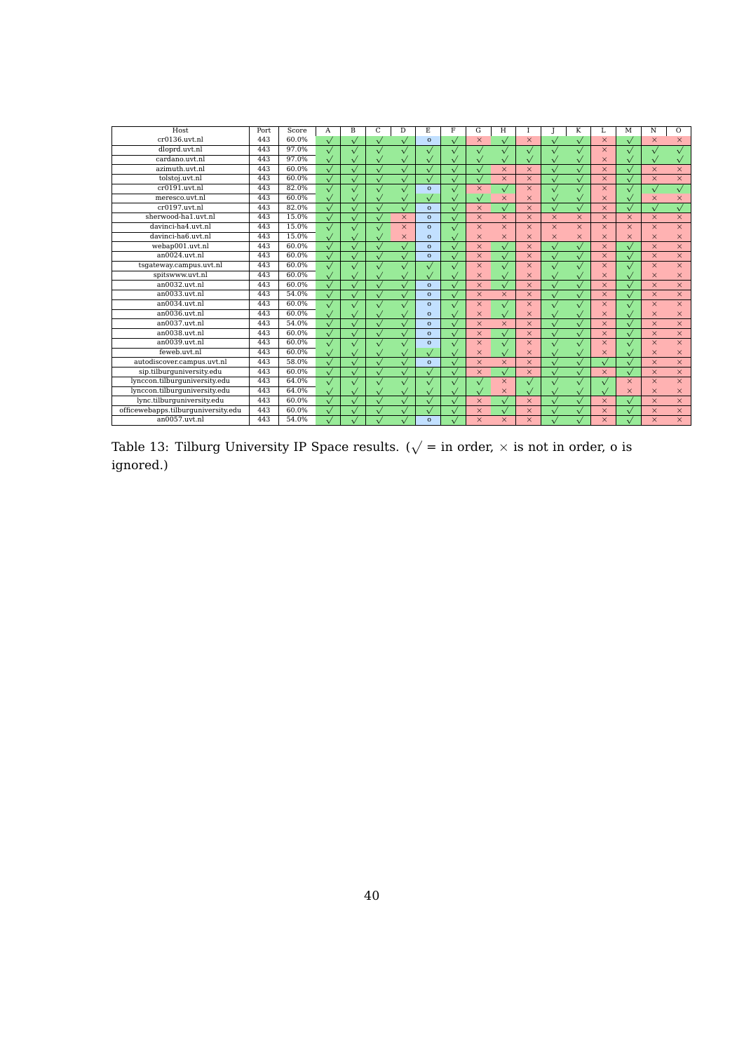| Host | Port | Score | A | B | C | D | E | F | G | H | I | J | K | L | M | N | O |
|---|---|---|---|---|---|---|---|---|---|---|---|---|---|---|---|---|---|
| cr0136.uvt.nl | 443 | 60.0% | √ | √ | √ | √ | o | √ | × | √ | × | √ | √ | × | √ | × | × |
| dloprd.uvt.nl | 443 | 97.0% | √ | √ | √ | √ | √ | √ | √ | √ | √ | √ | √ | × | √ | √ | √ |
| cardano.uvt.nl | 443 | 97.0% | √ | √ | √ | √ | √ | √ | √ | √ | √ | √ | √ | × | √ | √ | √ |
| azimuth.uvt.nl | 443 | 60.0% | √ | √ | √ | √ | √ | √ | √ | × | × | √ | √ | × | √ | × | × |
| tolstoj.uvt.nl | 443 | 60.0% | √ | √ | √ | √ | √ | √ | √ | × | × | √ | √ | × | √ | × | × |
| cr0191.uvt.nl | 443 | 82.0% | √ | √ | √ | √ | o | √ | × | √ | × | √ | √ | × | √ | √ | √ |
| meresco.uvt.nl | 443 | 60.0% | √ | √ | √ | √ | √ | √ | √ | × | × | √ | √ | × | √ | × | × |
| cr0197.uvt.nl | 443 | 82.0% | √ | √ | √ | √ | o | √ | × | √ | × | √ | √ | × | √ | √ | √ |
| sherwood-ha1.uvt.nl | 443 | 15.0% | √ | √ | √ | × | o | √ | × | × | × | × | × | × | × | × | × |
| davinci-ha4.uvt.nl | 443 | 15.0% | √ | √ | √ | × | o | √ | × | × | × | × | × | × | × | × | × |
| davinci-ha6.uvt.nl | 443 | 15.0% | √ | √ | √ | × | o | √ | × | × | × | × | × | × | × | × | × |
| webap001.uvt.nl | 443 | 60.0% | √ | √ | √ | √ | o | √ | × | √ | × | √ | √ | × | √ | × | × |
| an0024.uvt.nl | 443 | 60.0% | √ | √ | √ | √ | o | √ | × | √ | × | √ | √ | × | √ | × | × |
| tsgateway.campus.uvt.nl | 443 | 60.0% | √ | √ | √ | √ | √ | √ | × | √ | × | √ | √ | × | √ | × | × |
| spitswww.uvt.nl | 443 | 60.0% | √ | √ | √ | √ | √ | √ | × | √ | × | √ | √ | × | √ | × | × |
| an0032.uvt.nl | 443 | 60.0% | √ | √ | √ | √ | o | √ | × | √ | × | √ | √ | × | √ | × | × |
| an0033.uvt.nl | 443 | 54.0% | √ | √ | √ | √ | o | √ | × | × | × | √ | √ | × | √ | × | × |
| an0034.uvt.nl | 443 | 60.0% | √ | √ | √ | √ | o | √ | × | √ | × | √ | √ | × | √ | × | × |
| an0036.uvt.nl | 443 | 60.0% | √ | √ | √ | √ | o | √ | × | √ | × | √ | √ | × | √ | × | × |
| an0037.uvt.nl | 443 | 54.0% | √ | √ | √ | √ | o | √ | × | × | × | √ | √ | × | √ | × | × |
| an0038.uvt.nl | 443 | 60.0% | √ | √ | √ | √ | o | √ | × | √ | × | √ | √ | × | √ | × | × |
| an0039.uvt.nl | 443 | 60.0% | √ | √ | √ | √ | o | √ | × | √ | × | √ | √ | × | √ | × | × |
| feweb.uvt.nl | 443 | 60.0% | √ | √ | √ | √ | √ | √ | × | √ | × | √ | √ | × | √ | × | × |
| autodiscover.campus.uvt.nl | 443 | 58.0% | √ | √ | √ | √ | o | √ | × | × | × | √ | √ | √ | √ | × | × |
| sip.tilburguniversity.edu | 443 | 60.0% | √ | √ | √ | √ | √ | √ | × | √ | × | √ | √ | × | √ | × | × |
| lynccon.tilburguniversity.edu | 443 | 64.0% | √ | √ | √ | √ | √ | √ | √ | × | √ | √ | √ | √ | × | × | × |
| lynccon.tilburguniversity.edu | 443 | 64.0% | √ | √ | √ | √ | √ | √ | √ | × | √ | √ | √ | √ | × | × | × |
| lync.tilburguniversity.edu | 443 | 60.0% | √ | √ | √ | √ | √ | √ | × | √ | × | √ | √ | × | √ | × | × |
| officewebapps.tilburguniversity.edu | 443 | 60.0% | √ | √ | √ | √ | √ | √ | × | √ | × | √ | √ | × | √ | × | × |
| an0057.uvt.nl | 443 | 54.0% | √ | √ | √ | √ | o | √ | × | × | × | √ | √ | × | √ | × | × |

Table 13: Tilburg University IP Space results. ($\surd$ = in order, $\times$ is not in order, o is ignored.)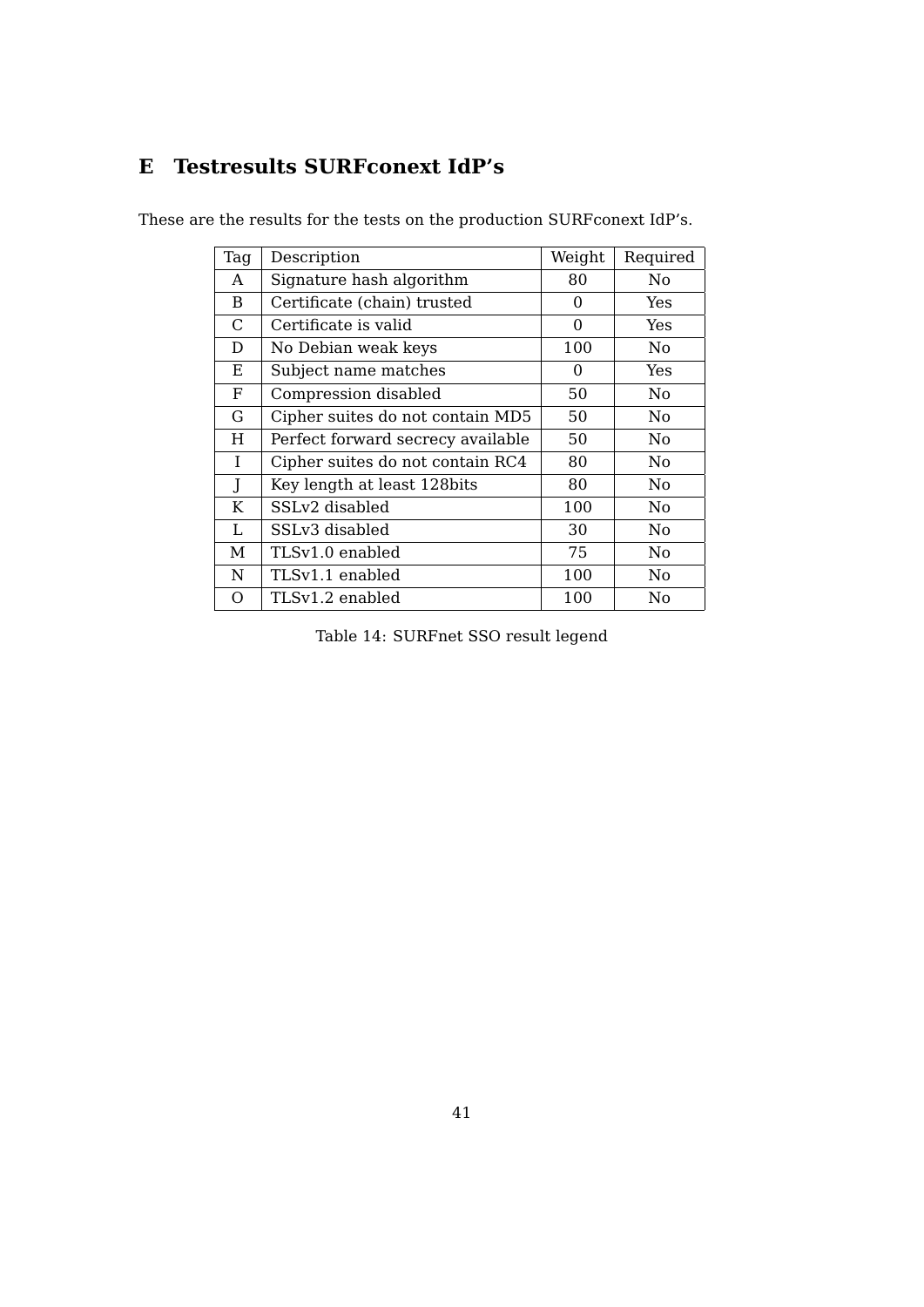# E Testresults SURFconext IdP's

These are the results for the tests on the production SURFconext IdP's.

| Tag | Description | Weight | Required |
|---|---|---|---|
| A | Signature hash algorithm | 80 | No |
| B | Certificate (chain) trusted | 0 | Yes |
| C | Certificate is valid | 0 | Yes |
| D | No Debian weak keys | 100 | No |
| E | Subject name matches | 0 | Yes |
| F | Compression disabled | 50 | No |
| G | Cipher suites do not contain MD5 | 50 | No |
| H | Perfect forward secrecy available | 50 | No |
| I | Cipher suites do not contain RC4 | 80 | No |
| J | Key length at least 128bits | 80 | No |
| K | SSLv2 disabled | 100 | No |
| L | SSLv3 disabled | 30 | No |
| M | TLSv1.0 enabled | 75 | No |
| N | TLSv1.1 enabled | 100 | No |
| O | TLSv1.2 enabled | 100 | No |

Table 14: SURFnet SSO result legend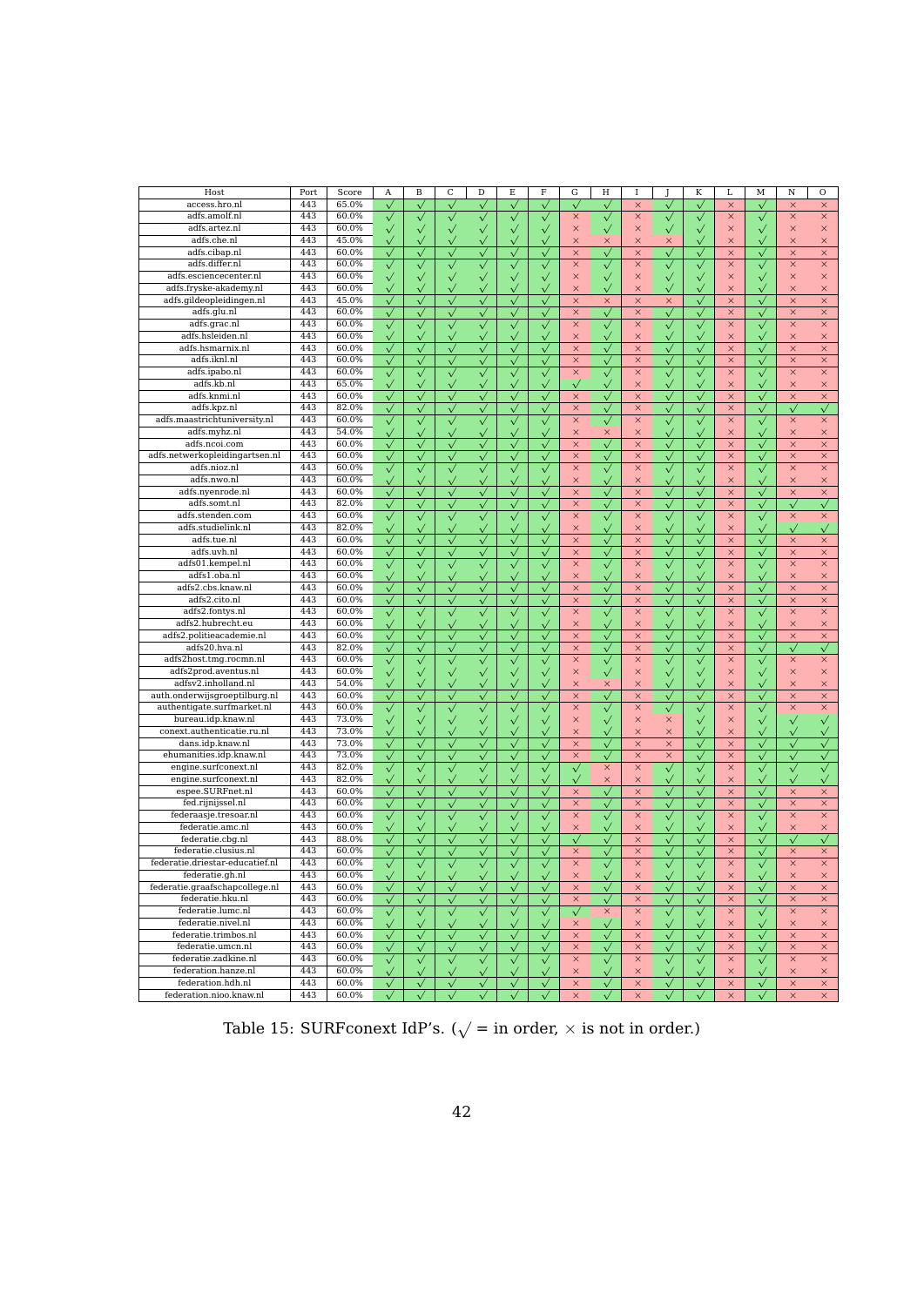| Host | Port | Score | A | B | C | D | E | F | G | H | I | J | K | L | M | N | O |
|---|---|---|---|---|---|---|---|---|---|---|---|---|---|---|---|---|---|
| access.hro.nl | 443 | 65.0% | √ | √ | √ | √ | √ | √ | √ | √ | × | √ | √ | × | √ | × | × |
| adfs.amolf.nl | 443 | 60.0% | √ | √ | √ | √ | √ | √ | × | √ | × | √ | √ | × | √ | × | × |
| adfs.artez.nl | 443 | 60.0% | √ | √ | √ | √ | √ | √ | × | √ | × | √ | √ | × | √ | × | × |
| adfs.che.nl | 443 | 45.0% | √ | √ | √ | √ | √ | √ | × | × | × | × | √ | × | √ | × | × |
| adfs.cibap.nl | 443 | 60.0% | √ | √ | √ | √ | √ | √ | × | √ | × | √ | √ | × | √ | × | × |
| adfs.differ.nl | 443 | 60.0% | √ | √ | √ | √ | √ | √ | × | √ | × | √ | √ | × | √ | × | × |
| adfs.esciencecenter.nl | 443 | 60.0% | √ | √ | √ | √ | √ | √ | × | √ | × | √ | √ | × | √ | × | × |
| adfs.fryske-akademy.nl | 443 | 60.0% | √ | √ | √ | √ | √ | √ | × | √ | × | √ | √ | × | √ | × | × |
| adfs.gildeopleidingen.nl | 443 | 45.0% | √ | √ | √ | √ | √ | √ | × | × | × | × | √ | × | √ | × | × |
| adfs.glu.nl | 443 | 60.0% | √ | √ | √ | √ | √ | √ | × | √ | × | √ | √ | × | √ | × | × |
| adfs.grac.nl | 443 | 60.0% | √ | √ | √ | √ | √ | √ | × | √ | × | √ | √ | × | √ | × | × |
| adfs.hsleiden.nl | 443 | 60.0% | √ | √ | √ | √ | √ | √ | × | √ | × | √ | √ | × | √ | × | × |
| adfs.hsmarnix.nl | 443 | 60.0% | √ | √ | √ | √ | √ | √ | × | √ | × | √ | √ | × | √ | × | × |
| adfs.iknl.nl | 443 | 60.0% | √ | √ | √ | √ | √ | √ | × | √ | × | √ | √ | × | √ | × | × |
| adfs.ipabo.nl | 443 | 60.0% | √ | √ | √ | √ | √ | √ | × | √ | × | √ | √ | × | √ | × | × |
| adfs.kb.nl | 443 | 65.0% | √ | √ | √ | √ | √ | √ | √ | √ | × | √ | √ | × | √ | × | × |
| adfs.knmi.nl | 443 | 60.0% | √ | √ | √ | √ | √ | √ | × | √ | × | √ | √ | × | √ | × | × |
| adfs.kpz.nl | 443 | 82.0% | √ | √ | √ | √ | √ | √ | × | √ | × | √ | √ | × | √ | √ | √ |
| adfs.maastrichtuniversity.nl | 443 | 60.0% | √ | √ | √ | √ | √ | √ | × | √ | × | √ | √ | × | √ | × | × |
| adfs.myhz.nl | 443 | 54.0% | √ | √ | √ | √ | √ | √ | × | × | × | √ | √ | × | √ | × | × |
| adfs.ncoi.com | 443 | 60.0% | √ | √ | √ | √ | √ | √ | × | √ | × | √ | √ | × | √ | × | × |
| adfs.netwerkopleidingartsen.nl | 443 | 60.0% | √ | √ | √ | √ | √ | √ | × | √ | × | √ | √ | × | √ | × | × |
| adfs.nioz.nl | 443 | 60.0% | √ | √ | √ | √ | √ | √ | × | √ | × | √ | √ | × | √ | × | × |
| adfs.nwo.nl | 443 | 60.0% | √ | √ | √ | √ | √ | √ | × | √ | × | √ | √ | × | √ | × | × |
| adfs.nyenrode.nl | 443 | 60.0% | √ | √ | √ | √ | √ | √ | × | √ | × | √ | √ | × | √ | × | × |
| adfs.somt.nl | 443 | 82.0% | √ | √ | √ | √ | √ | √ | × | √ | × | √ | √ | × | √ | √ | √ |
| adfs.stenden.com | 443 | 60.0% | √ | √ | √ | √ | √ | √ | × | √ | × | √ | √ | × | √ | × | × |
| adfs.studielink.nl | 443 | 82.0% | √ | √ | √ | √ | √ | √ | × | √ | × | √ | √ | × | √ | √ | √ |
| adfs.tue.nl | 443 | 60.0% | √ | √ | √ | √ | √ | √ | × | √ | × | √ | √ | × | √ | × | × |
| adfs.uvh.nl | 443 | 60.0% | √ | √ | √ | √ | √ | √ | × | √ | × | √ | √ | × | √ | × | × |
| adfs01.kempel.nl | 443 | 60.0% | √ | √ | √ | √ | √ | √ | × | √ | × | √ | √ | × | √ | × | × |
| adfs1.oba.nl | 443 | 60.0% | √ | √ | √ | √ | √ | √ | × | √ | × | √ | √ | × | √ | × | × |
| adfs2.cbs.knaw.nl | 443 | 60.0% | √ | √ | √ | √ | √ | √ | × | √ | × | √ | √ | × | √ | × | × |
| adfs2.cito.nl | 443 | 60.0% | √ | √ | √ | √ | √ | √ | × | √ | × | √ | √ | × | √ | × | × |
| adfs2.fontys.nl | 443 | 60.0% | √ | √ | √ | √ | √ | √ | × | √ | × | √ | √ | × | √ | × | × |
| adfs2.hubrecht.eu | 443 | 60.0% | √ | √ | √ | √ | √ | √ | × | √ | × | √ | √ | × | √ | × | × |
| adfs2.politieacademie.nl | 443 | 60.0% | √ | √ | √ | √ | √ | √ | × | √ | × | √ | √ | × | √ | × | × |
| adfs20.hva.nl | 443 | 82.0% | √ | √ | √ | √ | √ | √ | × | √ | × | √ | √ | × | √ | √ | √ |
| adfs2host.tmg.rocmn.nl | 443 | 60.0% | √ | √ | √ | √ | √ | √ | × | √ | × | √ | √ | × | √ | × | × |
| adfs2prod.aventus.nl | 443 | 60.0% | √ | √ | √ | √ | √ | √ | × | √ | × | √ | √ | × | √ | × | × |
| adfsv2.inholland.nl | 443 | 54.0% | √ | √ | √ | √ | √ | √ | × | × | × | √ | √ | × | √ | × | × |
| auth.onderwijsgroeptilburg.nl | 443 | 60.0% | √ | √ | √ | √ | √ | √ | × | √ | × | √ | √ | × | √ | × | × |
| authentigate.surfmarket.nl | 443 | 60.0% | √ | √ | √ | √ | √ | √ | × | √ | × | √ | √ | × | √ | × | × |
| bureau.idp.knaw.nl | 443 | 73.0% | √ | √ | √ | √ | √ | √ | × | √ | × | × | √ | × | √ | √ | √ |
| conext.authenticatie.ru.nl | 443 | 73.0% | √ | √ | √ | √ | √ | √ | × | √ | × | × | √ | × | √ | √ | √ |
| dans.idp.knaw.nl | 443 | 73.0% | √ | √ | √ | √ | √ | √ | × | √ | × | × | √ | × | √ | √ | √ |
| ehumanities.idp.knaw.nl | 443 | 73.0% | √ | √ | √ | √ | √ | √ | × | √ | × | × | √ | × | √ | √ | √ |
| engine.surfconext.nl | 443 | 82.0% | √ | √ | √ | √ | √ | √ | √ | × | × | √ | √ | × | √ | √ | √ |
| engine.surfconext.nl | 443 | 82.0% | √ | √ | √ | √ | √ | √ | √ | × | × | √ | √ | × | √ | √ | √ |
| espee.SURFnet.nl | 443 | 60.0% | √ | √ | √ | √ | √ | √ | × | √ | × | √ | √ | × | √ | × | × |
| fed.rijnijssel.nl | 443 | 60.0% | √ | √ | √ | √ | √ | √ | × | √ | × | √ | √ | × | √ | × | × |
| federaasje.tresoar.nl | 443 | 60.0% | √ | √ | √ | √ | √ | √ | × | √ | × | √ | √ | × | √ | × | × |
| federatie.amc.nl | 443 | 60.0% | √ | √ | √ | √ | √ | √ | × | √ | × | √ | √ | × | √ | × | × |
| federatie.cbg.nl | 443 | 88.0% | √ | √ | √ | √ | √ | √ | √ | √ | × | √ | √ | × | √ | √ | √ |
| federatie.clusius.nl | 443 | 60.0% | √ | √ | √ | √ | √ | √ | × | √ | × | √ | √ | × | √ | × | × |
| federatie.driestar-educatief.nl | 443 | 60.0% | √ | √ | √ | √ | √ | √ | × | √ | × | √ | √ | × | √ | × | × |
| federatie.gh.nl | 443 | 60.0% | √ | √ | √ | √ | √ | √ | × | √ | × | √ | √ | × | √ | × | × |
| federatie.graafschapcollege.nl | 443 | 60.0% | √ | √ | √ | √ | √ | √ | × | √ | × | √ | √ | × | √ | × | × |
| federatie.hku.nl | 443 | 60.0% | √ | √ | √ | √ | √ | √ | × | √ | × | √ | √ | × | √ | × | × |
| federatie.lumc.nl | 443 | 60.0% | √ | √ | √ | √ | √ | √ | √ | × | × | √ | √ | × | √ | × | × |
| federatie.nivel.nl | 443 | 60.0% | √ | √ | √ | √ | √ | √ | × | √ | × | √ | √ | × | √ | × | × |
| federatie.trimbos.nl | 443 | 60.0% | √ | √ | √ | √ | √ | √ | × | √ | × | √ | √ | × | √ | × | × |
| federatie.umcn.nl | 443 | 60.0% | √ | √ | √ | √ | √ | √ | × | √ | × | √ | √ | × | √ | × | × |
| federatie.zadkine.nl | 443 | 60.0% | √ | √ | √ | √ | √ | √ | × | √ | × | √ | √ | × | √ | × | × |
| federation.hanze.nl | 443 | 60.0% | √ | √ | √ | √ | √ | √ | × | √ | × | √ | √ | × | √ | × | × |
| federation.hdh.nl | 443 | 60.0% | √ | √ | √ | √ | √ | √ | × | √ | × | √ | √ | × | √ | × | × |
| federation.nioo.knaw.nl | 443 | 60.0% | √ | √ | √ | √ | √ | √ | × | √ | × | √ | √ | × | √ | × | × |

Table 15: SURFconext IdP's. ($\surd$ = in order, $\times$ is not in order.)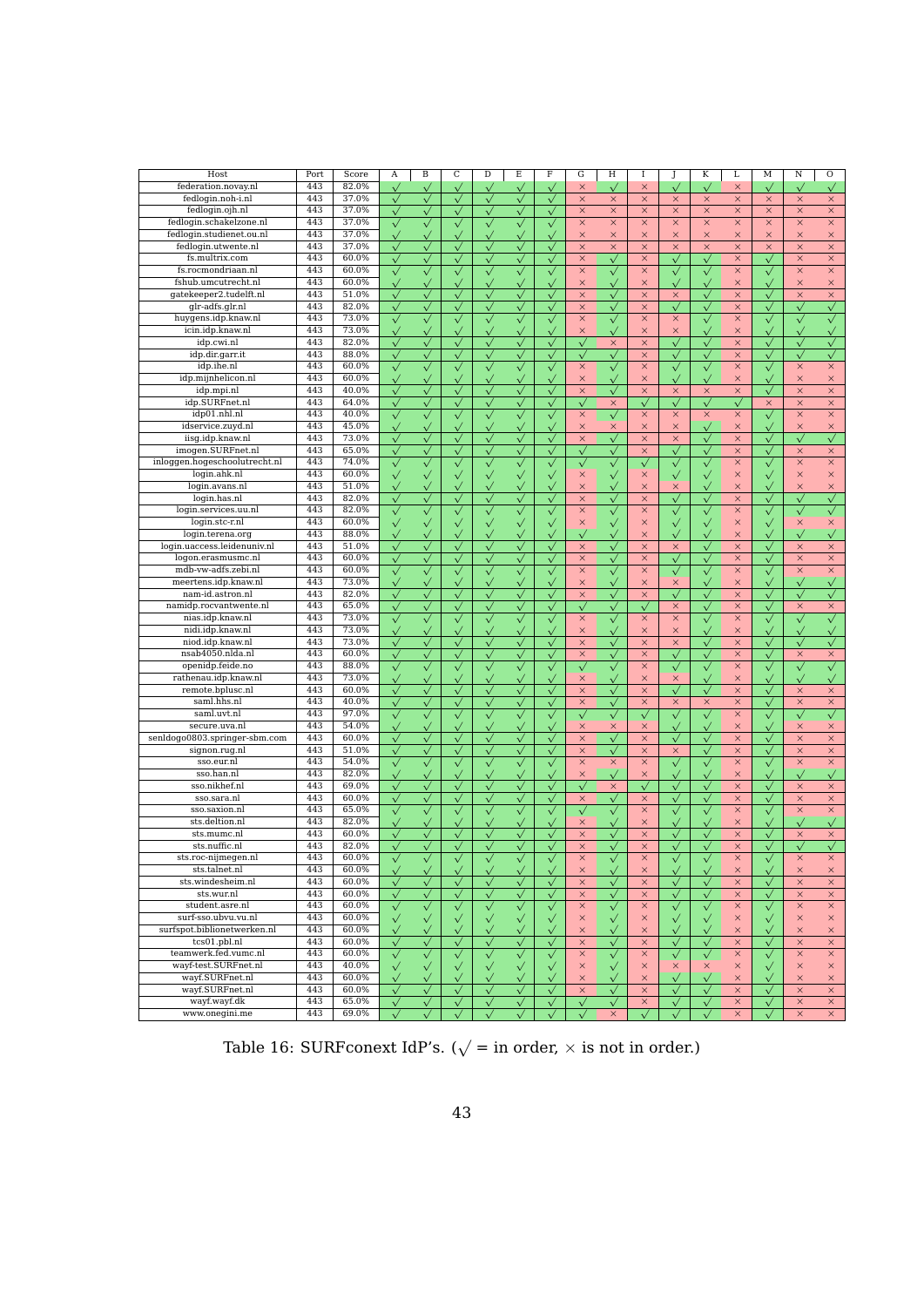| Host | Port | Score | A | B | C | D | E | F | G | H | I | J | K | L | M | N | O |
|---|---|---|---|---|---|---|---|---|---|---|---|---|---|---|---|---|---|
| federation.novay.nl | 443 | 82.0% | √ | √ | √ | √ | √ | √ | × | √ | × | √ | √ | × | √ | √ | √ |
| fedlogin.noh-i.nl | 443 | 37.0% | √ | √ | √ | √ | √ | √ | × | × | × | × | × | × | × | × | × |
| fedlogin.ojh.nl | 443 | 37.0% | √ | √ | √ | √ | √ | √ | × | × | × | × | × | × | × | × | × |
| fedlogin.schakelzone.nl | 443 | 37.0% | √ | √ | √ | √ | √ | √ | × | × | × | × | × | × | × | × | × |
| fedlogin.studienet.ou.nl | 443 | 37.0% | √ | √ | √ | √ | √ | √ | × | × | × | × | × | × | × | × | × |
| fedlogin.utwente.nl | 443 | 37.0% | √ | √ | √ | √ | √ | √ | × | × | × | × | × | × | × | × | × |
| fs.multrix.com | 443 | 60.0% | √ | √ | √ | √ | √ | √ | × | √ | × | √ | √ | × | √ | × | × |
| fs.rocmondriaan.nl | 443 | 60.0% | √ | √ | √ | √ | √ | √ | × | √ | × | √ | √ | × | √ | × | × |
| fshub.umcutrecht.nl | 443 | 60.0% | √ | √ | √ | √ | √ | √ | × | √ | × | √ | √ | × | √ | × | × |
| gatekeeper2.tudelft.nl | 443 | 51.0% | √ | √ | √ | √ | √ | √ | × | √ | × | × | √ | × | √ | × | × |
| glr-adfs.glr.nl | 443 | 82.0% | √ | √ | √ | √ | √ | √ | × | √ | × | √ | √ | × | √ | √ | √ |
| huygens.idp.knaw.nl | 443 | 73.0% | √ | √ | √ | √ | √ | √ | × | √ | × | × | √ | × | √ | √ | √ |
| icin.idp.knaw.nl | 443 | 73.0% | √ | √ | √ | √ | √ | √ | × | √ | × | × | √ | × | √ | √ | √ |
| idp.cwi.nl | 443 | 82.0% | √ | √ | √ | √ | √ | √ | √ | × | × | √ | √ | × | √ | √ | √ |
| idp.dir.garr.it | 443 | 88.0% | √ | √ | √ | √ | √ | √ | √ | √ | × | √ | √ | × | √ | √ | √ |
| idp.ihe.nl | 443 | 60.0% | √ | √ | √ | √ | √ | √ | × | √ | × | √ | √ | × | √ | × | × |
| idp.mijnhelicon.nl | 443 | 60.0% | √ | √ | √ | √ | √ | √ | × | √ | × | √ | √ | × | √ | × | × |
| idp.mpi.nl | 443 | 40.0% | √ | √ | √ | √ | √ | √ | × | √ | × | × | × | × | √ | × | × |
| idp.SURFnet.nl | 443 | 64.0% | √ | √ | √ | √ | √ | √ | √ | × | √ | √ | √ | √ | × | × | × |
| idp01.nhl.nl | 443 | 40.0% | √ | √ | √ | √ | √ | √ | × | √ | × | × | × | × | √ | × | × |
| idservice.zuyd.nl | 443 | 45.0% | √ | √ | √ | √ | √ | √ | × | × | × | × | √ | × | √ | × | × |
| iisg.idp.knaw.nl | 443 | 73.0% | √ | √ | √ | √ | √ | √ | × | √ | × | × | √ | × | √ | √ | √ |
| imogen.SURFnet.nl | 443 | 65.0% | √ | √ | √ | √ | √ | √ | √ | √ | × | √ | √ | × | √ | × | × |
| inloggen.hogeschoolutrecht.nl | 443 | 74.0% | √ | √ | √ | √ | √ | √ | √ | √ | √ | √ | √ | × | √ | × | × |
| login.ahk.nl | 443 | 60.0% | √ | √ | √ | √ | √ | √ | × | √ | × | √ | √ | × | √ | × | × |
| login.avans.nl | 443 | 51.0% | √ | √ | √ | √ | √ | √ | × | √ | × | × | √ | × | √ | × | × |
| login.has.nl | 443 | 82.0% | √ | √ | √ | √ | √ | √ | × | √ | × | √ | √ | × | √ | √ | √ |
| login.services.uu.nl | 443 | 82.0% | √ | √ | √ | √ | √ | √ | × | √ | × | √ | √ | × | √ | √ | √ |
| login.stc-r.nl | 443 | 60.0% | √ | √ | √ | √ | √ | √ | × | √ | × | √ | √ | × | √ | × | × |
| login.terena.org | 443 | 88.0% | √ | √ | √ | √ | √ | √ | √ | √ | × | √ | √ | × | √ | √ | √ |
| login.uaccess.leidenuniv.nl | 443 | 51.0% | √ | √ | √ | √ | √ | √ | × | √ | × | × | √ | × | √ | × | × |
| logon.erasmusmc.nl | 443 | 60.0% | √ | √ | √ | √ | √ | √ | × | √ | × | √ | √ | × | √ | × | × |
| mdb-vw-adfs.zebi.nl | 443 | 60.0% | √ | √ | √ | √ | √ | √ | × | √ | × | √ | √ | × | √ | × | × |
| meertens.idp.knaw.nl | 443 | 73.0% | √ | √ | √ | √ | √ | √ | × | √ | × | × | √ | × | √ | √ | √ |
| nam-id.astron.nl | 443 | 82.0% | √ | √ | √ | √ | √ | √ | × | √ | × | √ | √ | × | √ | √ | √ |
| namidp.rocvantwente.nl | 443 | 65.0% | √ | √ | √ | √ | √ | √ | √ | √ | √ | × | √ | × | √ | × | × |
| nias.idp.knaw.nl | 443 | 73.0% | √ | √ | √ | √ | √ | √ | × | √ | × | × | √ | × | √ | √ | √ |
| nidi.idp.knaw.nl | 443 | 73.0% | √ | √ | √ | √ | √ | √ | × | √ | × | × | √ | × | √ | √ | √ |
| niod.idp.knaw.nl | 443 | 73.0% | √ | √ | √ | √ | √ | √ | × | √ | × | × | √ | × | √ | √ | √ |
| nsab4050.nlda.nl | 443 | 60.0% | √ | √ | √ | √ | √ | √ | × | √ | × | √ | √ | × | √ | × | × |
| openidp.feide.no | 443 | 88.0% | √ | √ | √ | √ | √ | √ | √ | √ | × | √ | √ | × | √ | √ | √ |
| rathenau.idp.knaw.nl | 443 | 73.0% | √ | √ | √ | √ | √ | √ | × | √ | × | × | √ | × | √ | √ | √ |
| remote.bplusc.nl | 443 | 60.0% | √ | √ | √ | √ | √ | √ | × | √ | × | √ | √ | × | √ | × | × |
| saml.hhs.nl | 443 | 40.0% | √ | √ | √ | √ | √ | √ | × | √ | × | × | × | × | √ | × | × |
| saml.uvt.nl | 443 | 97.0% | √ | √ | √ | √ | √ | √ | √ | √ | √ | √ | √ | × | √ | √ | √ |
| secure.uva.nl | 443 | 54.0% | √ | √ | √ | √ | √ | √ | × | × | × | √ | √ | × | √ | × | × |
| senldogo0803.springer-sbm.com | 443 | 60.0% | √ | √ | √ | √ | √ | √ | × | √ | × | √ | √ | × | √ | × | × |
| signon.rug.nl | 443 | 51.0% | √ | √ | √ | √ | √ | √ | × | √ | × | × | √ | × | √ | × | × |
| sso.eur.nl | 443 | 54.0% | √ | √ | √ | √ | √ | √ | × | × | × | √ | √ | × | √ | × | × |
| sso.han.nl | 443 | 82.0% | √ | √ | √ | √ | √ | √ | × | √ | × | √ | √ | × | √ | √ | √ |
| sso.nikhef.nl | 443 | 69.0% | √ | √ | √ | √ | √ | √ | √ | × | √ | √ | √ | × | √ | × | × |
| sso.sara.nl | 443 | 60.0% | √ | √ | √ | √ | √ | √ | × | √ | × | √ | √ | × | √ | × | × |
| sso.saxion.nl | 443 | 65.0% | √ | √ | √ | √ | √ | √ | √ | √ | × | √ | √ | × | √ | × | × |
| sts.deltion.nl | 443 | 82.0% | √ | √ | √ | √ | √ | √ | × | √ | × | √ | √ | × | √ | √ | √ |
| sts.mumc.nl | 443 | 60.0% | √ | √ | √ | √ | √ | √ | × | √ | × | √ | √ | × | √ | × | × |
| sts.nuffic.nl | 443 | 82.0% | √ | √ | √ | √ | √ | √ | × | √ | × | √ | √ | × | √ | √ | √ |
| sts.roc-nijmegen.nl | 443 | 60.0% | √ | √ | √ | √ | √ | √ | × | √ | × | √ | √ | × | √ | × | × |
| sts.talnet.nl | 443 | 60.0% | √ | √ | √ | √ | √ | √ | × | √ | × | √ | √ | × | √ | × | × |
| sts.windesheim.nl | 443 | 60.0% | √ | √ | √ | √ | √ | √ | × | √ | × | √ | √ | × | √ | × | × |
| sts.wur.nl | 443 | 60.0% | √ | √ | √ | √ | √ | √ | × | √ | × | √ | √ | × | √ | × | × |
| student.asre.nl | 443 | 60.0% | √ | √ | √ | √ | √ | √ | × | √ | × | √ | √ | × | √ | × | × |
| surf-sso.ubvu.vu.nl | 443 | 60.0% | √ | √ | √ | √ | √ | √ | × | √ | × | √ | √ | × | √ | × | × |
| surfspot.biblionetwerken.nl | 443 | 60.0% | √ | √ | √ | √ | √ | √ | × | √ | × | √ | √ | × | √ | × | × |
| tcs01.pbl.nl | 443 | 60.0% | √ | √ | √ | √ | √ | √ | × | √ | × | √ | √ | × | √ | × | × |
| teamwerk.fed.vumc.nl | 443 | 60.0% | √ | √ | √ | √ | √ | √ | × | √ | × | √ | √ | × | √ | × | × |
| wayf-test.SURFnet.nl | 443 | 40.0% | √ | √ | √ | √ | √ | √ | × | √ | × | × | × | × | √ | × | × |
| wayf.SURFnet.nl | 443 | 60.0% | √ | √ | √ | √ | √ | √ | × | √ | × | √ | √ | × | √ | × | × |
| wayf.SURFnet.nl | 443 | 60.0% | √ | √ | √ | √ | √ | √ | × | √ | × | √ | √ | × | √ | × | × |
| wayf.wayf.dk | 443 | 65.0% | √ | √ | √ | √ | √ | √ | √ | √ | × | √ | √ | × | √ | × | × |
| www.onegini.me | 443 | 69.0% | √ | √ | √ | √ | √ | √ | √ | × | √ | √ | √ | × | √ | × | × |

Table 16: SURFconext IdP's. (√ = in order, × is not in order.)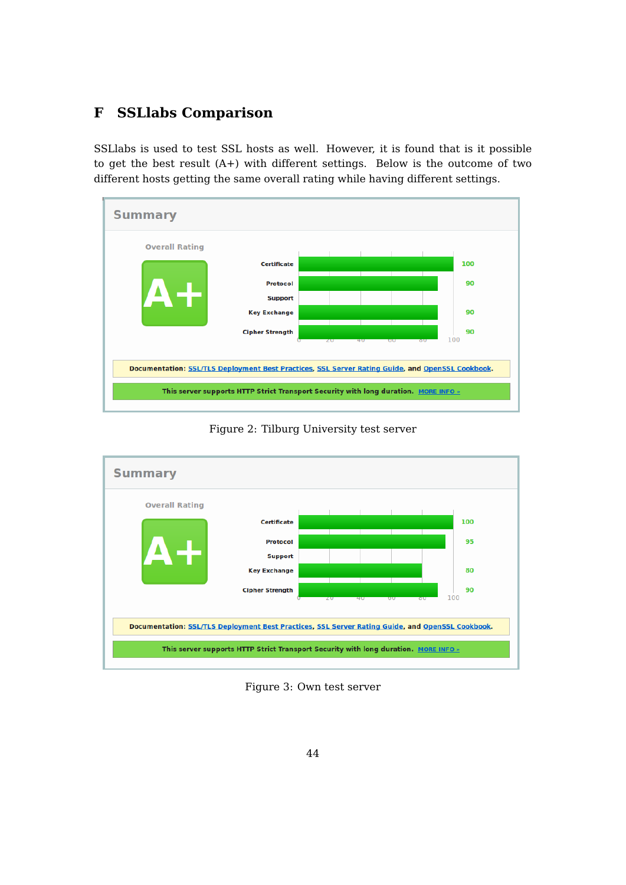# F SSLlabs Comparison

SSLlabs is used to test SSL hosts as well. However, it is found that is it possible to get the best result (A+) with different settings. Below is the outcome of two different hosts getting the same overall rating while having different settings.

Summary

Overall Rating

A+

Certificate 100
Protocol Support 90
Key Exchange 90
Cipher Strength 90

0 20 40 60 80 100

Documentation: SSL/TLS Deployment Best Practices, SSL Server Rating Guide, and OpenSSL Cookbook.

This server supports HTTP Strict Transport Security with long duration. MORE INFO »

Figure 2: Tilburg University test server

Summary

Overall Rating

A+

Certificate 100
Protocol Support 95
Key Exchange 80
Cipher Strength 90

0 20 40 60 80 100

Documentation: SSL/TLS Deployment Best Practices, SSL Server Rating Guide, and OpenSSL Cookbook.

This server supports HTTP Strict Transport Security with long duration. MORE INFO »

Figure 3: Own test server